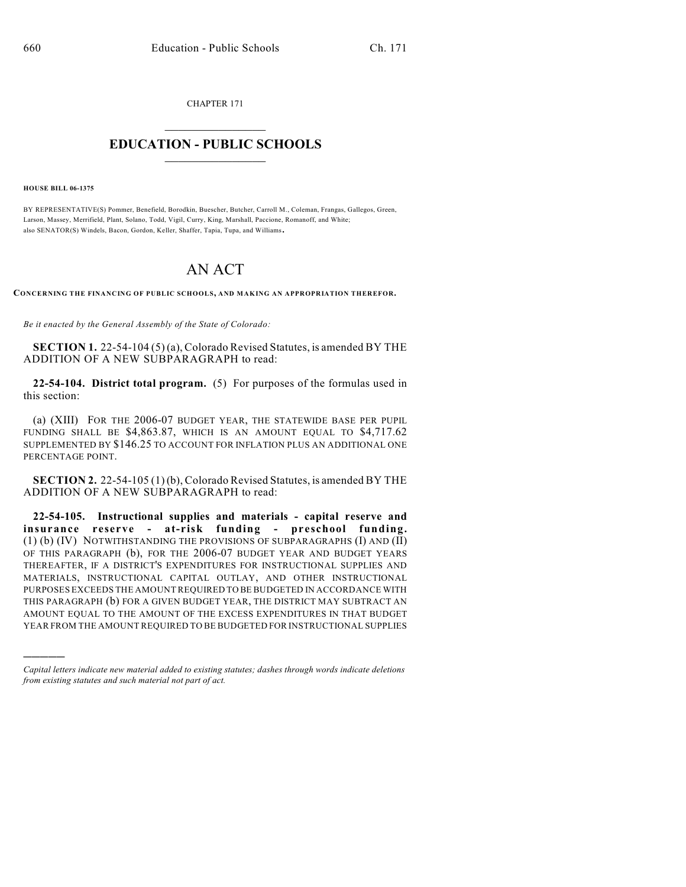CHAPTER 171

# EDUCATION - PUBLIC SCHOOLS

**HOUSE BILL 06-1375**

BY REPRESENTATIVE(S) Pommer, Benefield, Borodkin, Buescher, Butcher, Carroll M., Coleman, Frangas, Gallegos, Green, Larson, Massey, Merrifield, Plant, Solano, Todd, Vigil, Curry, King, Marshall, Paccione, Romanoff, and White; also SENATOR(S) Windels, Bacon, Gordon, Keller, Shaffer, Tapia, Tupa, and Williams.

# AN ACT

**CONCERNING THE FINANCING OF PUBLIC SCHOOLS, AND MAKING AN APPROPRIATION THEREFOR.**

*Be it enacted by the General Assembly of the State of Colorado:*

**SECTION 1.** 22-54-104 (5) (a), Colorado Revised Statutes, is amended BY THE ADDITION OF A NEW SUBPARAGRAPH to read:

**22-54-104. District total program.** (5) For purposes of the formulas used in this section:

(a) (XIII) FOR THE 2006-07 BUDGET YEAR, THE STATEWIDE BASE PER PUPIL FUNDING SHALL BE $4,863.87, WHICH IS AN AMOUNT EQUAL TO $4,717.62 SUPPLEMENTED BY $146.25 TO ACCOUNT FOR INFLATION PLUS AN ADDITIONAL ONE PERCENTAGE POINT.

**SECTION 2.** 22-54-105 (1) (b), Colorado Revised Statutes, is amended BY THE ADDITION OF A NEW SUBPARAGRAPH to read:

**22-54-105. Instructional supplies and materials - capital reserve and insurance reserve - at-risk funding - preschool funding.** (1) (b) (IV) NOTWITHSTANDING THE PROVISIONS OF SUBPARAGRAPHS (I) AND (II) OF THIS PARAGRAPH (b), FOR THE 2006-07 BUDGET YEAR AND BUDGET YEARS THEREAFTER, IF A DISTRICT'S EXPENDITURES FOR INSTRUCTIONAL SUPPLIES AND MATERIALS, INSTRUCTIONAL CAPITAL OUTLAY, AND OTHER INSTRUCTIONAL PURPOSES EXCEEDS THE AMOUNT REQUIRED TO BE BUDGETED IN ACCORDANCE WITH THIS PARAGRAPH (b) FOR A GIVEN BUDGET YEAR, THE DISTRICT MAY SUBTRACT AN AMOUNT EQUAL TO THE AMOUNT OF THE EXCESS EXPENDITURES IN THAT BUDGET YEAR FROM THE AMOUNT REQUIRED TO BE BUDGETED FOR INSTRUCTIONAL SUPPLIES

---

*Capital letters indicate new material added to existing statutes; dashes through words indicate deletions from existing statutes and such material not part of act.*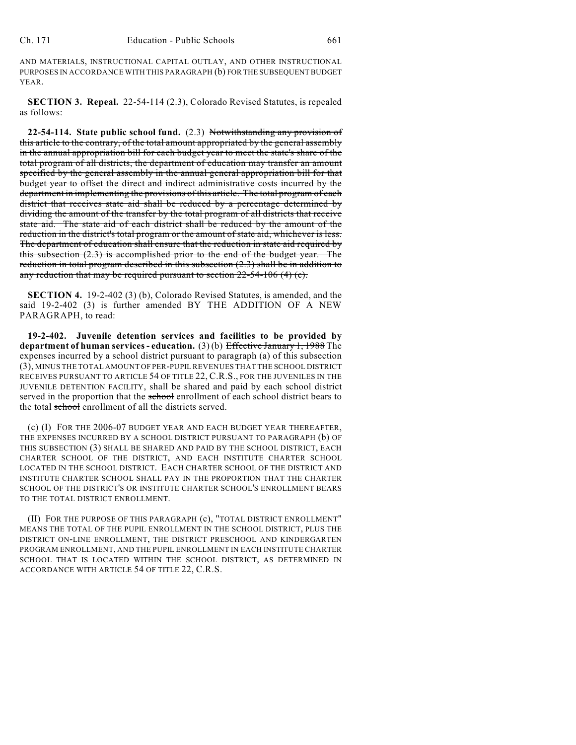AND MATERIALS, INSTRUCTIONAL CAPITAL OUTLAY, AND OTHER INSTRUCTIONAL PURPOSES IN ACCORDANCE WITH THIS PARAGRAPH (b) FOR THE SUBSEQUENT BUDGET YEAR.

**SECTION 3. Repeal.** 22-54-114 (2.3), Colorado Revised Statutes, is repealed as follows:

**22-54-114. State public school fund.** (2.3) ~~Notwithstanding any provision of this article to the contrary, of the total amount appropriated by the general assembly in the annual appropriation bill for each budget year to meet the state's share of the total program of all districts, the department of education may transfer an amount specified by the general assembly in the annual general appropriation bill for that budget year to offset the direct and indirect administrative costs incurred by the department in implementing the provisions of this article. The total program of each district that receives state aid shall be reduced by a percentage determined by dividing the amount of the transfer by the total program of all districts that receive state aid. The state aid of each district shall be reduced by the amount of the reduction in the district's total program or the amount of state aid, whichever is less. The department of education shall ensure that the reduction in state aid required by this subsection (2.3) is accomplished prior to the end of the budget year. The reduction in total program described in this subsection (2.3) shall be in addition to any reduction that may be required pursuant to section 22-54-106 (4) (c).~~

**SECTION 4.** 19-2-402 (3) (b), Colorado Revised Statutes, is amended, and the said 19-2-402 (3) is further amended BY THE ADDITION OF A NEW PARAGRAPH, to read:

**19-2-402. Juvenile detention services and facilities to be provided by department of human services - education.** (3) (b) ~~Effective January 1, 1988~~ The expenses incurred by a school district pursuant to paragraph (a) of this subsection (3), MINUS THE TOTAL AMOUNT OF PER-PUPIL REVENUES THAT THE SCHOOL DISTRICT RECEIVES PURSUANT TO ARTICLE 54 OF TITLE 22, C.R.S., FOR THE JUVENILES IN THE JUVENILE DETENTION FACILITY, shall be shared and paid by each school district served in the proportion that the ~~school~~ enrollment of each school district bears to the total ~~school~~ enrollment of all the districts served.

(c) (I) FOR THE 2006-07 BUDGET YEAR AND EACH BUDGET YEAR THEREAFTER, THE EXPENSES INCURRED BY A SCHOOL DISTRICT PURSUANT TO PARAGRAPH (b) OF THIS SUBSECTION (3) SHALL BE SHARED AND PAID BY THE SCHOOL DISTRICT, EACH CHARTER SCHOOL OF THE DISTRICT, AND EACH INSTITUTE CHARTER SCHOOL LOCATED IN THE SCHOOL DISTRICT. EACH CHARTER SCHOOL OF THE DISTRICT AND INSTITUTE CHARTER SCHOOL SHALL PAY IN THE PROPORTION THAT THE CHARTER SCHOOL OF THE DISTRICT'S OR INSTITUTE CHARTER SCHOOL'S ENROLLMENT BEARS TO THE TOTAL DISTRICT ENROLLMENT.

(II) FOR THE PURPOSE OF THIS PARAGRAPH (c), "TOTAL DISTRICT ENROLLMENT" MEANS THE TOTAL OF THE PUPIL ENROLLMENT IN THE SCHOOL DISTRICT, PLUS THE DISTRICT ON-LINE ENROLLMENT, THE DISTRICT PRESCHOOL AND KINDERGARTEN PROGRAM ENROLLMENT, AND THE PUPIL ENROLLMENT IN EACH INSTITUTE CHARTER SCHOOL THAT IS LOCATED WITHIN THE SCHOOL DISTRICT, AS DETERMINED IN ACCORDANCE WITH ARTICLE 54 OF TITLE 22, C.R.S.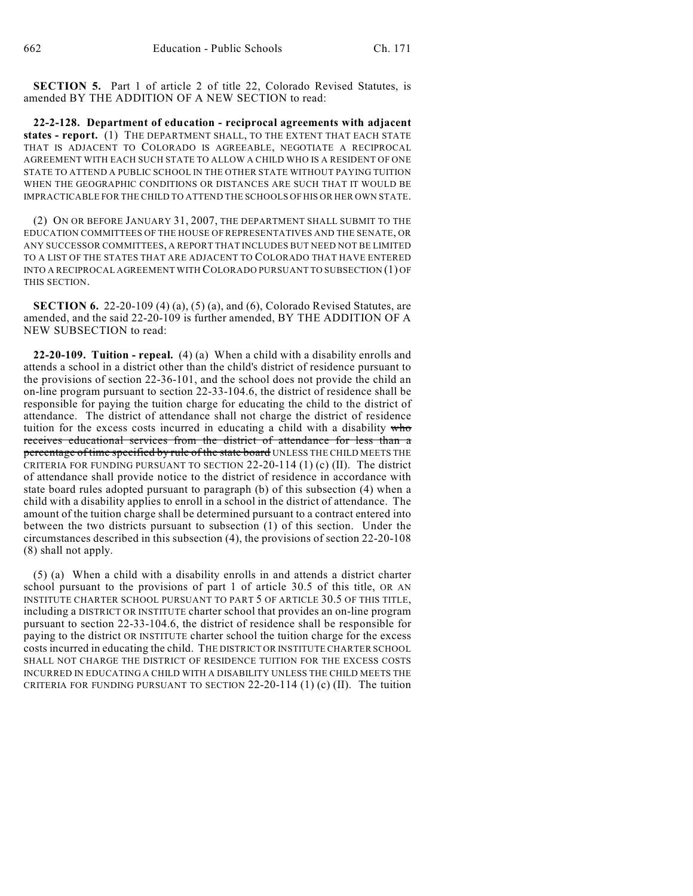**SECTION 5.** Part 1 of article 2 of title 22, Colorado Revised Statutes, is amended BY THE ADDITION OF A NEW SECTION to read:

**22-2-128. Department of education - reciprocal agreements with adjacent states - report.** (1) THE DEPARTMENT SHALL, TO THE EXTENT THAT EACH STATE THAT IS ADJACENT TO COLORADO IS AGREEABLE, NEGOTIATE A RECIPROCAL AGREEMENT WITH EACH SUCH STATE TO ALLOW A CHILD WHO IS A RESIDENT OF ONE STATE TO ATTEND A PUBLIC SCHOOL IN THE OTHER STATE WITHOUT PAYING TUITION WHEN THE GEOGRAPHIC CONDITIONS OR DISTANCES ARE SUCH THAT IT WOULD BE IMPRACTICABLE FOR THE CHILD TO ATTEND THE SCHOOLS OF HIS OR HER OWN STATE.

(2) ON OR BEFORE JANUARY 31, 2007, THE DEPARTMENT SHALL SUBMIT TO THE EDUCATION COMMITTEES OF THE HOUSE OF REPRESENTATIVES AND THE SENATE, OR ANY SUCCESSOR COMMITTEES, A REPORT THAT INCLUDES BUT NEED NOT BE LIMITED TO A LIST OF THE STATES THAT ARE ADJACENT TO COLORADO THAT HAVE ENTERED INTO A RECIPROCAL AGREEMENT WITH COLORADO PURSUANT TO SUBSECTION (1) OF THIS SECTION.

**SECTION 6.** 22-20-109 (4) (a), (5) (a), and (6), Colorado Revised Statutes, are amended, and the said 22-20-109 is further amended, BY THE ADDITION OF A NEW SUBSECTION to read:

**22-20-109. Tuition - repeal.** (4) (a) When a child with a disability enrolls and attends a school in a district other than the child's district of residence pursuant to the provisions of section 22-36-101, and the school does not provide the child an on-line program pursuant to section 22-33-104.6, the district of residence shall be responsible for paying the tuition charge for educating the child to the district of attendance. The district of attendance shall not charge the district of residence tuition for the excess costs incurred in educating a child with a disability ~~who receives educational services from the district of attendance for less than a percentage of time specified by rule of the state board~~ UNLESS THE CHILD MEETS THE CRITERIA FOR FUNDING PURSUANT TO SECTION 22-20-114 (1) (c) (II). The district of attendance shall provide notice to the district of residence in accordance with state board rules adopted pursuant to paragraph (b) of this subsection (4) when a child with a disability applies to enroll in a school in the district of attendance. The amount of the tuition charge shall be determined pursuant to a contract entered into between the two districts pursuant to subsection (1) of this section. Under the circumstances described in this subsection (4), the provisions of section 22-20-108 (8) shall not apply.

(5) (a) When a child with a disability enrolls in and attends a district charter school pursuant to the provisions of part 1 of article 30.5 of this title, OR AN INSTITUTE CHARTER SCHOOL PURSUANT TO PART 5 OF ARTICLE 30.5 OF THIS TITLE, including a DISTRICT OR INSTITUTE charter school that provides an on-line program pursuant to section 22-33-104.6, the district of residence shall be responsible for paying to the district OR INSTITUTE charter school the tuition charge for the excess costs incurred in educating the child. THE DISTRICT OR INSTITUTE CHARTER SCHOOL SHALL NOT CHARGE THE DISTRICT OF RESIDENCE TUITION FOR THE EXCESS COSTS INCURRED IN EDUCATING A CHILD WITH A DISABILITY UNLESS THE CHILD MEETS THE CRITERIA FOR FUNDING PURSUANT TO SECTION 22-20-114 (1) (c) (II). The tuition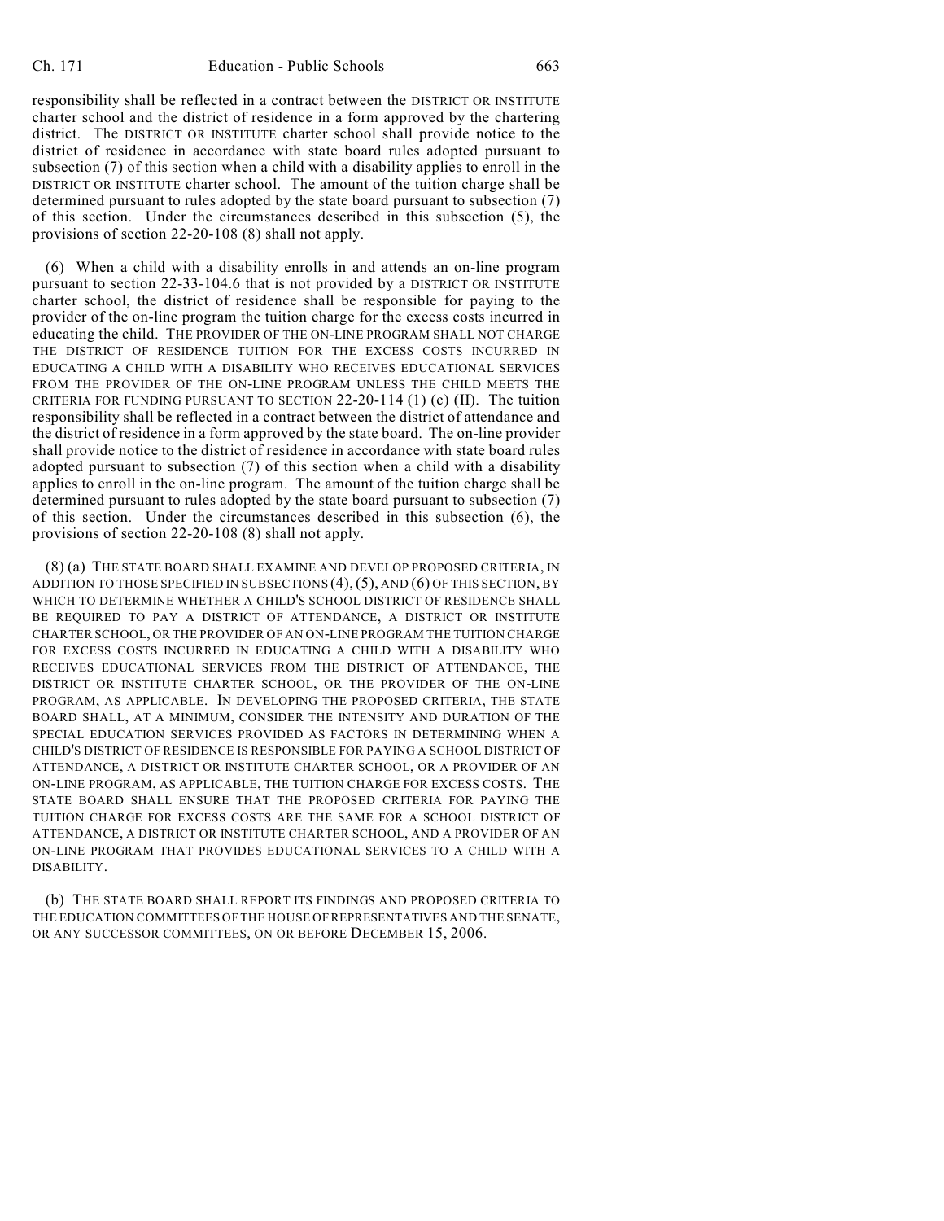responsibility shall be reflected in a contract between the DISTRICT OR INSTITUTE charter school and the district of residence in a form approved by the chartering district. The DISTRICT OR INSTITUTE charter school shall provide notice to the district of residence in accordance with state board rules adopted pursuant to subsection (7) of this section when a child with a disability applies to enroll in the DISTRICT OR INSTITUTE charter school. The amount of the tuition charge shall be determined pursuant to rules adopted by the state board pursuant to subsection (7) of this section. Under the circumstances described in this subsection (5), the provisions of section 22-20-108 (8) shall not apply.

(6) When a child with a disability enrolls in and attends an on-line program pursuant to section 22-33-104.6 that is not provided by a DISTRICT OR INSTITUTE charter school, the district of residence shall be responsible for paying to the provider of the on-line program the tuition charge for the excess costs incurred in educating the child. THE PROVIDER OF THE ON-LINE PROGRAM SHALL NOT CHARGE THE DISTRICT OF RESIDENCE TUITION FOR THE EXCESS COSTS INCURRED IN EDUCATING A CHILD WITH A DISABILITY WHO RECEIVES EDUCATIONAL SERVICES FROM THE PROVIDER OF THE ON-LINE PROGRAM UNLESS THE CHILD MEETS THE CRITERIA FOR FUNDING PURSUANT TO SECTION 22-20-114 (1) (c) (II). The tuition responsibility shall be reflected in a contract between the district of attendance and the district of residence in a form approved by the state board. The on-line provider shall provide notice to the district of residence in accordance with state board rules adopted pursuant to subsection (7) of this section when a child with a disability applies to enroll in the on-line program. The amount of the tuition charge shall be determined pursuant to rules adopted by the state board pursuant to subsection (7) of this section. Under the circumstances described in this subsection (6), the provisions of section 22-20-108 (8) shall not apply.

(8) (a) THE STATE BOARD SHALL EXAMINE AND DEVELOP PROPOSED CRITERIA, IN ADDITION TO THOSE SPECIFIED IN SUBSECTIONS (4), (5), AND (6) OF THIS SECTION, BY WHICH TO DETERMINE WHETHER A CHILD'S SCHOOL DISTRICT OF RESIDENCE SHALL BE REQUIRED TO PAY A DISTRICT OF ATTENDANCE, A DISTRICT OR INSTITUTE CHARTER SCHOOL, OR THE PROVIDER OF AN ON-LINE PROGRAM THE TUITION CHARGE FOR EXCESS COSTS INCURRED IN EDUCATING A CHILD WITH A DISABILITY WHO RECEIVES EDUCATIONAL SERVICES FROM THE DISTRICT OF ATTENDANCE, THE DISTRICT OR INSTITUTE CHARTER SCHOOL, OR THE PROVIDER OF THE ON-LINE PROGRAM, AS APPLICABLE. IN DEVELOPING THE PROPOSED CRITERIA, THE STATE BOARD SHALL, AT A MINIMUM, CONSIDER THE INTENSITY AND DURATION OF THE SPECIAL EDUCATION SERVICES PROVIDED AS FACTORS IN DETERMINING WHEN A CHILD'S DISTRICT OF RESIDENCE IS RESPONSIBLE FOR PAYING A SCHOOL DISTRICT OF ATTENDANCE, A DISTRICT OR INSTITUTE CHARTER SCHOOL, OR A PROVIDER OF AN ON-LINE PROGRAM, AS APPLICABLE, THE TUITION CHARGE FOR EXCESS COSTS. THE STATE BOARD SHALL ENSURE THAT THE PROPOSED CRITERIA FOR PAYING THE TUITION CHARGE FOR EXCESS COSTS ARE THE SAME FOR A SCHOOL DISTRICT OF ATTENDANCE, A DISTRICT OR INSTITUTE CHARTER SCHOOL, AND A PROVIDER OF AN ON-LINE PROGRAM THAT PROVIDES EDUCATIONAL SERVICES TO A CHILD WITH A DISABILITY.

(b) THE STATE BOARD SHALL REPORT ITS FINDINGS AND PROPOSED CRITERIA TO THE EDUCATION COMMITTEES OF THE HOUSE OF REPRESENTATIVES AND THE SENATE, OR ANY SUCCESSOR COMMITTEES, ON OR BEFORE DECEMBER 15, 2006.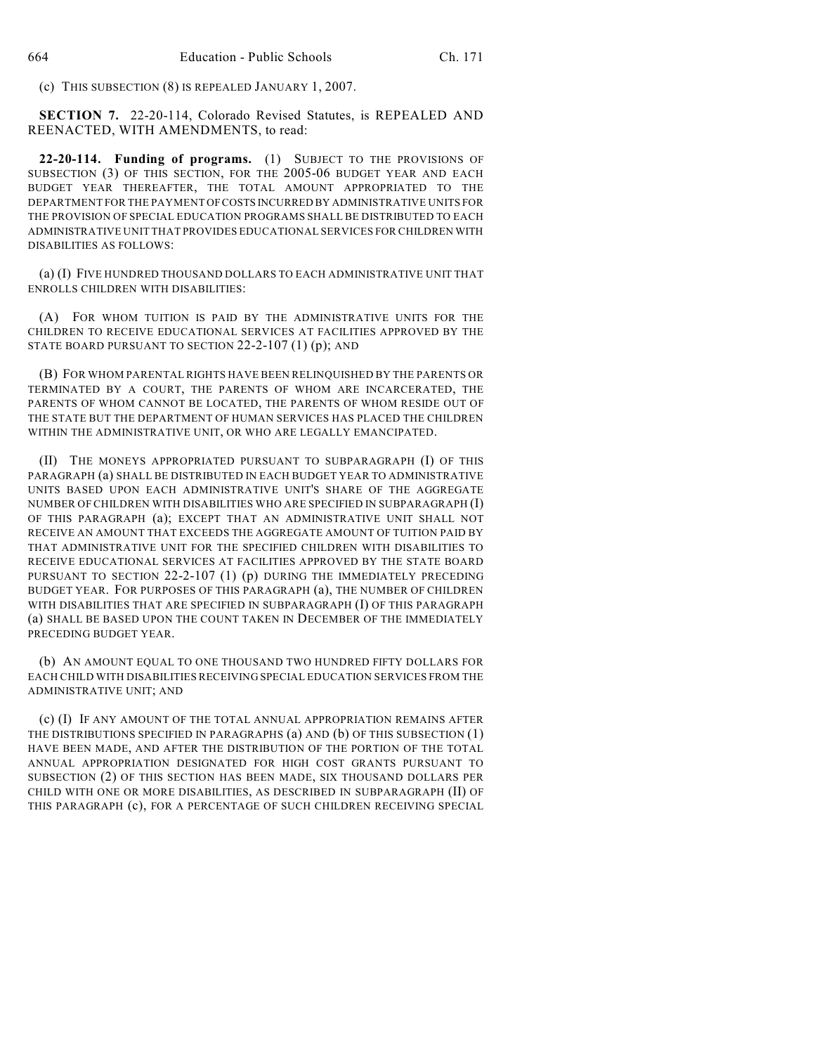(c) THIS SUBSECTION (8) IS REPEALED JANUARY 1, 2007.

**SECTION 7.** 22-20-114, Colorado Revised Statutes, is REPEALED AND REENACTED, WITH AMENDMENTS, to read:

**22-20-114. Funding of programs.** (1) SUBJECT TO THE PROVISIONS OF SUBSECTION (3) OF THIS SECTION, FOR THE 2005-06 BUDGET YEAR AND EACH BUDGET YEAR THEREAFTER, THE TOTAL AMOUNT APPROPRIATED TO THE DEPARTMENT FOR THE PAYMENT OF COSTS INCURRED BY ADMINISTRATIVE UNITS FOR THE PROVISION OF SPECIAL EDUCATION PROGRAMS SHALL BE DISTRIBUTED TO EACH ADMINISTRATIVE UNIT THAT PROVIDES EDUCATIONAL SERVICES FOR CHILDREN WITH DISABILITIES AS FOLLOWS:

(a) (I) FIVE HUNDRED THOUSAND DOLLARS TO EACH ADMINISTRATIVE UNIT THAT ENROLLS CHILDREN WITH DISABILITIES:

(A) FOR WHOM TUITION IS PAID BY THE ADMINISTRATIVE UNITS FOR THE CHILDREN TO RECEIVE EDUCATIONAL SERVICES AT FACILITIES APPROVED BY THE STATE BOARD PURSUANT TO SECTION 22-2-107 (1) (p); AND

(B) FOR WHOM PARENTAL RIGHTS HAVE BEEN RELINQUISHED BY THE PARENTS OR TERMINATED BY A COURT, THE PARENTS OF WHOM ARE INCARCERATED, THE PARENTS OF WHOM CANNOT BE LOCATED, THE PARENTS OF WHOM RESIDE OUT OF THE STATE BUT THE DEPARTMENT OF HUMAN SERVICES HAS PLACED THE CHILDREN WITHIN THE ADMINISTRATIVE UNIT, OR WHO ARE LEGALLY EMANCIPATED.

(II) THE MONEYS APPROPRIATED PURSUANT TO SUBPARAGRAPH (I) OF THIS PARAGRAPH (a) SHALL BE DISTRIBUTED IN EACH BUDGET YEAR TO ADMINISTRATIVE UNITS BASED UPON EACH ADMINISTRATIVE UNIT'S SHARE OF THE AGGREGATE NUMBER OF CHILDREN WITH DISABILITIES WHO ARE SPECIFIED IN SUBPARAGRAPH (I) OF THIS PARAGRAPH (a); EXCEPT THAT AN ADMINISTRATIVE UNIT SHALL NOT RECEIVE AN AMOUNT THAT EXCEEDS THE AGGREGATE AMOUNT OF TUITION PAID BY THAT ADMINISTRATIVE UNIT FOR THE SPECIFIED CHILDREN WITH DISABILITIES TO RECEIVE EDUCATIONAL SERVICES AT FACILITIES APPROVED BY THE STATE BOARD PURSUANT TO SECTION 22-2-107 (1) (p) DURING THE IMMEDIATELY PRECEDING BUDGET YEAR. FOR PURPOSES OF THIS PARAGRAPH (a), THE NUMBER OF CHILDREN WITH DISABILITIES THAT ARE SPECIFIED IN SUBPARAGRAPH (I) OF THIS PARAGRAPH (a) SHALL BE BASED UPON THE COUNT TAKEN IN DECEMBER OF THE IMMEDIATELY PRECEDING BUDGET YEAR.

(b) AN AMOUNT EQUAL TO ONE THOUSAND TWO HUNDRED FIFTY DOLLARS FOR EACH CHILD WITH DISABILITIES RECEIVING SPECIAL EDUCATION SERVICES FROM THE ADMINISTRATIVE UNIT; AND

(c) (I) IF ANY AMOUNT OF THE TOTAL ANNUAL APPROPRIATION REMAINS AFTER THE DISTRIBUTIONS SPECIFIED IN PARAGRAPHS (a) AND (b) OF THIS SUBSECTION (1) HAVE BEEN MADE, AND AFTER THE DISTRIBUTION OF THE PORTION OF THE TOTAL ANNUAL APPROPRIATION DESIGNATED FOR HIGH COST GRANTS PURSUANT TO SUBSECTION (2) OF THIS SECTION HAS BEEN MADE, SIX THOUSAND DOLLARS PER CHILD WITH ONE OR MORE DISABILITIES, AS DESCRIBED IN SUBPARAGRAPH (II) OF THIS PARAGRAPH (c), FOR A PERCENTAGE OF SUCH CHILDREN RECEIVING SPECIAL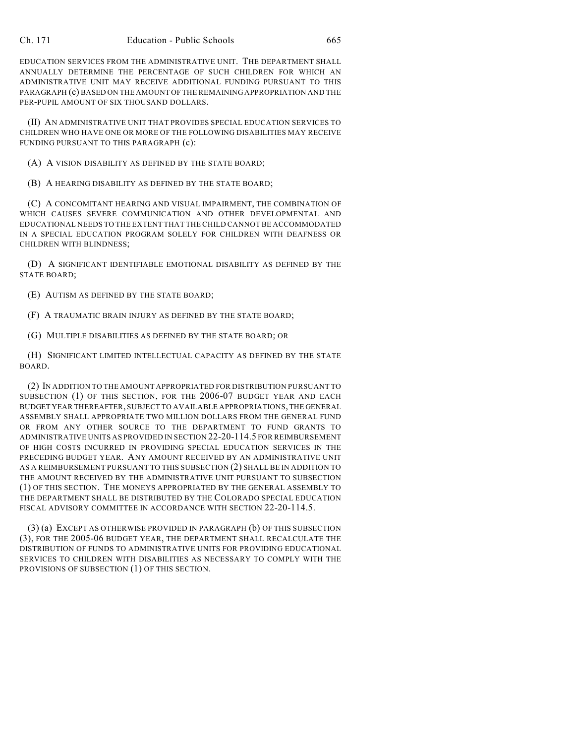EDUCATION SERVICES FROM THE ADMINISTRATIVE UNIT. THE DEPARTMENT SHALL ANNUALLY DETERMINE THE PERCENTAGE OF SUCH CHILDREN FOR WHICH AN ADMINISTRATIVE UNIT MAY RECEIVE ADDITIONAL FUNDING PURSUANT TO THIS PARAGRAPH (c) BASED ON THE AMOUNT OF THE REMAINING APPROPRIATION AND THE PER-PUPIL AMOUNT OF SIX THOUSAND DOLLARS.

(II) AN ADMINISTRATIVE UNIT THAT PROVIDES SPECIAL EDUCATION SERVICES TO CHILDREN WHO HAVE ONE OR MORE OF THE FOLLOWING DISABILITIES MAY RECEIVE FUNDING PURSUANT TO THIS PARAGRAPH (c):

(A) A VISION DISABILITY AS DEFINED BY THE STATE BOARD;

(B) A HEARING DISABILITY AS DEFINED BY THE STATE BOARD;

(C) A CONCOMITANT HEARING AND VISUAL IMPAIRMENT, THE COMBINATION OF WHICH CAUSES SEVERE COMMUNICATION AND OTHER DEVELOPMENTAL AND EDUCATIONAL NEEDS TO THE EXTENT THAT THE CHILD CANNOT BE ACCOMMODATED IN A SPECIAL EDUCATION PROGRAM SOLELY FOR CHILDREN WITH DEAFNESS OR CHILDREN WITH BLINDNESS;

(D) A SIGNIFICANT IDENTIFIABLE EMOTIONAL DISABILITY AS DEFINED BY THE STATE BOARD;

(E) AUTISM AS DEFINED BY THE STATE BOARD;

(F) A TRAUMATIC BRAIN INJURY AS DEFINED BY THE STATE BOARD;

(G) MULTIPLE DISABILITIES AS DEFINED BY THE STATE BOARD; OR

(H) SIGNIFICANT LIMITED INTELLECTUAL CAPACITY AS DEFINED BY THE STATE BOARD.

(2) IN ADDITION TO THE AMOUNT APPROPRIATED FOR DISTRIBUTION PURSUANT TO SUBSECTION (1) OF THIS SECTION, FOR THE 2006-07 BUDGET YEAR AND EACH BUDGET YEAR THEREAFTER, SUBJECT TO AVAILABLE APPROPRIATIONS, THE GENERAL ASSEMBLY SHALL APPROPRIATE TWO MILLION DOLLARS FROM THE GENERAL FUND OR FROM ANY OTHER SOURCE TO THE DEPARTMENT TO FUND GRANTS TO ADMINISTRATIVE UNITS AS PROVIDED IN SECTION 22-20-114.5 FOR REIMBURSEMENT OF HIGH COSTS INCURRED IN PROVIDING SPECIAL EDUCATION SERVICES IN THE PRECEDING BUDGET YEAR. ANY AMOUNT RECEIVED BY AN ADMINISTRATIVE UNIT AS A REIMBURSEMENT PURSUANT TO THIS SUBSECTION (2) SHALL BE IN ADDITION TO THE AMOUNT RECEIVED BY THE ADMINISTRATIVE UNIT PURSUANT TO SUBSECTION (1) OF THIS SECTION. THE MONEYS APPROPRIATED BY THE GENERAL ASSEMBLY TO THE DEPARTMENT SHALL BE DISTRIBUTED BY THE COLORADO SPECIAL EDUCATION FISCAL ADVISORY COMMITTEE IN ACCORDANCE WITH SECTION 22-20-114.5.

(3) (a) EXCEPT AS OTHERWISE PROVIDED IN PARAGRAPH (b) OF THIS SUBSECTION (3), FOR THE 2005-06 BUDGET YEAR, THE DEPARTMENT SHALL RECALCULATE THE DISTRIBUTION OF FUNDS TO ADMINISTRATIVE UNITS FOR PROVIDING EDUCATIONAL SERVICES TO CHILDREN WITH DISABILITIES AS NECESSARY TO COMPLY WITH THE PROVISIONS OF SUBSECTION (1) OF THIS SECTION.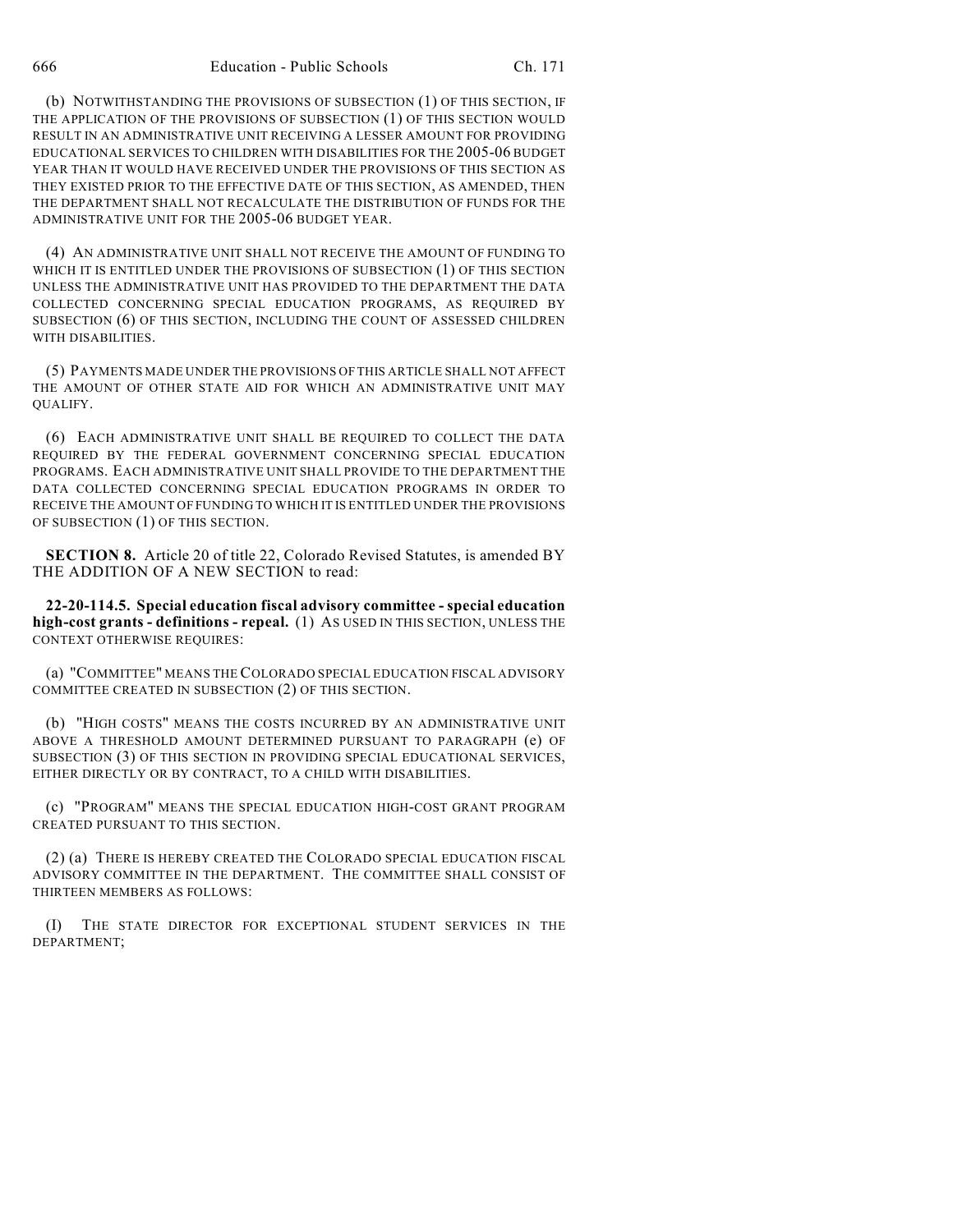(b) NOTWITHSTANDING THE PROVISIONS OF SUBSECTION (1) OF THIS SECTION, IF THE APPLICATION OF THE PROVISIONS OF SUBSECTION (1) OF THIS SECTION WOULD RESULT IN AN ADMINISTRATIVE UNIT RECEIVING A LESSER AMOUNT FOR PROVIDING EDUCATIONAL SERVICES TO CHILDREN WITH DISABILITIES FOR THE 2005-06 BUDGET YEAR THAN IT WOULD HAVE RECEIVED UNDER THE PROVISIONS OF THIS SECTION AS THEY EXISTED PRIOR TO THE EFFECTIVE DATE OF THIS SECTION, AS AMENDED, THEN THE DEPARTMENT SHALL NOT RECALCULATE THE DISTRIBUTION OF FUNDS FOR THE ADMINISTRATIVE UNIT FOR THE 2005-06 BUDGET YEAR.

(4) AN ADMINISTRATIVE UNIT SHALL NOT RECEIVE THE AMOUNT OF FUNDING TO WHICH IT IS ENTITLED UNDER THE PROVISIONS OF SUBSECTION (1) OF THIS SECTION UNLESS THE ADMINISTRATIVE UNIT HAS PROVIDED TO THE DEPARTMENT THE DATA COLLECTED CONCERNING SPECIAL EDUCATION PROGRAMS, AS REQUIRED BY SUBSECTION (6) OF THIS SECTION, INCLUDING THE COUNT OF ASSESSED CHILDREN WITH DISABILITIES.

(5) PAYMENTS MADE UNDER THE PROVISIONS OF THIS ARTICLE SHALL NOT AFFECT THE AMOUNT OF OTHER STATE AID FOR WHICH AN ADMINISTRATIVE UNIT MAY QUALIFY.

(6) EACH ADMINISTRATIVE UNIT SHALL BE REQUIRED TO COLLECT THE DATA REQUIRED BY THE FEDERAL GOVERNMENT CONCERNING SPECIAL EDUCATION PROGRAMS. EACH ADMINISTRATIVE UNIT SHALL PROVIDE TO THE DEPARTMENT THE DATA COLLECTED CONCERNING SPECIAL EDUCATION PROGRAMS IN ORDER TO RECEIVE THE AMOUNT OF FUNDING TO WHICH IT IS ENTITLED UNDER THE PROVISIONS OF SUBSECTION (1) OF THIS SECTION.

**SECTION 8.** Article 20 of title 22, Colorado Revised Statutes, is amended BY THE ADDITION OF A NEW SECTION to read:

**22-20-114.5. Special education fiscal advisory committee - special education high-cost grants - definitions - repeal.** (1) AS USED IN THIS SECTION, UNLESS THE CONTEXT OTHERWISE REQUIRES:

(a) "COMMITTEE" MEANS THE COLORADO SPECIAL EDUCATION FISCAL ADVISORY COMMITTEE CREATED IN SUBSECTION (2) OF THIS SECTION.

(b) "HIGH COSTS" MEANS THE COSTS INCURRED BY AN ADMINISTRATIVE UNIT ABOVE A THRESHOLD AMOUNT DETERMINED PURSUANT TO PARAGRAPH (e) OF SUBSECTION (3) OF THIS SECTION IN PROVIDING SPECIAL EDUCATIONAL SERVICES, EITHER DIRECTLY OR BY CONTRACT, TO A CHILD WITH DISABILITIES.

(c) "PROGRAM" MEANS THE SPECIAL EDUCATION HIGH-COST GRANT PROGRAM CREATED PURSUANT TO THIS SECTION.

(2) (a) THERE IS HEREBY CREATED THE COLORADO SPECIAL EDUCATION FISCAL ADVISORY COMMITTEE IN THE DEPARTMENT. THE COMMITTEE SHALL CONSIST OF THIRTEEN MEMBERS AS FOLLOWS:

(I) THE STATE DIRECTOR FOR EXCEPTIONAL STUDENT SERVICES IN THE DEPARTMENT;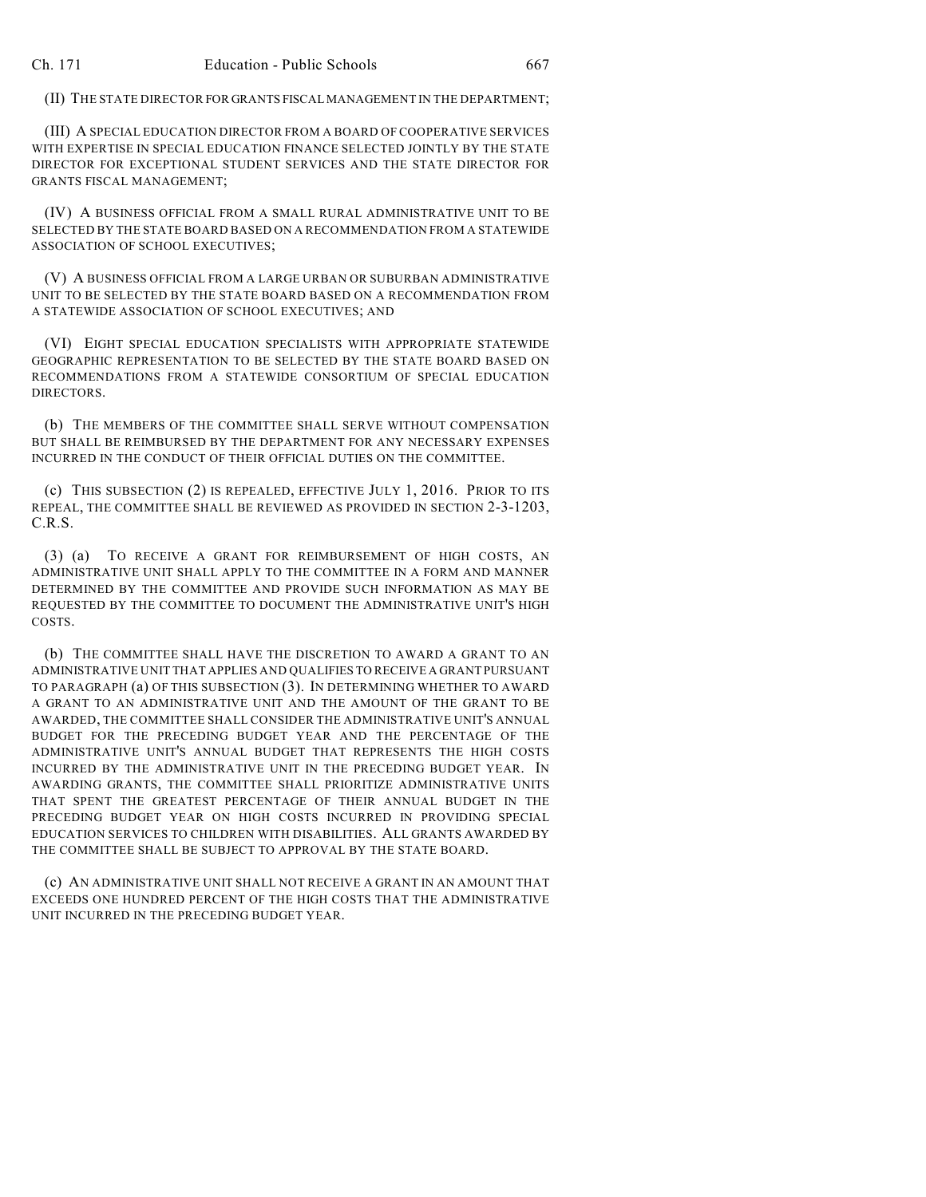(II) THE STATE DIRECTOR FOR GRANTS FISCAL MANAGEMENT IN THE DEPARTMENT;

(III) A SPECIAL EDUCATION DIRECTOR FROM A BOARD OF COOPERATIVE SERVICES WITH EXPERTISE IN SPECIAL EDUCATION FINANCE SELECTED JOINTLY BY THE STATE DIRECTOR FOR EXCEPTIONAL STUDENT SERVICES AND THE STATE DIRECTOR FOR GRANTS FISCAL MANAGEMENT;

(IV) A BUSINESS OFFICIAL FROM A SMALL RURAL ADMINISTRATIVE UNIT TO BE SELECTED BY THE STATE BOARD BASED ON A RECOMMENDATION FROM A STATEWIDE ASSOCIATION OF SCHOOL EXECUTIVES;

(V) A BUSINESS OFFICIAL FROM A LARGE URBAN OR SUBURBAN ADMINISTRATIVE UNIT TO BE SELECTED BY THE STATE BOARD BASED ON A RECOMMENDATION FROM A STATEWIDE ASSOCIATION OF SCHOOL EXECUTIVES; AND

(VI) EIGHT SPECIAL EDUCATION SPECIALISTS WITH APPROPRIATE STATEWIDE GEOGRAPHIC REPRESENTATION TO BE SELECTED BY THE STATE BOARD BASED ON RECOMMENDATIONS FROM A STATEWIDE CONSORTIUM OF SPECIAL EDUCATION DIRECTORS.

(b) THE MEMBERS OF THE COMMITTEE SHALL SERVE WITHOUT COMPENSATION BUT SHALL BE REIMBURSED BY THE DEPARTMENT FOR ANY NECESSARY EXPENSES INCURRED IN THE CONDUCT OF THEIR OFFICIAL DUTIES ON THE COMMITTEE.

(c) THIS SUBSECTION (2) IS REPEALED, EFFECTIVE JULY 1, 2016. PRIOR TO ITS REPEAL, THE COMMITTEE SHALL BE REVIEWED AS PROVIDED IN SECTION 2-3-1203, C.R.S.

(3) (a) TO RECEIVE A GRANT FOR REIMBURSEMENT OF HIGH COSTS, AN ADMINISTRATIVE UNIT SHALL APPLY TO THE COMMITTEE IN A FORM AND MANNER DETERMINED BY THE COMMITTEE AND PROVIDE SUCH INFORMATION AS MAY BE REQUESTED BY THE COMMITTEE TO DOCUMENT THE ADMINISTRATIVE UNIT'S HIGH COSTS.

(b) THE COMMITTEE SHALL HAVE THE DISCRETION TO AWARD A GRANT TO AN ADMINISTRATIVE UNIT THAT APPLIES AND QUALIFIES TO RECEIVE A GRANT PURSUANT TO PARAGRAPH (a) OF THIS SUBSECTION (3). IN DETERMINING WHETHER TO AWARD A GRANT TO AN ADMINISTRATIVE UNIT AND THE AMOUNT OF THE GRANT TO BE AWARDED, THE COMMITTEE SHALL CONSIDER THE ADMINISTRATIVE UNIT'S ANNUAL BUDGET FOR THE PRECEDING BUDGET YEAR AND THE PERCENTAGE OF THE ADMINISTRATIVE UNIT'S ANNUAL BUDGET THAT REPRESENTS THE HIGH COSTS INCURRED BY THE ADMINISTRATIVE UNIT IN THE PRECEDING BUDGET YEAR. IN AWARDING GRANTS, THE COMMITTEE SHALL PRIORITIZE ADMINISTRATIVE UNITS THAT SPENT THE GREATEST PERCENTAGE OF THEIR ANNUAL BUDGET IN THE PRECEDING BUDGET YEAR ON HIGH COSTS INCURRED IN PROVIDING SPECIAL EDUCATION SERVICES TO CHILDREN WITH DISABILITIES. ALL GRANTS AWARDED BY THE COMMITTEE SHALL BE SUBJECT TO APPROVAL BY THE STATE BOARD.

(c) AN ADMINISTRATIVE UNIT SHALL NOT RECEIVE A GRANT IN AN AMOUNT THAT EXCEEDS ONE HUNDRED PERCENT OF THE HIGH COSTS THAT THE ADMINISTRATIVE UNIT INCURRED IN THE PRECEDING BUDGET YEAR.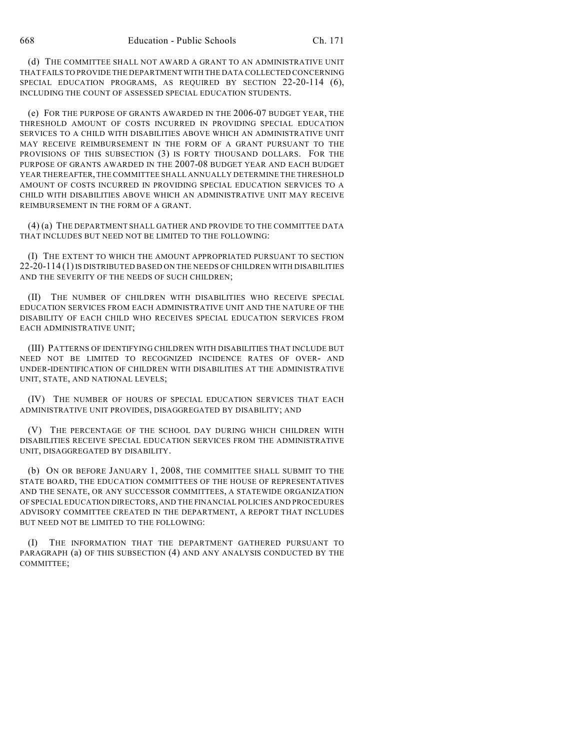(d) THE COMMITTEE SHALL NOT AWARD A GRANT TO AN ADMINISTRATIVE UNIT THAT FAILS TO PROVIDE THE DEPARTMENT WITH THE DATA COLLECTED CONCERNING SPECIAL EDUCATION PROGRAMS, AS REQUIRED BY SECTION 22-20-114 (6), INCLUDING THE COUNT OF ASSESSED SPECIAL EDUCATION STUDENTS.

(e) FOR THE PURPOSE OF GRANTS AWARDED IN THE 2006-07 BUDGET YEAR, THE THRESHOLD AMOUNT OF COSTS INCURRED IN PROVIDING SPECIAL EDUCATION SERVICES TO A CHILD WITH DISABILITIES ABOVE WHICH AN ADMINISTRATIVE UNIT MAY RECEIVE REIMBURSEMENT IN THE FORM OF A GRANT PURSUANT TO THE PROVISIONS OF THIS SUBSECTION (3) IS FORTY THOUSAND DOLLARS. FOR THE PURPOSE OF GRANTS AWARDED IN THE 2007-08 BUDGET YEAR AND EACH BUDGET YEAR THEREAFTER, THE COMMITTEE SHALL ANNUALLY DETERMINE THE THRESHOLD AMOUNT OF COSTS INCURRED IN PROVIDING SPECIAL EDUCATION SERVICES TO A CHILD WITH DISABILITIES ABOVE WHICH AN ADMINISTRATIVE UNIT MAY RECEIVE REIMBURSEMENT IN THE FORM OF A GRANT.

(4) (a) THE DEPARTMENT SHALL GATHER AND PROVIDE TO THE COMMITTEE DATA THAT INCLUDES BUT NEED NOT BE LIMITED TO THE FOLLOWING:

(I) THE EXTENT TO WHICH THE AMOUNT APPROPRIATED PURSUANT TO SECTION 22-20-114 (1) IS DISTRIBUTED BASED ON THE NEEDS OF CHILDREN WITH DISABILITIES AND THE SEVERITY OF THE NEEDS OF SUCH CHILDREN;

(II) THE NUMBER OF CHILDREN WITH DISABILITIES WHO RECEIVE SPECIAL EDUCATION SERVICES FROM EACH ADMINISTRATIVE UNIT AND THE NATURE OF THE DISABILITY OF EACH CHILD WHO RECEIVES SPECIAL EDUCATION SERVICES FROM EACH ADMINISTRATIVE UNIT;

(III) PATTERNS OF IDENTIFYING CHILDREN WITH DISABILITIES THAT INCLUDE BUT NEED NOT BE LIMITED TO RECOGNIZED INCIDENCE RATES OF OVER- AND UNDER-IDENTIFICATION OF CHILDREN WITH DISABILITIES AT THE ADMINISTRATIVE UNIT, STATE, AND NATIONAL LEVELS;

(IV) THE NUMBER OF HOURS OF SPECIAL EDUCATION SERVICES THAT EACH ADMINISTRATIVE UNIT PROVIDES, DISAGGREGATED BY DISABILITY; AND

(V) THE PERCENTAGE OF THE SCHOOL DAY DURING WHICH CHILDREN WITH DISABILITIES RECEIVE SPECIAL EDUCATION SERVICES FROM THE ADMINISTRATIVE UNIT, DISAGGREGATED BY DISABILITY.

(b) ON OR BEFORE JANUARY 1, 2008, THE COMMITTEE SHALL SUBMIT TO THE STATE BOARD, THE EDUCATION COMMITTEES OF THE HOUSE OF REPRESENTATIVES AND THE SENATE, OR ANY SUCCESSOR COMMITTEES, A STATEWIDE ORGANIZATION OF SPECIAL EDUCATION DIRECTORS, AND THE FINANCIAL POLICIES AND PROCEDURES ADVISORY COMMITTEE CREATED IN THE DEPARTMENT, A REPORT THAT INCLUDES BUT NEED NOT BE LIMITED TO THE FOLLOWING:

(I) THE INFORMATION THAT THE DEPARTMENT GATHERED PURSUANT TO PARAGRAPH (a) OF THIS SUBSECTION (4) AND ANY ANALYSIS CONDUCTED BY THE COMMITTEE;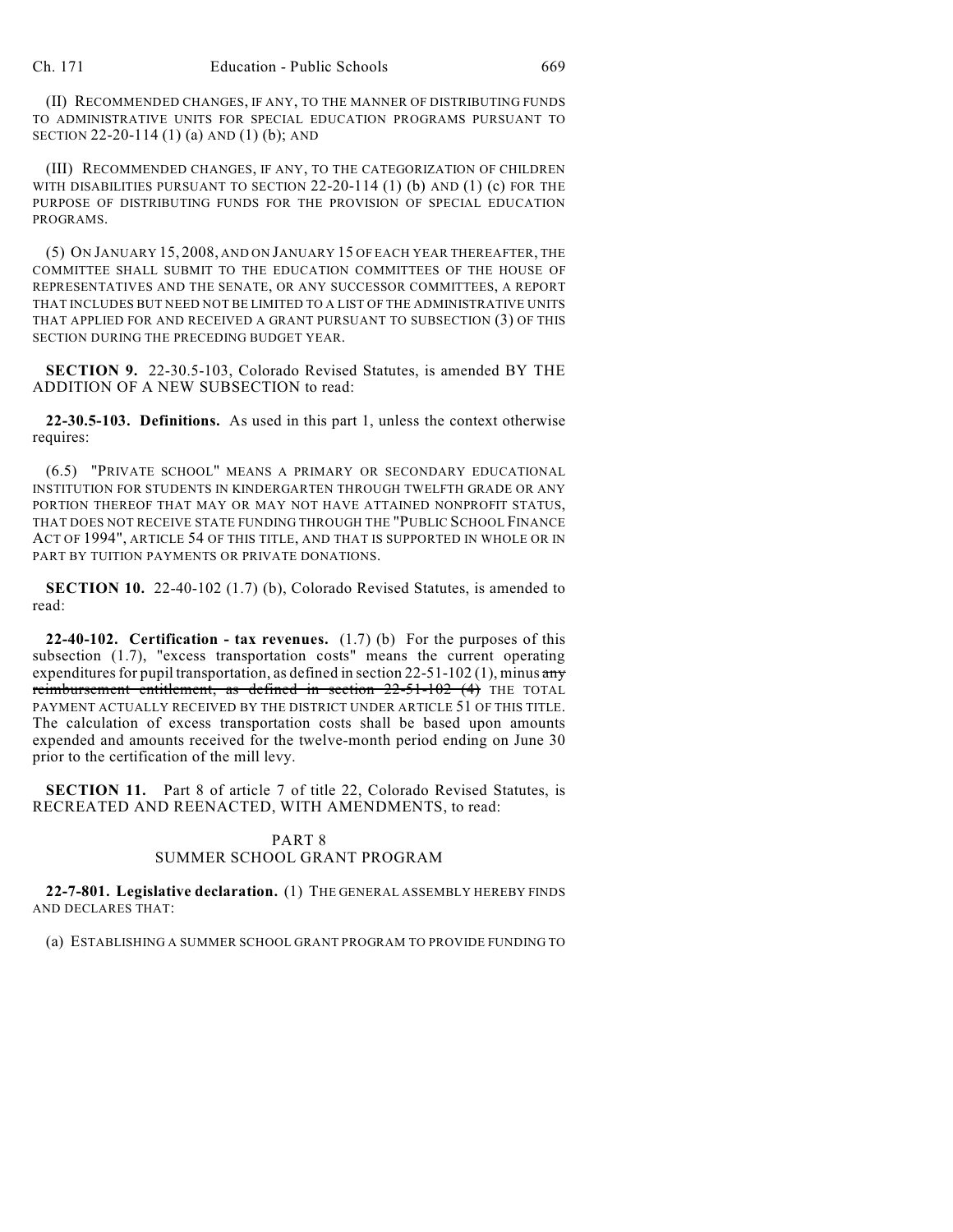(II) RECOMMENDED CHANGES, IF ANY, TO THE MANNER OF DISTRIBUTING FUNDS TO ADMINISTRATIVE UNITS FOR SPECIAL EDUCATION PROGRAMS PURSUANT TO SECTION 22-20-114 (1) (a) AND (1) (b); AND

(III) RECOMMENDED CHANGES, IF ANY, TO THE CATEGORIZATION OF CHILDREN WITH DISABILITIES PURSUANT TO SECTION 22-20-114 (1) (b) AND (1) (c) FOR THE PURPOSE OF DISTRIBUTING FUNDS FOR THE PROVISION OF SPECIAL EDUCATION PROGRAMS.

(5) ON JANUARY 15, 2008, AND ON JANUARY 15 OF EACH YEAR THEREAFTER, THE COMMITTEE SHALL SUBMIT TO THE EDUCATION COMMITTEES OF THE HOUSE OF REPRESENTATIVES AND THE SENATE, OR ANY SUCCESSOR COMMITTEES, A REPORT THAT INCLUDES BUT NEED NOT BE LIMITED TO A LIST OF THE ADMINISTRATIVE UNITS THAT APPLIED FOR AND RECEIVED A GRANT PURSUANT TO SUBSECTION (3) OF THIS SECTION DURING THE PRECEDING BUDGET YEAR.

**SECTION 9.** 22-30.5-103, Colorado Revised Statutes, is amended BY THE ADDITION OF A NEW SUBSECTION to read:

**22-30.5-103. Definitions.** As used in this part 1, unless the context otherwise requires:

(6.5) "PRIVATE SCHOOL" MEANS A PRIMARY OR SECONDARY EDUCATIONAL INSTITUTION FOR STUDENTS IN KINDERGARTEN THROUGH TWELFTH GRADE OR ANY PORTION THEREOF THAT MAY OR MAY NOT HAVE ATTAINED NONPROFIT STATUS, THAT DOES NOT RECEIVE STATE FUNDING THROUGH THE "PUBLIC SCHOOL FINANCE ACT OF 1994", ARTICLE 54 OF THIS TITLE, AND THAT IS SUPPORTED IN WHOLE OR IN PART BY TUITION PAYMENTS OR PRIVATE DONATIONS.

**SECTION 10.** 22-40-102 (1.7) (b), Colorado Revised Statutes, is amended to read:

**22-40-102. Certification - tax revenues.** (1.7) (b) For the purposes of this subsection (1.7), "excess transportation costs" means the current operating expenditures for pupil transportation, as defined in section 22-51-102 (1), minus ~~any reimbursement entitlement, as defined in section 22-51-102 (4)~~ THE TOTAL PAYMENT ACTUALLY RECEIVED BY THE DISTRICT UNDER ARTICLE 51 OF THIS TITLE. The calculation of excess transportation costs shall be based upon amounts expended and amounts received for the twelve-month period ending on June 30 prior to the certification of the mill levy.

**SECTION 11.** Part 8 of article 7 of title 22, Colorado Revised Statutes, is RECREATED AND REENACTED, WITH AMENDMENTS, to read:

PART 8
SUMMER SCHOOL GRANT PROGRAM

**22-7-801. Legislative declaration.** (1) THE GENERAL ASSEMBLY HEREBY FINDS AND DECLARES THAT:

(a) ESTABLISHING A SUMMER SCHOOL GRANT PROGRAM TO PROVIDE FUNDING TO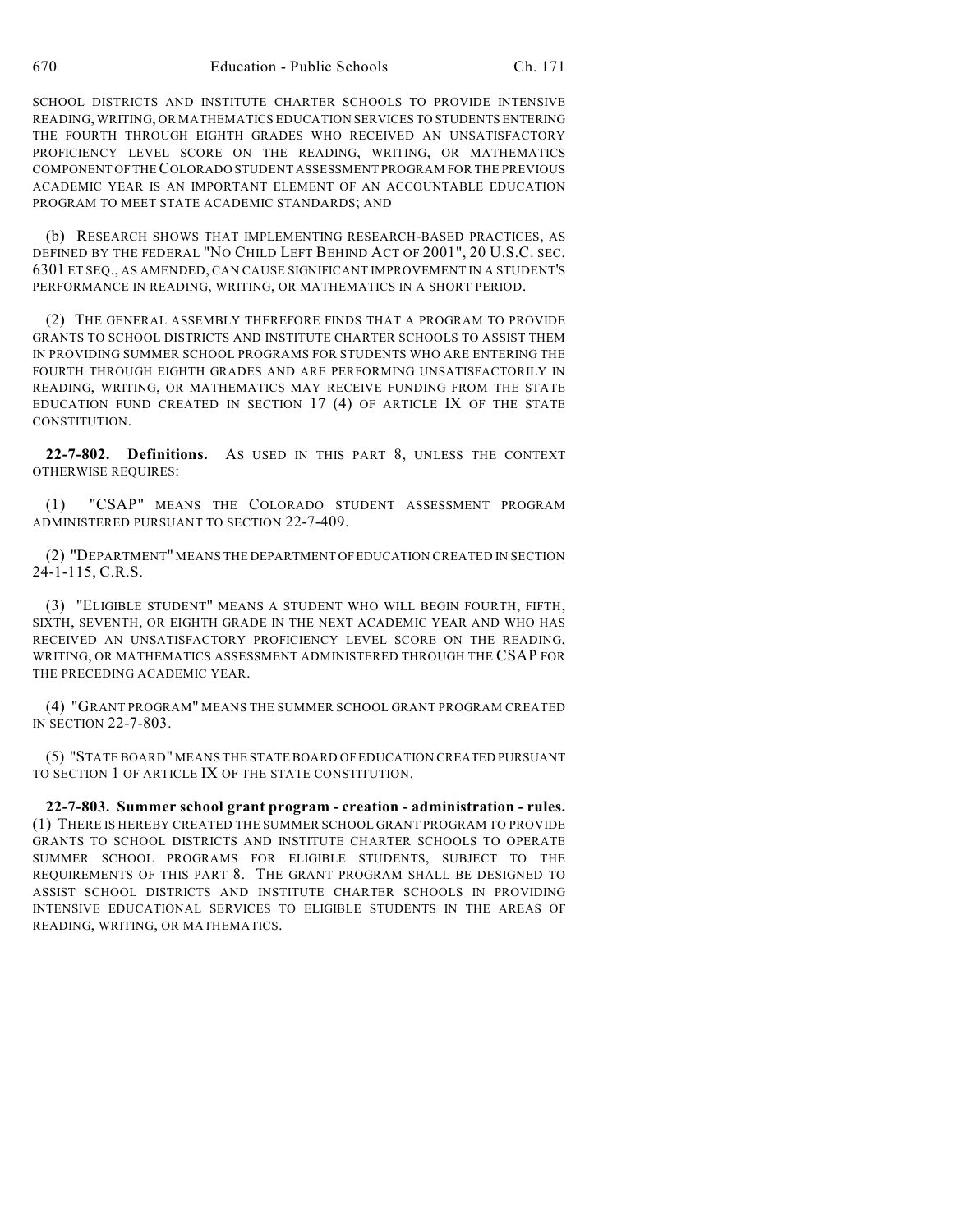SCHOOL DISTRICTS AND INSTITUTE CHARTER SCHOOLS TO PROVIDE INTENSIVE READING, WRITING, OR MATHEMATICS EDUCATION SERVICES TO STUDENTS ENTERING THE FOURTH THROUGH EIGHTH GRADES WHO RECEIVED AN UNSATISFACTORY PROFICIENCY LEVEL SCORE ON THE READING, WRITING, OR MATHEMATICS COMPONENT OF THE COLORADO STUDENT ASSESSMENT PROGRAM FOR THE PREVIOUS ACADEMIC YEAR IS AN IMPORTANT ELEMENT OF AN ACCOUNTABLE EDUCATION PROGRAM TO MEET STATE ACADEMIC STANDARDS; AND

(b) RESEARCH SHOWS THAT IMPLEMENTING RESEARCH-BASED PRACTICES, AS DEFINED BY THE FEDERAL "NO CHILD LEFT BEHIND ACT OF 2001", 20 U.S.C. SEC. 6301 ET SEQ., AS AMENDED, CAN CAUSE SIGNIFICANT IMPROVEMENT IN A STUDENT'S PERFORMANCE IN READING, WRITING, OR MATHEMATICS IN A SHORT PERIOD.

(2) THE GENERAL ASSEMBLY THEREFORE FINDS THAT A PROGRAM TO PROVIDE GRANTS TO SCHOOL DISTRICTS AND INSTITUTE CHARTER SCHOOLS TO ASSIST THEM IN PROVIDING SUMMER SCHOOL PROGRAMS FOR STUDENTS WHO ARE ENTERING THE FOURTH THROUGH EIGHTH GRADES AND ARE PERFORMING UNSATISFACTORILY IN READING, WRITING, OR MATHEMATICS MAY RECEIVE FUNDING FROM THE STATE EDUCATION FUND CREATED IN SECTION 17 (4) OF ARTICLE IX OF THE STATE CONSTITUTION.

**22-7-802. Definitions.** AS USED IN THIS PART 8, UNLESS THE CONTEXT OTHERWISE REQUIRES:

(1) "CSAP" MEANS THE COLORADO STUDENT ASSESSMENT PROGRAM ADMINISTERED PURSUANT TO SECTION 22-7-409.

(2) "DEPARTMENT" MEANS THE DEPARTMENT OF EDUCATION CREATED IN SECTION 24-1-115, C.R.S.

(3) "ELIGIBLE STUDENT" MEANS A STUDENT WHO WILL BEGIN FOURTH, FIFTH, SIXTH, SEVENTH, OR EIGHTH GRADE IN THE NEXT ACADEMIC YEAR AND WHO HAS RECEIVED AN UNSATISFACTORY PROFICIENCY LEVEL SCORE ON THE READING, WRITING, OR MATHEMATICS ASSESSMENT ADMINISTERED THROUGH THE CSAP FOR THE PRECEDING ACADEMIC YEAR.

(4) "GRANT PROGRAM" MEANS THE SUMMER SCHOOL GRANT PROGRAM CREATED IN SECTION 22-7-803.

(5) "STATE BOARD" MEANS THE STATE BOARD OF EDUCATION CREATED PURSUANT TO SECTION 1 OF ARTICLE IX OF THE STATE CONSTITUTION.

**22-7-803. Summer school grant program - creation - administration - rules.** (1) THERE IS HEREBY CREATED THE SUMMER SCHOOL GRANT PROGRAM TO PROVIDE GRANTS TO SCHOOL DISTRICTS AND INSTITUTE CHARTER SCHOOLS TO OPERATE SUMMER SCHOOL PROGRAMS FOR ELIGIBLE STUDENTS, SUBJECT TO THE REQUIREMENTS OF THIS PART 8. THE GRANT PROGRAM SHALL BE DESIGNED TO ASSIST SCHOOL DISTRICTS AND INSTITUTE CHARTER SCHOOLS IN PROVIDING INTENSIVE EDUCATIONAL SERVICES TO ELIGIBLE STUDENTS IN THE AREAS OF READING, WRITING, OR MATHEMATICS.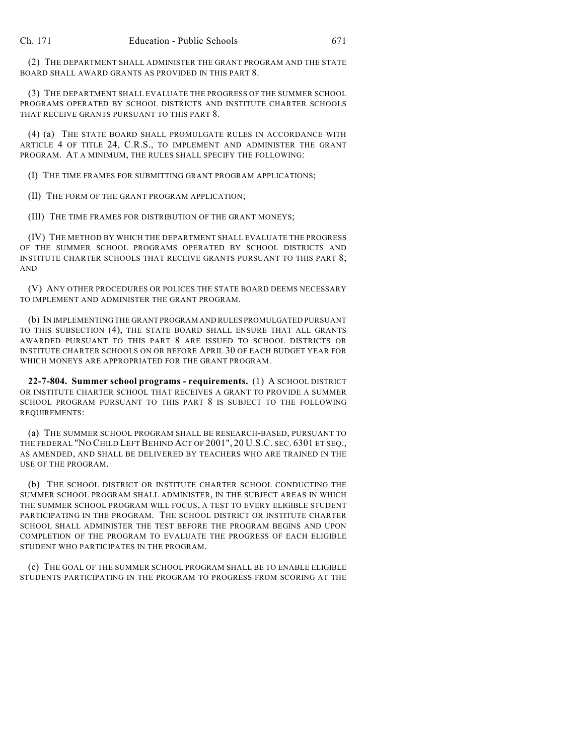(2) THE DEPARTMENT SHALL ADMINISTER THE GRANT PROGRAM AND THE STATE BOARD SHALL AWARD GRANTS AS PROVIDED IN THIS PART 8.

(3) THE DEPARTMENT SHALL EVALUATE THE PROGRESS OF THE SUMMER SCHOOL PROGRAMS OPERATED BY SCHOOL DISTRICTS AND INSTITUTE CHARTER SCHOOLS THAT RECEIVE GRANTS PURSUANT TO THIS PART 8.

(4) (a) THE STATE BOARD SHALL PROMULGATE RULES IN ACCORDANCE WITH ARTICLE 4 OF TITLE 24, C.R.S., TO IMPLEMENT AND ADMINISTER THE GRANT PROGRAM. AT A MINIMUM, THE RULES SHALL SPECIFY THE FOLLOWING:

(I) THE TIME FRAMES FOR SUBMITTING GRANT PROGRAM APPLICATIONS;

(II) THE FORM OF THE GRANT PROGRAM APPLICATION;

(III) THE TIME FRAMES FOR DISTRIBUTION OF THE GRANT MONEYS;

(IV) THE METHOD BY WHICH THE DEPARTMENT SHALL EVALUATE THE PROGRESS OF THE SUMMER SCHOOL PROGRAMS OPERATED BY SCHOOL DISTRICTS AND INSTITUTE CHARTER SCHOOLS THAT RECEIVE GRANTS PURSUANT TO THIS PART 8; AND

(V) ANY OTHER PROCEDURES OR POLICES THE STATE BOARD DEEMS NECESSARY TO IMPLEMENT AND ADMINISTER THE GRANT PROGRAM.

(b) IN IMPLEMENTING THE GRANT PROGRAM AND RULES PROMULGATED PURSUANT TO THIS SUBSECTION (4), THE STATE BOARD SHALL ENSURE THAT ALL GRANTS AWARDED PURSUANT TO THIS PART 8 ARE ISSUED TO SCHOOL DISTRICTS OR INSTITUTE CHARTER SCHOOLS ON OR BEFORE APRIL 30 OF EACH BUDGET YEAR FOR WHICH MONEYS ARE APPROPRIATED FOR THE GRANT PROGRAM.

**22-7-804. Summer school programs - requirements.** (1) A SCHOOL DISTRICT OR INSTITUTE CHARTER SCHOOL THAT RECEIVES A GRANT TO PROVIDE A SUMMER SCHOOL PROGRAM PURSUANT TO THIS PART 8 IS SUBJECT TO THE FOLLOWING REQUIREMENTS:

(a) THE SUMMER SCHOOL PROGRAM SHALL BE RESEARCH-BASED, PURSUANT TO THE FEDERAL "NO CHILD LEFT BEHIND ACT OF 2001", 20 U.S.C. SEC. 6301 ET SEQ., AS AMENDED, AND SHALL BE DELIVERED BY TEACHERS WHO ARE TRAINED IN THE USE OF THE PROGRAM.

(b) THE SCHOOL DISTRICT OR INSTITUTE CHARTER SCHOOL CONDUCTING THE SUMMER SCHOOL PROGRAM SHALL ADMINISTER, IN THE SUBJECT AREAS IN WHICH THE SUMMER SCHOOL PROGRAM WILL FOCUS, A TEST TO EVERY ELIGIBLE STUDENT PARTICIPATING IN THE PROGRAM. THE SCHOOL DISTRICT OR INSTITUTE CHARTER SCHOOL SHALL ADMINISTER THE TEST BEFORE THE PROGRAM BEGINS AND UPON COMPLETION OF THE PROGRAM TO EVALUATE THE PROGRESS OF EACH ELIGIBLE STUDENT WHO PARTICIPATES IN THE PROGRAM.

(c) THE GOAL OF THE SUMMER SCHOOL PROGRAM SHALL BE TO ENABLE ELIGIBLE STUDENTS PARTICIPATING IN THE PROGRAM TO PROGRESS FROM SCORING AT THE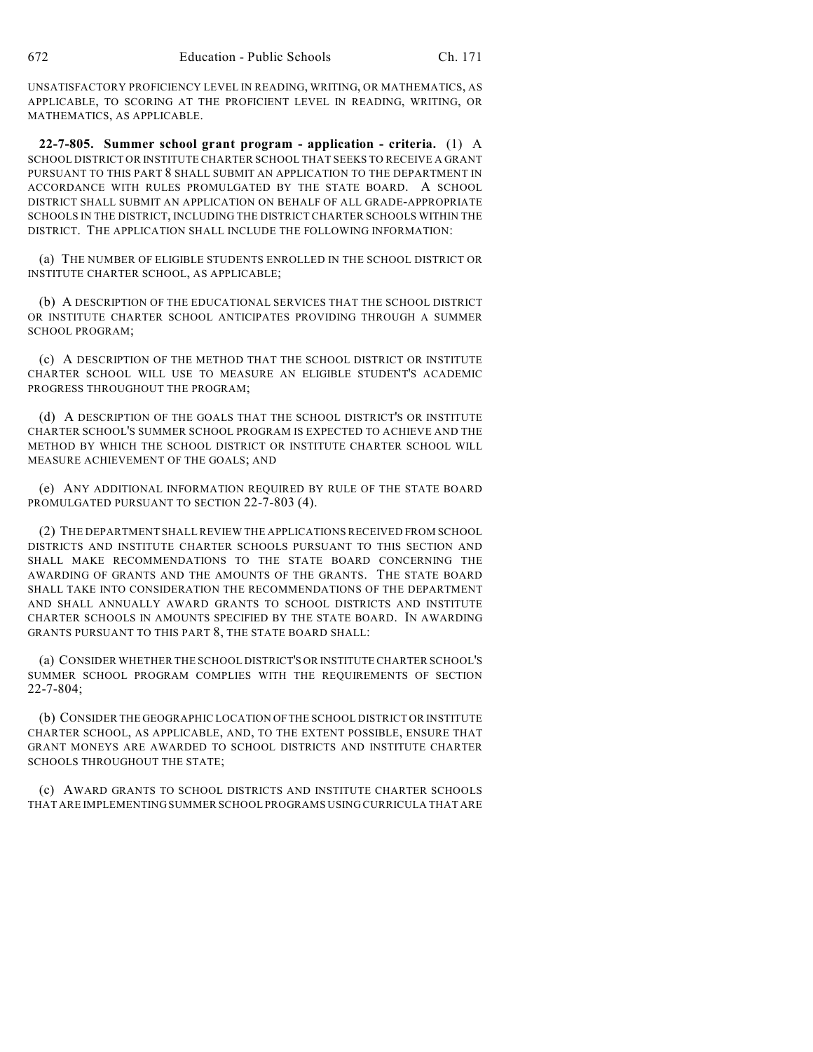UNSATISFACTORY PROFICIENCY LEVEL IN READING, WRITING, OR MATHEMATICS, AS APPLICABLE, TO SCORING AT THE PROFICIENT LEVEL IN READING, WRITING, OR MATHEMATICS, AS APPLICABLE.

**22-7-805. Summer school grant program - application - criteria.** (1) A SCHOOL DISTRICT OR INSTITUTE CHARTER SCHOOL THAT SEEKS TO RECEIVE A GRANT PURSUANT TO THIS PART 8 SHALL SUBMIT AN APPLICATION TO THE DEPARTMENT IN ACCORDANCE WITH RULES PROMULGATED BY THE STATE BOARD. A SCHOOL DISTRICT SHALL SUBMIT AN APPLICATION ON BEHALF OF ALL GRADE-APPROPRIATE SCHOOLS IN THE DISTRICT, INCLUDING THE DISTRICT CHARTER SCHOOLS WITHIN THE DISTRICT. THE APPLICATION SHALL INCLUDE THE FOLLOWING INFORMATION:

(a) THE NUMBER OF ELIGIBLE STUDENTS ENROLLED IN THE SCHOOL DISTRICT OR INSTITUTE CHARTER SCHOOL, AS APPLICABLE;

(b) A DESCRIPTION OF THE EDUCATIONAL SERVICES THAT THE SCHOOL DISTRICT OR INSTITUTE CHARTER SCHOOL ANTICIPATES PROVIDING THROUGH A SUMMER SCHOOL PROGRAM;

(c) A DESCRIPTION OF THE METHOD THAT THE SCHOOL DISTRICT OR INSTITUTE CHARTER SCHOOL WILL USE TO MEASURE AN ELIGIBLE STUDENT'S ACADEMIC PROGRESS THROUGHOUT THE PROGRAM;

(d) A DESCRIPTION OF THE GOALS THAT THE SCHOOL DISTRICT'S OR INSTITUTE CHARTER SCHOOL'S SUMMER SCHOOL PROGRAM IS EXPECTED TO ACHIEVE AND THE METHOD BY WHICH THE SCHOOL DISTRICT OR INSTITUTE CHARTER SCHOOL WILL MEASURE ACHIEVEMENT OF THE GOALS; AND

(e) ANY ADDITIONAL INFORMATION REQUIRED BY RULE OF THE STATE BOARD PROMULGATED PURSUANT TO SECTION 22-7-803 (4).

(2) THE DEPARTMENT SHALL REVIEW THE APPLICATIONS RECEIVED FROM SCHOOL DISTRICTS AND INSTITUTE CHARTER SCHOOLS PURSUANT TO THIS SECTION AND SHALL MAKE RECOMMENDATIONS TO THE STATE BOARD CONCERNING THE AWARDING OF GRANTS AND THE AMOUNTS OF THE GRANTS. THE STATE BOARD SHALL TAKE INTO CONSIDERATION THE RECOMMENDATIONS OF THE DEPARTMENT AND SHALL ANNUALLY AWARD GRANTS TO SCHOOL DISTRICTS AND INSTITUTE CHARTER SCHOOLS IN AMOUNTS SPECIFIED BY THE STATE BOARD. IN AWARDING GRANTS PURSUANT TO THIS PART 8, THE STATE BOARD SHALL:

(a) CONSIDER WHETHER THE SCHOOL DISTRICT'S OR INSTITUTE CHARTER SCHOOL'S SUMMER SCHOOL PROGRAM COMPLIES WITH THE REQUIREMENTS OF SECTION 22-7-804;

(b) CONSIDER THE GEOGRAPHIC LOCATION OF THE SCHOOL DISTRICT OR INSTITUTE CHARTER SCHOOL, AS APPLICABLE, AND, TO THE EXTENT POSSIBLE, ENSURE THAT GRANT MONEYS ARE AWARDED TO SCHOOL DISTRICTS AND INSTITUTE CHARTER SCHOOLS THROUGHOUT THE STATE;

(c) AWARD GRANTS TO SCHOOL DISTRICTS AND INSTITUTE CHARTER SCHOOLS THAT ARE IMPLEMENTING SUMMER SCHOOL PROGRAMS USING CURRICULA THAT ARE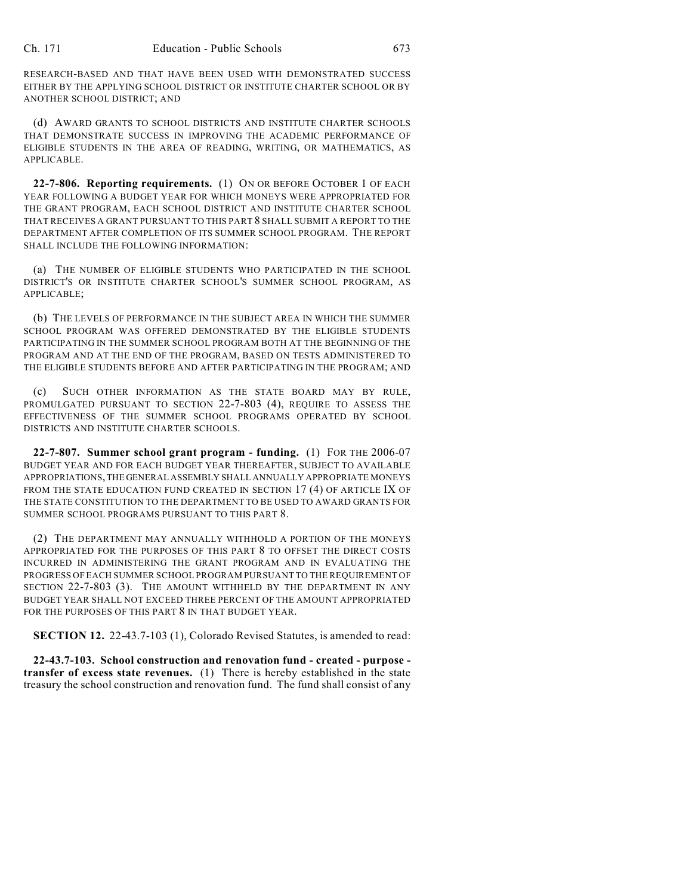RESEARCH-BASED AND THAT HAVE BEEN USED WITH DEMONSTRATED SUCCESS EITHER BY THE APPLYING SCHOOL DISTRICT OR INSTITUTE CHARTER SCHOOL OR BY ANOTHER SCHOOL DISTRICT; AND

(d) AWARD GRANTS TO SCHOOL DISTRICTS AND INSTITUTE CHARTER SCHOOLS THAT DEMONSTRATE SUCCESS IN IMPROVING THE ACADEMIC PERFORMANCE OF ELIGIBLE STUDENTS IN THE AREA OF READING, WRITING, OR MATHEMATICS, AS APPLICABLE.

**22-7-806. Reporting requirements.** (1) ON OR BEFORE OCTOBER 1 OF EACH YEAR FOLLOWING A BUDGET YEAR FOR WHICH MONEYS WERE APPROPRIATED FOR THE GRANT PROGRAM, EACH SCHOOL DISTRICT AND INSTITUTE CHARTER SCHOOL THAT RECEIVES A GRANT PURSUANT TO THIS PART 8 SHALL SUBMIT A REPORT TO THE DEPARTMENT AFTER COMPLETION OF ITS SUMMER SCHOOL PROGRAM. THE REPORT SHALL INCLUDE THE FOLLOWING INFORMATION:

(a) THE NUMBER OF ELIGIBLE STUDENTS WHO PARTICIPATED IN THE SCHOOL DISTRICT'S OR INSTITUTE CHARTER SCHOOL'S SUMMER SCHOOL PROGRAM, AS APPLICABLE;

(b) THE LEVELS OF PERFORMANCE IN THE SUBJECT AREA IN WHICH THE SUMMER SCHOOL PROGRAM WAS OFFERED DEMONSTRATED BY THE ELIGIBLE STUDENTS PARTICIPATING IN THE SUMMER SCHOOL PROGRAM BOTH AT THE BEGINNING OF THE PROGRAM AND AT THE END OF THE PROGRAM, BASED ON TESTS ADMINISTERED TO THE ELIGIBLE STUDENTS BEFORE AND AFTER PARTICIPATING IN THE PROGRAM; AND

(c) SUCH OTHER INFORMATION AS THE STATE BOARD MAY BY RULE, PROMULGATED PURSUANT TO SECTION 22-7-803 (4), REQUIRE TO ASSESS THE EFFECTIVENESS OF THE SUMMER SCHOOL PROGRAMS OPERATED BY SCHOOL DISTRICTS AND INSTITUTE CHARTER SCHOOLS.

**22-7-807. Summer school grant program - funding.** (1) FOR THE 2006-07 BUDGET YEAR AND FOR EACH BUDGET YEAR THEREAFTER, SUBJECT TO AVAILABLE APPROPRIATIONS, THE GENERAL ASSEMBLY SHALL ANNUALLY APPROPRIATE MONEYS FROM THE STATE EDUCATION FUND CREATED IN SECTION 17 (4) OF ARTICLE IX OF THE STATE CONSTITUTION TO THE DEPARTMENT TO BE USED TO AWARD GRANTS FOR SUMMER SCHOOL PROGRAMS PURSUANT TO THIS PART 8.

(2) THE DEPARTMENT MAY ANNUALLY WITHHOLD A PORTION OF THE MONEYS APPROPRIATED FOR THE PURPOSES OF THIS PART 8 TO OFFSET THE DIRECT COSTS INCURRED IN ADMINISTERING THE GRANT PROGRAM AND IN EVALUATING THE PROGRESS OF EACH SUMMER SCHOOL PROGRAM PURSUANT TO THE REQUIREMENT OF SECTION 22-7-803 (3). THE AMOUNT WITHHELD BY THE DEPARTMENT IN ANY BUDGET YEAR SHALL NOT EXCEED THREE PERCENT OF THE AMOUNT APPROPRIATED FOR THE PURPOSES OF THIS PART 8 IN THAT BUDGET YEAR.

**SECTION 12.** 22-43.7-103 (1), Colorado Revised Statutes, is amended to read:

**22-43.7-103. School construction and renovation fund - created - purpose - transfer of excess state revenues.** (1) There is hereby established in the state treasury the school construction and renovation fund. The fund shall consist of any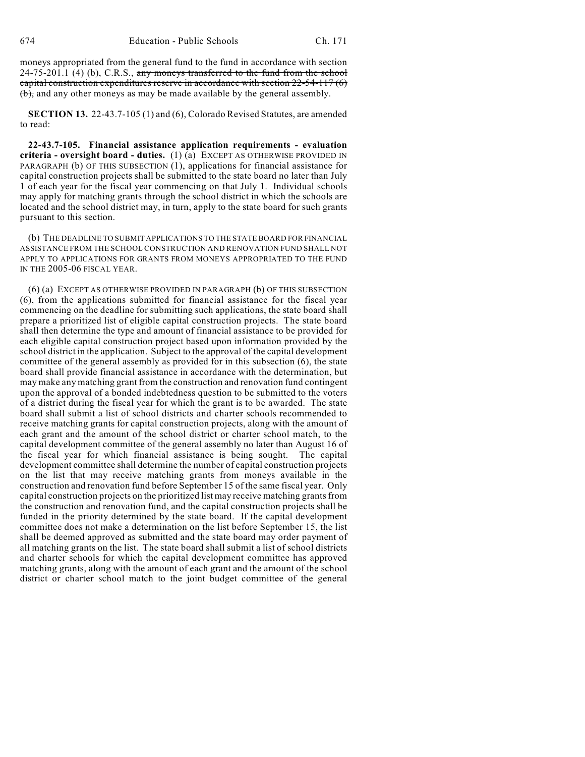moneys appropriated from the general fund to the fund in accordance with section 24-75-201.1 (4) (b), C.R.S., ~~any moneys transferred to the fund from the school capital construction expenditures reserve in accordance with section 22-54-117 (6) (b),~~ and any other moneys as may be made available by the general assembly.

**SECTION 13.** 22-43.7-105 (1) and (6), Colorado Revised Statutes, are amended to read:

**22-43.7-105. Financial assistance application requirements - evaluation criteria - oversight board - duties.** (1) (a) EXCEPT AS OTHERWISE PROVIDED IN PARAGRAPH (b) OF THIS SUBSECTION (1), applications for financial assistance for capital construction projects shall be submitted to the state board no later than July 1 of each year for the fiscal year commencing on that July 1. Individual schools may apply for matching grants through the school district in which the schools are located and the school district may, in turn, apply to the state board for such grants pursuant to this section.

(b) THE DEADLINE TO SUBMIT APPLICATIONS TO THE STATE BOARD FOR FINANCIAL ASSISTANCE FROM THE SCHOOL CONSTRUCTION AND RENOVATION FUND SHALL NOT APPLY TO APPLICATIONS FOR GRANTS FROM MONEYS APPROPRIATED TO THE FUND IN THE 2005-06 FISCAL YEAR.

(6) (a) EXCEPT AS OTHERWISE PROVIDED IN PARAGRAPH (b) OF THIS SUBSECTION (6), from the applications submitted for financial assistance for the fiscal year commencing on the deadline for submitting such applications, the state board shall prepare a prioritized list of eligible capital construction projects. The state board shall then determine the type and amount of financial assistance to be provided for each eligible capital construction project based upon information provided by the school district in the application. Subject to the approval of the capital development committee of the general assembly as provided for in this subsection (6), the state board shall provide financial assistance in accordance with the determination, but may make any matching grant from the construction and renovation fund contingent upon the approval of a bonded indebtedness question to be submitted to the voters of a district during the fiscal year for which the grant is to be awarded. The state board shall submit a list of school districts and charter schools recommended to receive matching grants for capital construction projects, along with the amount of each grant and the amount of the school district or charter school match, to the capital development committee of the general assembly no later than August 16 of the fiscal year for which financial assistance is being sought. The capital development committee shall determine the number of capital construction projects on the list that may receive matching grants from moneys available in the construction and renovation fund before September 15 of the same fiscal year. Only capital construction projects on the prioritized list may receive matching grants from the construction and renovation fund, and the capital construction projects shall be funded in the priority determined by the state board. If the capital development committee does not make a determination on the list before September 15, the list shall be deemed approved as submitted and the state board may order payment of all matching grants on the list. The state board shall submit a list of school districts and charter schools for which the capital development committee has approved matching grants, along with the amount of each grant and the amount of the school district or charter school match to the joint budget committee of the general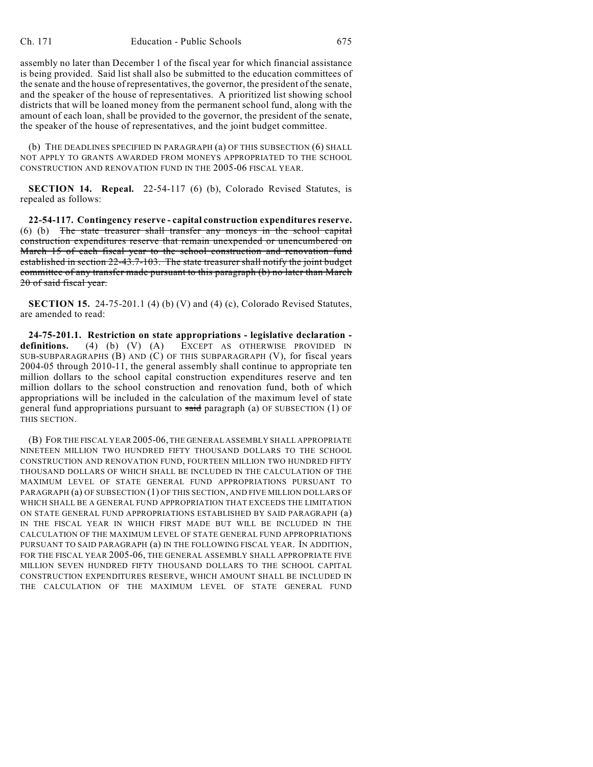assembly no later than December 1 of the fiscal year for which financial assistance is being provided. Said list shall also be submitted to the education committees of the senate and the house of representatives, the governor, the president of the senate, and the speaker of the house of representatives. A prioritized list showing school districts that will be loaned money from the permanent school fund, along with the amount of each loan, shall be provided to the governor, the president of the senate, the speaker of the house of representatives, and the joint budget committee.

(b) THE DEADLINES SPECIFIED IN PARAGRAPH (a) OF THIS SUBSECTION (6) SHALL NOT APPLY TO GRANTS AWARDED FROM MONEYS APPROPRIATED TO THE SCHOOL CONSTRUCTION AND RENOVATION FUND IN THE 2005-06 FISCAL YEAR.

**SECTION 14. Repeal.** 22-54-117 (6) (b), Colorado Revised Statutes, is repealed as follows:

**22-54-117. Contingency reserve - capital construction expenditures reserve.** (6) (b) ~~The state treasurer shall transfer any moneys in the school capital construction expenditures reserve that remain unexpended or unencumbered on March 15 of each fiscal year to the school construction and renovation fund established in section 22-43.7-103. The state treasurer shall notify the joint budget committee of any transfer made pursuant to this paragraph (b) no later than March 20 of said fiscal year.~~

**SECTION 15.** 24-75-201.1 (4) (b) (V) and (4) (c), Colorado Revised Statutes, are amended to read:

**24-75-201.1. Restriction on state appropriations - legislative declaration - definitions.** (4) (b) (V) (A) EXCEPT AS OTHERWISE PROVIDED IN SUB-SUBPARAGRAPHS (B) AND (C) OF THIS SUBPARAGRAPH (V), for fiscal years 2004-05 through 2010-11, the general assembly shall continue to appropriate ten million dollars to the school capital construction expenditures reserve and ten million dollars to the school construction and renovation fund, both of which appropriations will be included in the calculation of the maximum level of state general fund appropriations pursuant to ~~said~~ paragraph (a) OF SUBSECTION (1) OF THIS SECTION.

(B) FOR THE FISCAL YEAR 2005-06, THE GENERAL ASSEMBLY SHALL APPROPRIATE NINETEEN MILLION TWO HUNDRED FIFTY THOUSAND DOLLARS TO THE SCHOOL CONSTRUCTION AND RENOVATION FUND, FOURTEEN MILLION TWO HUNDRED FIFTY THOUSAND DOLLARS OF WHICH SHALL BE INCLUDED IN THE CALCULATION OF THE MAXIMUM LEVEL OF STATE GENERAL FUND APPROPRIATIONS PURSUANT TO PARAGRAPH (a) OF SUBSECTION (1) OF THIS SECTION, AND FIVE MILLION DOLLARS OF WHICH SHALL BE A GENERAL FUND APPROPRIATION THAT EXCEEDS THE LIMITATION ON STATE GENERAL FUND APPROPRIATIONS ESTABLISHED BY SAID PARAGRAPH (a) IN THE FISCAL YEAR IN WHICH FIRST MADE BUT WILL BE INCLUDED IN THE CALCULATION OF THE MAXIMUM LEVEL OF STATE GENERAL FUND APPROPRIATIONS PURSUANT TO SAID PARAGRAPH (a) IN THE FOLLOWING FISCAL YEAR. IN ADDITION, FOR THE FISCAL YEAR 2005-06, THE GENERAL ASSEMBLY SHALL APPROPRIATE FIVE MILLION SEVEN HUNDRED FIFTY THOUSAND DOLLARS TO THE SCHOOL CAPITAL CONSTRUCTION EXPENDITURES RESERVE, WHICH AMOUNT SHALL BE INCLUDED IN THE CALCULATION OF THE MAXIMUM LEVEL OF STATE GENERAL FUND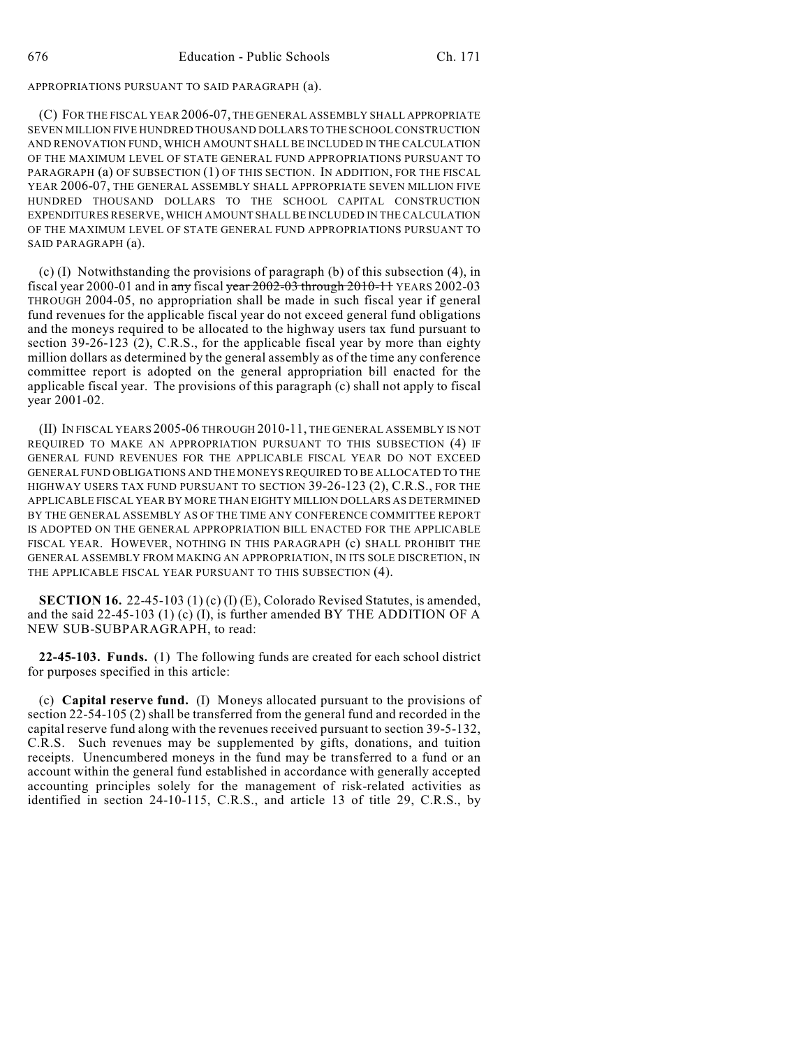APPROPRIATIONS PURSUANT TO SAID PARAGRAPH (a).

(C) FOR THE FISCAL YEAR 2006-07, THE GENERAL ASSEMBLY SHALL APPROPRIATE SEVEN MILLION FIVE HUNDRED THOUSAND DOLLARS TO THE SCHOOL CONSTRUCTION AND RENOVATION FUND, WHICH AMOUNT SHALL BE INCLUDED IN THE CALCULATION OF THE MAXIMUM LEVEL OF STATE GENERAL FUND APPROPRIATIONS PURSUANT TO PARAGRAPH (a) OF SUBSECTION (1) OF THIS SECTION. IN ADDITION, FOR THE FISCAL YEAR 2006-07, THE GENERAL ASSEMBLY SHALL APPROPRIATE SEVEN MILLION FIVE HUNDRED THOUSAND DOLLARS TO THE SCHOOL CAPITAL CONSTRUCTION EXPENDITURES RESERVE, WHICH AMOUNT SHALL BE INCLUDED IN THE CALCULATION OF THE MAXIMUM LEVEL OF STATE GENERAL FUND APPROPRIATIONS PURSUANT TO SAID PARAGRAPH (a).

(c) (I) Notwithstanding the provisions of paragraph (b) of this subsection (4), in fiscal year 2000-01 and in ~~any~~ fiscal ~~year 2002-03 through 2010-11~~ YEARS 2002-03 THROUGH 2004-05, no appropriation shall be made in such fiscal year if general fund revenues for the applicable fiscal year do not exceed general fund obligations and the moneys required to be allocated to the highway users tax fund pursuant to section 39-26-123 (2), C.R.S., for the applicable fiscal year by more than eighty million dollars as determined by the general assembly as of the time any conference committee report is adopted on the general appropriation bill enacted for the applicable fiscal year. The provisions of this paragraph (c) shall not apply to fiscal year 2001-02.

(II) IN FISCAL YEARS 2005-06 THROUGH 2010-11, THE GENERAL ASSEMBLY IS NOT REQUIRED TO MAKE AN APPROPRIATION PURSUANT TO THIS SUBSECTION (4) IF GENERAL FUND REVENUES FOR THE APPLICABLE FISCAL YEAR DO NOT EXCEED GENERAL FUND OBLIGATIONS AND THE MONEYS REQUIRED TO BE ALLOCATED TO THE HIGHWAY USERS TAX FUND PURSUANT TO SECTION 39-26-123 (2), C.R.S., FOR THE APPLICABLE FISCAL YEAR BY MORE THAN EIGHTY MILLION DOLLARS AS DETERMINED BY THE GENERAL ASSEMBLY AS OF THE TIME ANY CONFERENCE COMMITTEE REPORT IS ADOPTED ON THE GENERAL APPROPRIATION BILL ENACTED FOR THE APPLICABLE FISCAL YEAR. HOWEVER, NOTHING IN THIS PARAGRAPH (c) SHALL PROHIBIT THE GENERAL ASSEMBLY FROM MAKING AN APPROPRIATION, IN ITS SOLE DISCRETION, IN THE APPLICABLE FISCAL YEAR PURSUANT TO THIS SUBSECTION (4).

**SECTION 16.** 22-45-103 (1) (c) (I) (E), Colorado Revised Statutes, is amended, and the said 22-45-103 (1) (c) (I), is further amended BY THE ADDITION OF A NEW SUB-SUBPARAGRAPH, to read:

**22-45-103. Funds.** (1) The following funds are created for each school district for purposes specified in this article:

(c) **Capital reserve fund.** (I) Moneys allocated pursuant to the provisions of section 22-54-105 (2) shall be transferred from the general fund and recorded in the capital reserve fund along with the revenues received pursuant to section 39-5-132, C.R.S. Such revenues may be supplemented by gifts, donations, and tuition receipts. Unencumbered moneys in the fund may be transferred to a fund or an account within the general fund established in accordance with generally accepted accounting principles solely for the management of risk-related activities as identified in section 24-10-115, C.R.S., and article 13 of title 29, C.R.S., by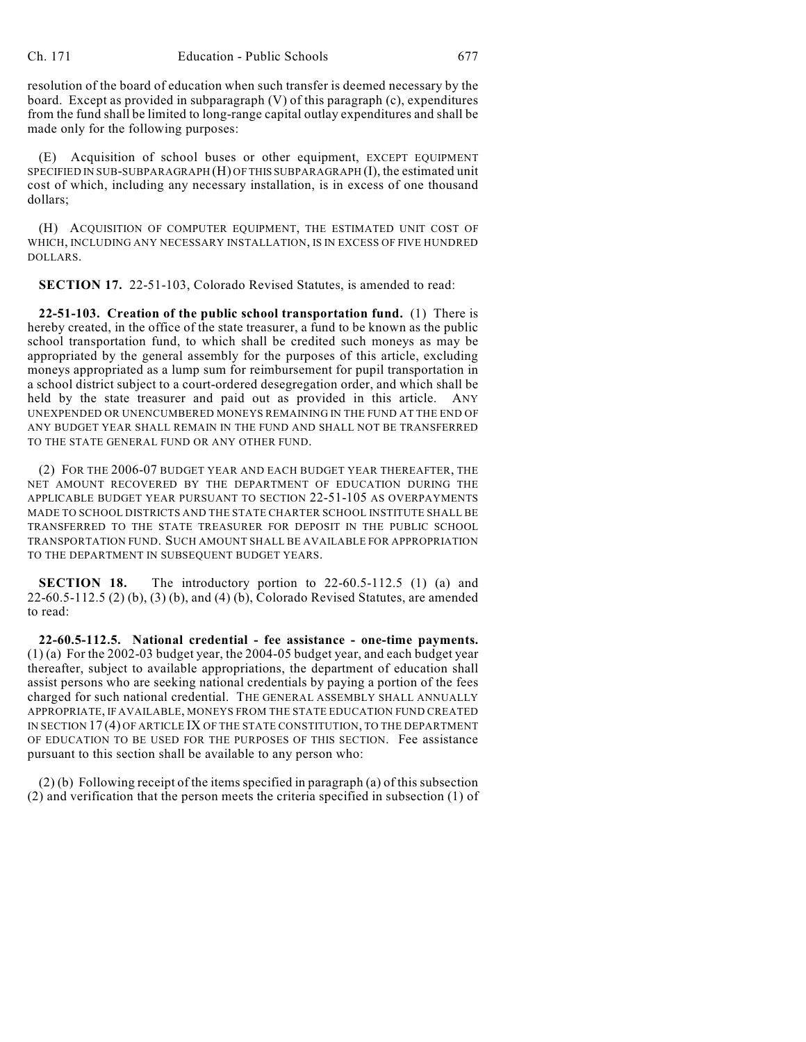resolution of the board of education when such transfer is deemed necessary by the board. Except as provided in subparagraph (V) of this paragraph (c), expenditures from the fund shall be limited to long-range capital outlay expenditures and shall be made only for the following purposes:

(E) Acquisition of school buses or other equipment, EXCEPT EQUIPMENT SPECIFIED IN SUB-SUBPARAGRAPH (H) OF THIS SUBPARAGRAPH (I), the estimated unit cost of which, including any necessary installation, is in excess of one thousand dollars;

(H) ACQUISITION OF COMPUTER EQUIPMENT, THE ESTIMATED UNIT COST OF WHICH, INCLUDING ANY NECESSARY INSTALLATION, IS IN EXCESS OF FIVE HUNDRED DOLLARS.

**SECTION 17.** 22-51-103, Colorado Revised Statutes, is amended to read:

**22-51-103. Creation of the public school transportation fund.** (1) There is hereby created, in the office of the state treasurer, a fund to be known as the public school transportation fund, to which shall be credited such moneys as may be appropriated by the general assembly for the purposes of this article, excluding moneys appropriated as a lump sum for reimbursement for pupil transportation in a school district subject to a court-ordered desegregation order, and which shall be held by the state treasurer and paid out as provided in this article. ANY UNEXPENDED OR UNENCUMBERED MONEYS REMAINING IN THE FUND AT THE END OF ANY BUDGET YEAR SHALL REMAIN IN THE FUND AND SHALL NOT BE TRANSFERRED TO THE STATE GENERAL FUND OR ANY OTHER FUND.

(2) FOR THE 2006-07 BUDGET YEAR AND EACH BUDGET YEAR THEREAFTER, THE NET AMOUNT RECOVERED BY THE DEPARTMENT OF EDUCATION DURING THE APPLICABLE BUDGET YEAR PURSUANT TO SECTION 22-51-105 AS OVERPAYMENTS MADE TO SCHOOL DISTRICTS AND THE STATE CHARTER SCHOOL INSTITUTE SHALL BE TRANSFERRED TO THE STATE TREASURER FOR DEPOSIT IN THE PUBLIC SCHOOL TRANSPORTATION FUND. SUCH AMOUNT SHALL BE AVAILABLE FOR APPROPRIATION TO THE DEPARTMENT IN SUBSEQUENT BUDGET YEARS.

**SECTION 18.** The introductory portion to 22-60.5-112.5 (1) (a) and 22-60.5-112.5 (2) (b), (3) (b), and (4) (b), Colorado Revised Statutes, are amended to read:

**22-60.5-112.5. National credential - fee assistance - one-time payments.** (1) (a) For the 2002-03 budget year, the 2004-05 budget year, and each budget year thereafter, subject to available appropriations, the department of education shall assist persons who are seeking national credentials by paying a portion of the fees charged for such national credential. THE GENERAL ASSEMBLY SHALL ANNUALLY APPROPRIATE, IF AVAILABLE, MONEYS FROM THE STATE EDUCATION FUND CREATED IN SECTION 17 (4) OF ARTICLE IX OF THE STATE CONSTITUTION, TO THE DEPARTMENT OF EDUCATION TO BE USED FOR THE PURPOSES OF THIS SECTION. Fee assistance pursuant to this section shall be available to any person who:

(2) (b) Following receipt of the items specified in paragraph (a) of this subsection (2) and verification that the person meets the criteria specified in subsection (1) of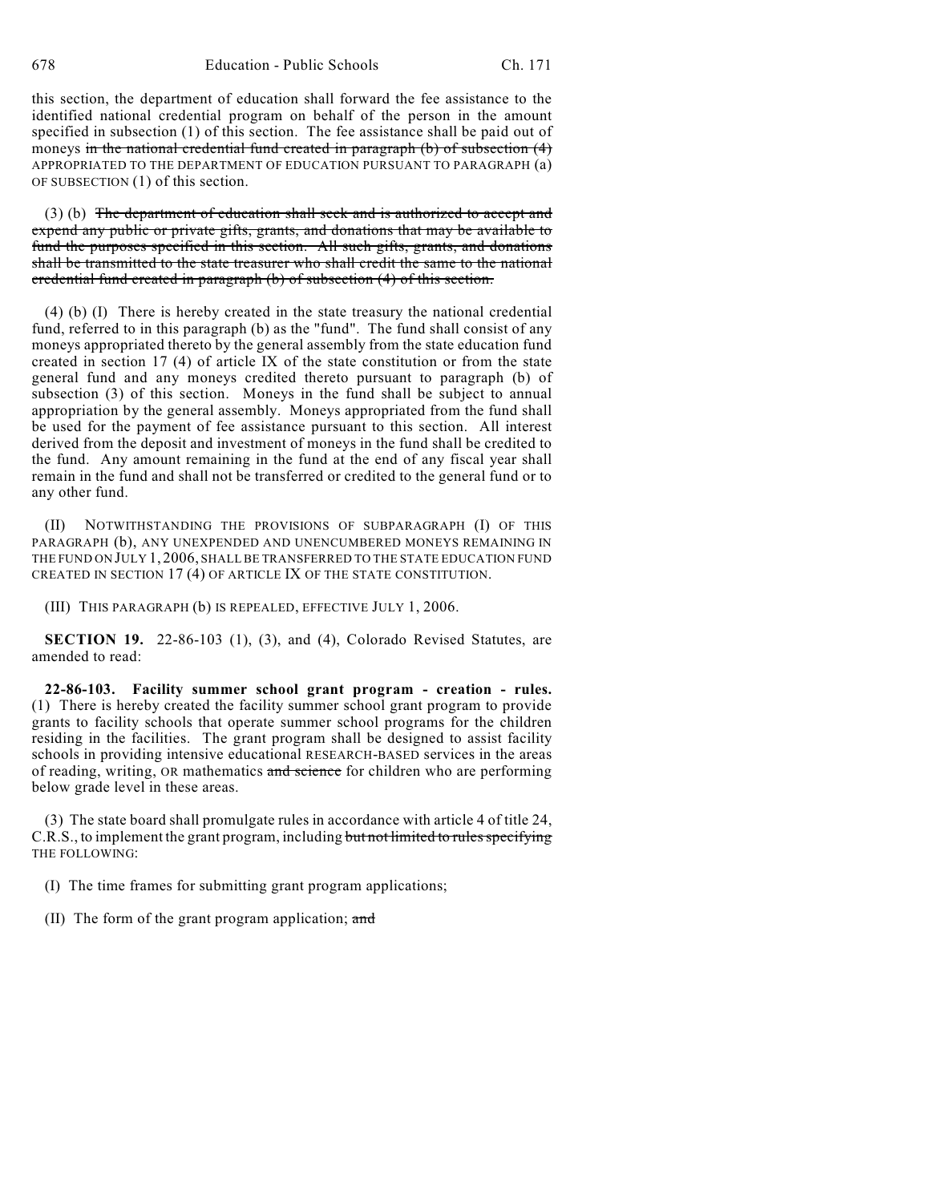this section, the department of education shall forward the fee assistance to the identified national credential program on behalf of the person in the amount specified in subsection (1) of this section. The fee assistance shall be paid out of moneys ~~in the national credential fund created in paragraph (b) of subsection (4)~~ APPROPRIATED TO THE DEPARTMENT OF EDUCATION PURSUANT TO PARAGRAPH (a) OF SUBSECTION (1) of this section.

(3) (b) ~~The department of education shall seek and is authorized to accept and expend any public or private gifts, grants, and donations that may be available to fund the purposes specified in this section. All such gifts, grants, and donations shall be transmitted to the state treasurer who shall credit the same to the national credential fund created in paragraph (b) of subsection (4) of this section.~~

(4) (b) (I) There is hereby created in the state treasury the national credential fund, referred to in this paragraph (b) as the "fund". The fund shall consist of any moneys appropriated thereto by the general assembly from the state education fund created in section 17 (4) of article IX of the state constitution or from the state general fund and any moneys credited thereto pursuant to paragraph (b) of subsection (3) of this section. Moneys in the fund shall be subject to annual appropriation by the general assembly. Moneys appropriated from the fund shall be used for the payment of fee assistance pursuant to this section. All interest derived from the deposit and investment of moneys in the fund shall be credited to the fund. Any amount remaining in the fund at the end of any fiscal year shall remain in the fund and shall not be transferred or credited to the general fund or to any other fund.

(II) NOTWITHSTANDING THE PROVISIONS OF SUBPARAGRAPH (I) OF THIS PARAGRAPH (b), ANY UNEXPENDED AND UNENCUMBERED MONEYS REMAINING IN THE FUND ON JULY 1, 2006, SHALL BE TRANSFERRED TO THE STATE EDUCATION FUND CREATED IN SECTION 17 (4) OF ARTICLE IX OF THE STATE CONSTITUTION.

(III) THIS PARAGRAPH (b) IS REPEALED, EFFECTIVE JULY 1, 2006.

**SECTION 19.** 22-86-103 (1), (3), and (4), Colorado Revised Statutes, are amended to read:

**22-86-103. Facility summer school grant program - creation - rules.** (1) There is hereby created the facility summer school grant program to provide grants to facility schools that operate summer school programs for the children residing in the facilities. The grant program shall be designed to assist facility schools in providing intensive educational RESEARCH-BASED services in the areas of reading, writing, OR mathematics ~~and science~~ for children who are performing below grade level in these areas.

(3) The state board shall promulgate rules in accordance with article 4 of title 24, C.R.S., to implement the grant program, including ~~but not limited to rules specifying~~ THE FOLLOWING:

(I) The time frames for submitting grant program applications;

(II) The form of the grant program application; ~~and~~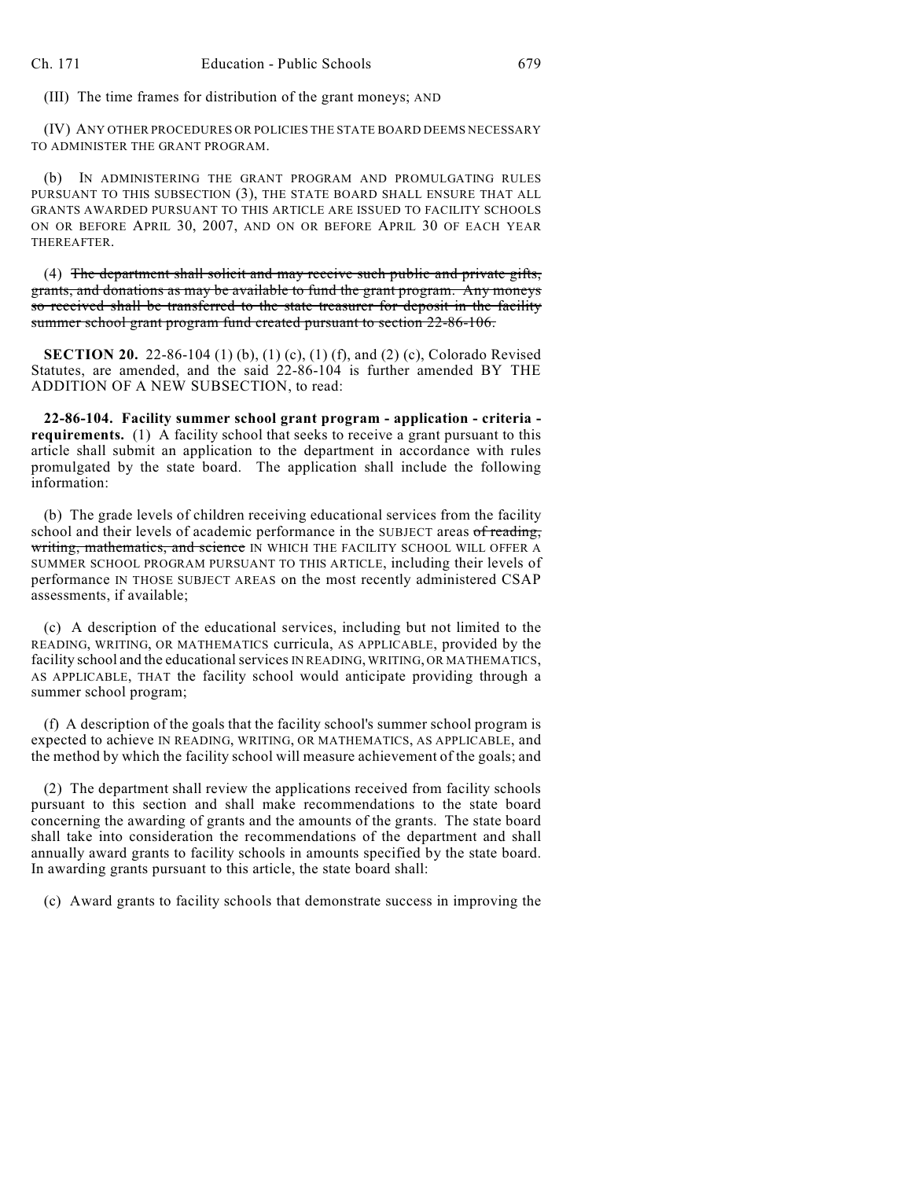(III) The time frames for distribution of the grant moneys; AND

(IV) ANY OTHER PROCEDURES OR POLICIES THE STATE BOARD DEEMS NECESSARY TO ADMINISTER THE GRANT PROGRAM.

(b) IN ADMINISTERING THE GRANT PROGRAM AND PROMULGATING RULES PURSUANT TO THIS SUBSECTION (3), THE STATE BOARD SHALL ENSURE THAT ALL GRANTS AWARDED PURSUANT TO THIS ARTICLE ARE ISSUED TO FACILITY SCHOOLS ON OR BEFORE APRIL 30, 2007, AND ON OR BEFORE APRIL 30 OF EACH YEAR THEREAFTER.

(4) ~~The department shall solicit and may receive such public and private gifts, grants, and donations as may be available to fund the grant program. Any moneys so received shall be transferred to the state treasurer for deposit in the facility summer school grant program fund created pursuant to section 22-86-106.~~

**SECTION 20.** 22-86-104 (1) (b), (1) (c), (1) (f), and (2) (c), Colorado Revised Statutes, are amended, and the said 22-86-104 is further amended BY THE ADDITION OF A NEW SUBSECTION, to read:

**22-86-104. Facility summer school grant program - application - criteria - requirements.** (1) A facility school that seeks to receive a grant pursuant to this article shall submit an application to the department in accordance with rules promulgated by the state board. The application shall include the following information:

(b) The grade levels of children receiving educational services from the facility school and their levels of academic performance in the SUBJECT areas ~~of reading, writing, mathematics, and science~~ IN WHICH THE FACILITY SCHOOL WILL OFFER A SUMMER SCHOOL PROGRAM PURSUANT TO THIS ARTICLE, including their levels of performance IN THOSE SUBJECT AREAS on the most recently administered CSAP assessments, if available;

(c) A description of the educational services, including but not limited to the READING, WRITING, OR MATHEMATICS curricula, AS APPLICABLE, provided by the facility school and the educational services IN READING, WRITING, OR MATHEMATICS, AS APPLICABLE, THAT the facility school would anticipate providing through a summer school program;

(f) A description of the goals that the facility school's summer school program is expected to achieve IN READING, WRITING, OR MATHEMATICS, AS APPLICABLE, and the method by which the facility school will measure achievement of the goals; and

(2) The department shall review the applications received from facility schools pursuant to this section and shall make recommendations to the state board concerning the awarding of grants and the amounts of the grants. The state board shall take into consideration the recommendations of the department and shall annually award grants to facility schools in amounts specified by the state board. In awarding grants pursuant to this article, the state board shall:

(c) Award grants to facility schools that demonstrate success in improving the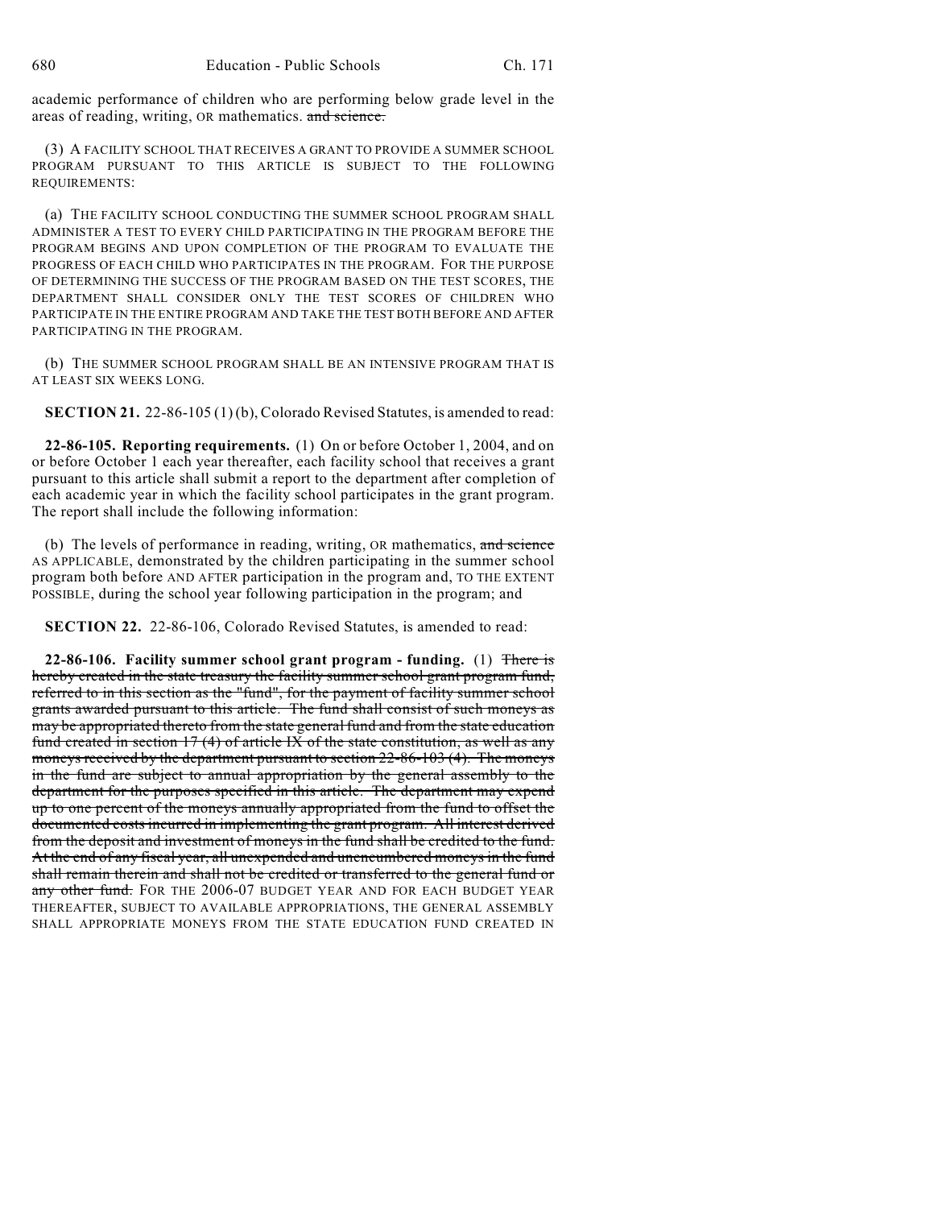academic performance of children who are performing below grade level in the areas of reading, writing, OR mathematics. ~~and science.~~

(3) A FACILITY SCHOOL THAT RECEIVES A GRANT TO PROVIDE A SUMMER SCHOOL PROGRAM PURSUANT TO THIS ARTICLE IS SUBJECT TO THE FOLLOWING REQUIREMENTS:

(a) THE FACILITY SCHOOL CONDUCTING THE SUMMER SCHOOL PROGRAM SHALL ADMINISTER A TEST TO EVERY CHILD PARTICIPATING IN THE PROGRAM BEFORE THE PROGRAM BEGINS AND UPON COMPLETION OF THE PROGRAM TO EVALUATE THE PROGRESS OF EACH CHILD WHO PARTICIPATES IN THE PROGRAM. FOR THE PURPOSE OF DETERMINING THE SUCCESS OF THE PROGRAM BASED ON THE TEST SCORES, THE DEPARTMENT SHALL CONSIDER ONLY THE TEST SCORES OF CHILDREN WHO PARTICIPATE IN THE ENTIRE PROGRAM AND TAKE THE TEST BOTH BEFORE AND AFTER PARTICIPATING IN THE PROGRAM.

(b) THE SUMMER SCHOOL PROGRAM SHALL BE AN INTENSIVE PROGRAM THAT IS AT LEAST SIX WEEKS LONG.

**SECTION 21.** 22-86-105 (1) (b), Colorado Revised Statutes, is amended to read:

**22-86-105. Reporting requirements.** (1) On or before October 1, 2004, and on or before October 1 each year thereafter, each facility school that receives a grant pursuant to this article shall submit a report to the department after completion of each academic year in which the facility school participates in the grant program. The report shall include the following information:

(b) The levels of performance in reading, writing, OR mathematics, ~~and science~~ AS APPLICABLE, demonstrated by the children participating in the summer school program both before AND AFTER participation in the program and, TO THE EXTENT POSSIBLE, during the school year following participation in the program; and

**SECTION 22.** 22-86-106, Colorado Revised Statutes, is amended to read:

**22-86-106. Facility summer school grant program - funding.** (1) ~~There is hereby created in the state treasury the facility summer school grant program fund, referred to in this section as the "fund", for the payment of facility summer school grants awarded pursuant to this article. The fund shall consist of such moneys as may be appropriated thereto from the state general fund and from the state education fund created in section 17 (4) of article IX of the state constitution, as well as any moneys received by the department pursuant to section 22-86-103 (4). The moneys in the fund are subject to annual appropriation by the general assembly to the department for the purposes specified in this article. The department may expend up to one percent of the moneys annually appropriated from the fund to offset the documented costs incurred in implementing the grant program. All interest derived from the deposit and investment of moneys in the fund shall be credited to the fund. At the end of any fiscal year, all unexpended and unencumbered moneys in the fund shall remain therein and shall not be credited or transferred to the general fund or any other fund.~~ FOR THE 2006-07 BUDGET YEAR AND FOR EACH BUDGET YEAR THEREAFTER, SUBJECT TO AVAILABLE APPROPRIATIONS, THE GENERAL ASSEMBLY SHALL APPROPRIATE MONEYS FROM THE STATE EDUCATION FUND CREATED IN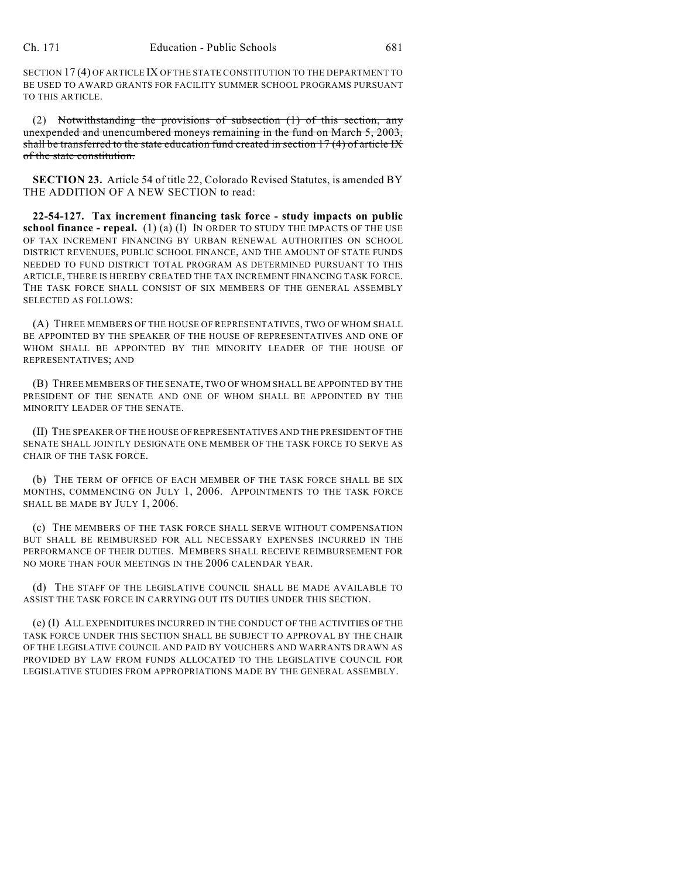SECTION 17 (4) OF ARTICLE IX OF THE STATE CONSTITUTION TO THE DEPARTMENT TO BE USED TO AWARD GRANTS FOR FACILITY SUMMER SCHOOL PROGRAMS PURSUANT TO THIS ARTICLE.

(2) ~~Notwithstanding the provisions of subsection (1) of this section, any unexpended and unencumbered moneys remaining in the fund on March 5, 2003, shall be transferred to the state education fund created in section 17 (4) of article IX of the state constitution.~~

**SECTION 23.** Article 54 of title 22, Colorado Revised Statutes, is amended BY THE ADDITION OF A NEW SECTION to read:

**22-54-127. Tax increment financing task force - study impacts on public school finance - repeal.** (1) (a) (I) IN ORDER TO STUDY THE IMPACTS OF THE USE OF TAX INCREMENT FINANCING BY URBAN RENEWAL AUTHORITIES ON SCHOOL DISTRICT REVENUES, PUBLIC SCHOOL FINANCE, AND THE AMOUNT OF STATE FUNDS NEEDED TO FUND DISTRICT TOTAL PROGRAM AS DETERMINED PURSUANT TO THIS ARTICLE, THERE IS HEREBY CREATED THE TAX INCREMENT FINANCING TASK FORCE. THE TASK FORCE SHALL CONSIST OF SIX MEMBERS OF THE GENERAL ASSEMBLY SELECTED AS FOLLOWS:

(A) THREE MEMBERS OF THE HOUSE OF REPRESENTATIVES, TWO OF WHOM SHALL BE APPOINTED BY THE SPEAKER OF THE HOUSE OF REPRESENTATIVES AND ONE OF WHOM SHALL BE APPOINTED BY THE MINORITY LEADER OF THE HOUSE OF REPRESENTATIVES; AND

(B) THREE MEMBERS OF THE SENATE, TWO OF WHOM SHALL BE APPOINTED BY THE PRESIDENT OF THE SENATE AND ONE OF WHOM SHALL BE APPOINTED BY THE MINORITY LEADER OF THE SENATE.

(II) THE SPEAKER OF THE HOUSE OF REPRESENTATIVES AND THE PRESIDENT OF THE SENATE SHALL JOINTLY DESIGNATE ONE MEMBER OF THE TASK FORCE TO SERVE AS CHAIR OF THE TASK FORCE.

(b) THE TERM OF OFFICE OF EACH MEMBER OF THE TASK FORCE SHALL BE SIX MONTHS, COMMENCING ON JULY 1, 2006. APPOINTMENTS TO THE TASK FORCE SHALL BE MADE BY JULY 1, 2006.

(c) THE MEMBERS OF THE TASK FORCE SHALL SERVE WITHOUT COMPENSATION BUT SHALL BE REIMBURSED FOR ALL NECESSARY EXPENSES INCURRED IN THE PERFORMANCE OF THEIR DUTIES. MEMBERS SHALL RECEIVE REIMBURSEMENT FOR NO MORE THAN FOUR MEETINGS IN THE 2006 CALENDAR YEAR.

(d) THE STAFF OF THE LEGISLATIVE COUNCIL SHALL BE MADE AVAILABLE TO ASSIST THE TASK FORCE IN CARRYING OUT ITS DUTIES UNDER THIS SECTION.

(e) (I) ALL EXPENDITURES INCURRED IN THE CONDUCT OF THE ACTIVITIES OF THE TASK FORCE UNDER THIS SECTION SHALL BE SUBJECT TO APPROVAL BY THE CHAIR OF THE LEGISLATIVE COUNCIL AND PAID BY VOUCHERS AND WARRANTS DRAWN AS PROVIDED BY LAW FROM FUNDS ALLOCATED TO THE LEGISLATIVE COUNCIL FOR LEGISLATIVE STUDIES FROM APPROPRIATIONS MADE BY THE GENERAL ASSEMBLY.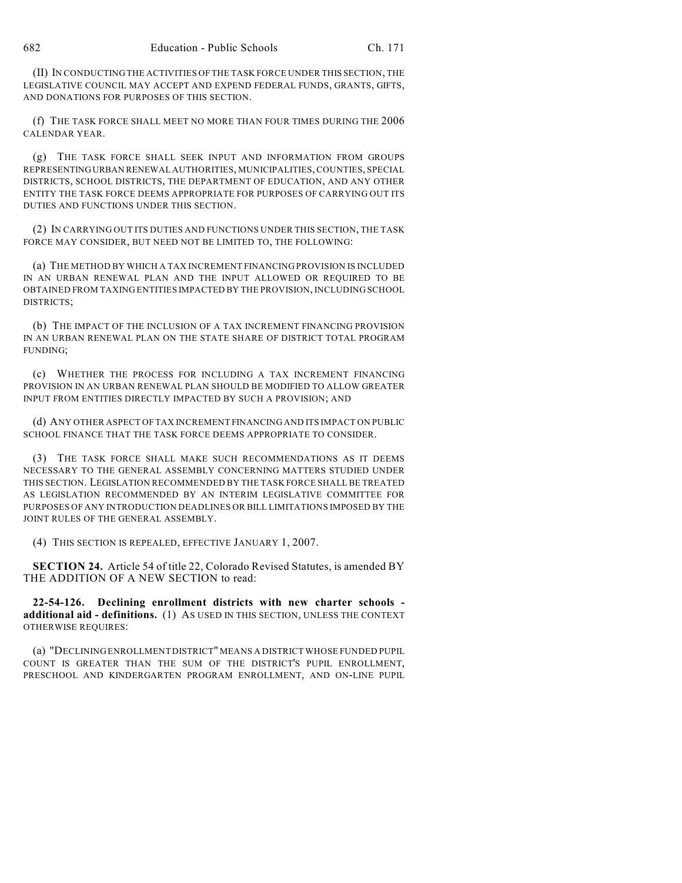(II) IN CONDUCTING THE ACTIVITIES OF THE TASK FORCE UNDER THIS SECTION, THE LEGISLATIVE COUNCIL MAY ACCEPT AND EXPEND FEDERAL FUNDS, GRANTS, GIFTS, AND DONATIONS FOR PURPOSES OF THIS SECTION.

(f) THE TASK FORCE SHALL MEET NO MORE THAN FOUR TIMES DURING THE 2006 CALENDAR YEAR.

(g) THE TASK FORCE SHALL SEEK INPUT AND INFORMATION FROM GROUPS REPRESENTING URBAN RENEWAL AUTHORITIES, MUNICIPALITIES, COUNTIES, SPECIAL DISTRICTS, SCHOOL DISTRICTS, THE DEPARTMENT OF EDUCATION, AND ANY OTHER ENTITY THE TASK FORCE DEEMS APPROPRIATE FOR PURPOSES OF CARRYING OUT ITS DUTIES AND FUNCTIONS UNDER THIS SECTION.

(2) IN CARRYING OUT ITS DUTIES AND FUNCTIONS UNDER THIS SECTION, THE TASK FORCE MAY CONSIDER, BUT NEED NOT BE LIMITED TO, THE FOLLOWING:

(a) THE METHOD BY WHICH A TAX INCREMENT FINANCING PROVISION IS INCLUDED IN AN URBAN RENEWAL PLAN AND THE INPUT ALLOWED OR REQUIRED TO BE OBTAINED FROM TAXING ENTITIES IMPACTED BY THE PROVISION, INCLUDING SCHOOL DISTRICTS;

(b) THE IMPACT OF THE INCLUSION OF A TAX INCREMENT FINANCING PROVISION IN AN URBAN RENEWAL PLAN ON THE STATE SHARE OF DISTRICT TOTAL PROGRAM FUNDING;

(c) WHETHER THE PROCESS FOR INCLUDING A TAX INCREMENT FINANCING PROVISION IN AN URBAN RENEWAL PLAN SHOULD BE MODIFIED TO ALLOW GREATER INPUT FROM ENTITIES DIRECTLY IMPACTED BY SUCH A PROVISION; AND

(d) ANY OTHER ASPECT OF TAX INCREMENT FINANCING AND ITS IMPACT ON PUBLIC SCHOOL FINANCE THAT THE TASK FORCE DEEMS APPROPRIATE TO CONSIDER.

(3) THE TASK FORCE SHALL MAKE SUCH RECOMMENDATIONS AS IT DEEMS NECESSARY TO THE GENERAL ASSEMBLY CONCERNING MATTERS STUDIED UNDER THIS SECTION. LEGISLATION RECOMMENDED BY THE TASK FORCE SHALL BE TREATED AS LEGISLATION RECOMMENDED BY AN INTERIM LEGISLATIVE COMMITTEE FOR PURPOSES OF ANY INTRODUCTION DEADLINES OR BILL LIMITATIONS IMPOSED BY THE JOINT RULES OF THE GENERAL ASSEMBLY.

(4) THIS SECTION IS REPEALED, EFFECTIVE JANUARY 1, 2007.

**SECTION 24.** Article 54 of title 22, Colorado Revised Statutes, is amended BY THE ADDITION OF A NEW SECTION to read:

**22-54-126. Declining enrollment districts with new charter schools - additional aid - definitions.** (1) AS USED IN THIS SECTION, UNLESS THE CONTEXT OTHERWISE REQUIRES:

(a) "DECLINING ENROLLMENT DISTRICT" MEANS A DISTRICT WHOSE FUNDED PUPIL COUNT IS GREATER THAN THE SUM OF THE DISTRICT'S PUPIL ENROLLMENT, PRESCHOOL AND KINDERGARTEN PROGRAM ENROLLMENT, AND ON-LINE PUPIL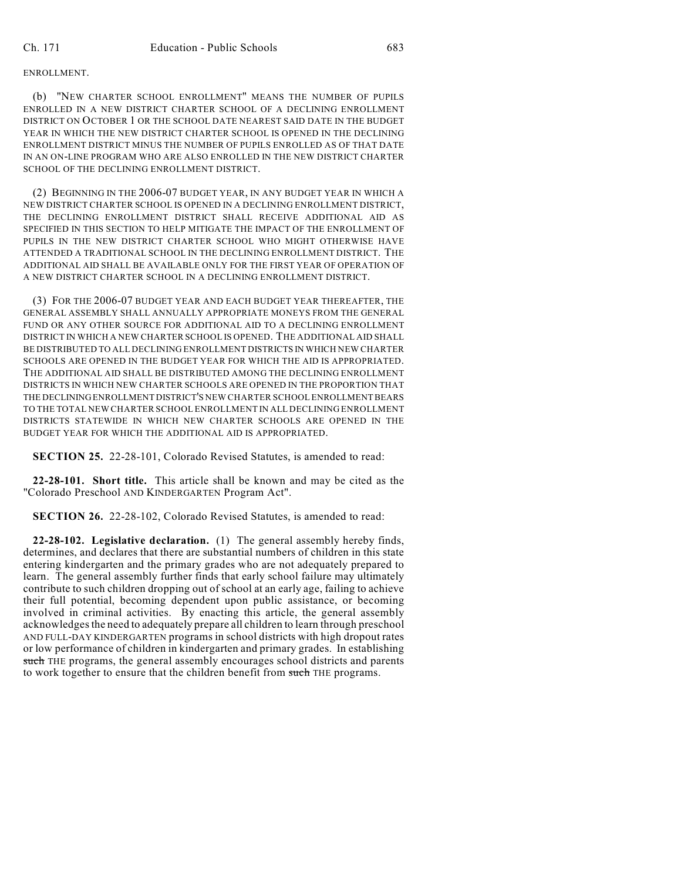ENROLLMENT.

(b) "NEW CHARTER SCHOOL ENROLLMENT" MEANS THE NUMBER OF PUPILS ENROLLED IN A NEW DISTRICT CHARTER SCHOOL OF A DECLINING ENROLLMENT DISTRICT ON OCTOBER 1 OR THE SCHOOL DATE NEAREST SAID DATE IN THE BUDGET YEAR IN WHICH THE NEW DISTRICT CHARTER SCHOOL IS OPENED IN THE DECLINING ENROLLMENT DISTRICT MINUS THE NUMBER OF PUPILS ENROLLED AS OF THAT DATE IN AN ON-LINE PROGRAM WHO ARE ALSO ENROLLED IN THE NEW DISTRICT CHARTER SCHOOL OF THE DECLINING ENROLLMENT DISTRICT.

(2) BEGINNING IN THE 2006-07 BUDGET YEAR, IN ANY BUDGET YEAR IN WHICH A NEW DISTRICT CHARTER SCHOOL IS OPENED IN A DECLINING ENROLLMENT DISTRICT, THE DECLINING ENROLLMENT DISTRICT SHALL RECEIVE ADDITIONAL AID AS SPECIFIED IN THIS SECTION TO HELP MITIGATE THE IMPACT OF THE ENROLLMENT OF PUPILS IN THE NEW DISTRICT CHARTER SCHOOL WHO MIGHT OTHERWISE HAVE ATTENDED A TRADITIONAL SCHOOL IN THE DECLINING ENROLLMENT DISTRICT. THE ADDITIONAL AID SHALL BE AVAILABLE ONLY FOR THE FIRST YEAR OF OPERATION OF A NEW DISTRICT CHARTER SCHOOL IN A DECLINING ENROLLMENT DISTRICT.

(3) FOR THE 2006-07 BUDGET YEAR AND EACH BUDGET YEAR THEREAFTER, THE GENERAL ASSEMBLY SHALL ANNUALLY APPROPRIATE MONEYS FROM THE GENERAL FUND OR ANY OTHER SOURCE FOR ADDITIONAL AID TO A DECLINING ENROLLMENT DISTRICT IN WHICH A NEW CHARTER SCHOOL IS OPENED. THE ADDITIONAL AID SHALL BE DISTRIBUTED TO ALL DECLINING ENROLLMENT DISTRICTS IN WHICH NEW CHARTER SCHOOLS ARE OPENED IN THE BUDGET YEAR FOR WHICH THE AID IS APPROPRIATED. THE ADDITIONAL AID SHALL BE DISTRIBUTED AMONG THE DECLINING ENROLLMENT DISTRICTS IN WHICH NEW CHARTER SCHOOLS ARE OPENED IN THE PROPORTION THAT THE DECLINING ENROLLMENT DISTRICT'S NEW CHARTER SCHOOL ENROLLMENT BEARS TO THE TOTAL NEW CHARTER SCHOOL ENROLLMENT IN ALL DECLINING ENROLLMENT DISTRICTS STATEWIDE IN WHICH NEW CHARTER SCHOOLS ARE OPENED IN THE BUDGET YEAR FOR WHICH THE ADDITIONAL AID IS APPROPRIATED.

**SECTION 25.** 22-28-101, Colorado Revised Statutes, is amended to read:

**22-28-101. Short title.** This article shall be known and may be cited as the "Colorado Preschool AND KINDERGARTEN Program Act".

**SECTION 26.** 22-28-102, Colorado Revised Statutes, is amended to read:

**22-28-102. Legislative declaration.** (1) The general assembly hereby finds, determines, and declares that there are substantial numbers of children in this state entering kindergarten and the primary grades who are not adequately prepared to learn. The general assembly further finds that early school failure may ultimately contribute to such children dropping out of school at an early age, failing to achieve their full potential, becoming dependent upon public assistance, or becoming involved in criminal activities. By enacting this article, the general assembly acknowledges the need to adequately prepare all children to learn through preschool AND FULL-DAY KINDERGARTEN programs in school districts with high dropout rates or low performance of children in kindergarten and primary grades. In establishing ~~such~~ THE programs, the general assembly encourages school districts and parents to work together to ensure that the children benefit from ~~such~~ THE programs.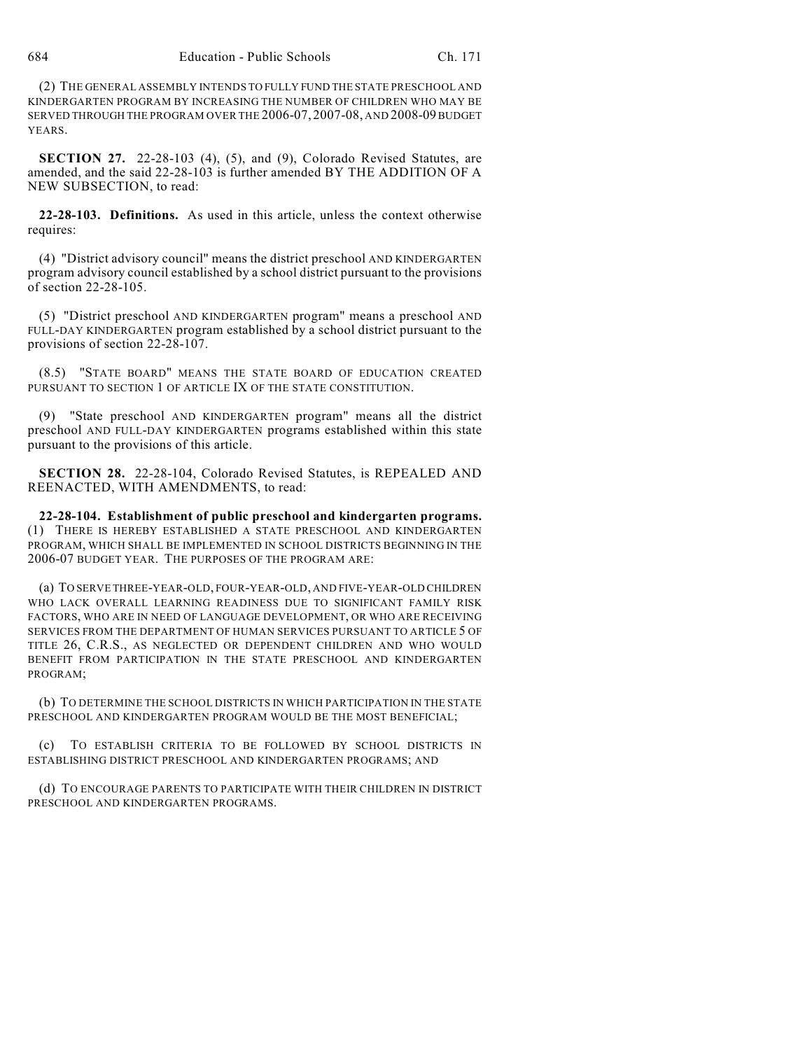(2) THE GENERAL ASSEMBLY INTENDS TO FULLY FUND THE STATE PRESCHOOL AND KINDERGARTEN PROGRAM BY INCREASING THE NUMBER OF CHILDREN WHO MAY BE SERVED THROUGH THE PROGRAM OVER THE 2006-07, 2007-08, AND 2008-09 BUDGET YEARS.

**SECTION 27.** 22-28-103 (4), (5), and (9), Colorado Revised Statutes, are amended, and the said 22-28-103 is further amended BY THE ADDITION OF A NEW SUBSECTION, to read:

**22-28-103. Definitions.** As used in this article, unless the context otherwise requires:

(4) "District advisory council" means the district preschool AND KINDERGARTEN program advisory council established by a school district pursuant to the provisions of section 22-28-105.

(5) "District preschool AND KINDERGARTEN program" means a preschool AND FULL-DAY KINDERGARTEN program established by a school district pursuant to the provisions of section 22-28-107.

(8.5) "STATE BOARD" MEANS THE STATE BOARD OF EDUCATION CREATED PURSUANT TO SECTION 1 OF ARTICLE IX OF THE STATE CONSTITUTION.

(9) "State preschool AND KINDERGARTEN program" means all the district preschool AND FULL-DAY KINDERGARTEN programs established within this state pursuant to the provisions of this article.

**SECTION 28.** 22-28-104, Colorado Revised Statutes, is REPEALED AND REENACTED, WITH AMENDMENTS, to read:

**22-28-104. Establishment of public preschool and kindergarten programs.** (1) THERE IS HEREBY ESTABLISHED A STATE PRESCHOOL AND KINDERGARTEN PROGRAM, WHICH SHALL BE IMPLEMENTED IN SCHOOL DISTRICTS BEGINNING IN THE 2006-07 BUDGET YEAR. THE PURPOSES OF THE PROGRAM ARE:

(a) TO SERVE THREE-YEAR-OLD, FOUR-YEAR-OLD, AND FIVE-YEAR-OLD CHILDREN WHO LACK OVERALL LEARNING READINESS DUE TO SIGNIFICANT FAMILY RISK FACTORS, WHO ARE IN NEED OF LANGUAGE DEVELOPMENT, OR WHO ARE RECEIVING SERVICES FROM THE DEPARTMENT OF HUMAN SERVICES PURSUANT TO ARTICLE 5 OF TITLE 26, C.R.S., AS NEGLECTED OR DEPENDENT CHILDREN AND WHO WOULD BENEFIT FROM PARTICIPATION IN THE STATE PRESCHOOL AND KINDERGARTEN PROGRAM;

(b) TO DETERMINE THE SCHOOL DISTRICTS IN WHICH PARTICIPATION IN THE STATE PRESCHOOL AND KINDERGARTEN PROGRAM WOULD BE THE MOST BENEFICIAL;

(c) TO ESTABLISH CRITERIA TO BE FOLLOWED BY SCHOOL DISTRICTS IN ESTABLISHING DISTRICT PRESCHOOL AND KINDERGARTEN PROGRAMS; AND

(d) TO ENCOURAGE PARENTS TO PARTICIPATE WITH THEIR CHILDREN IN DISTRICT PRESCHOOL AND KINDERGARTEN PROGRAMS.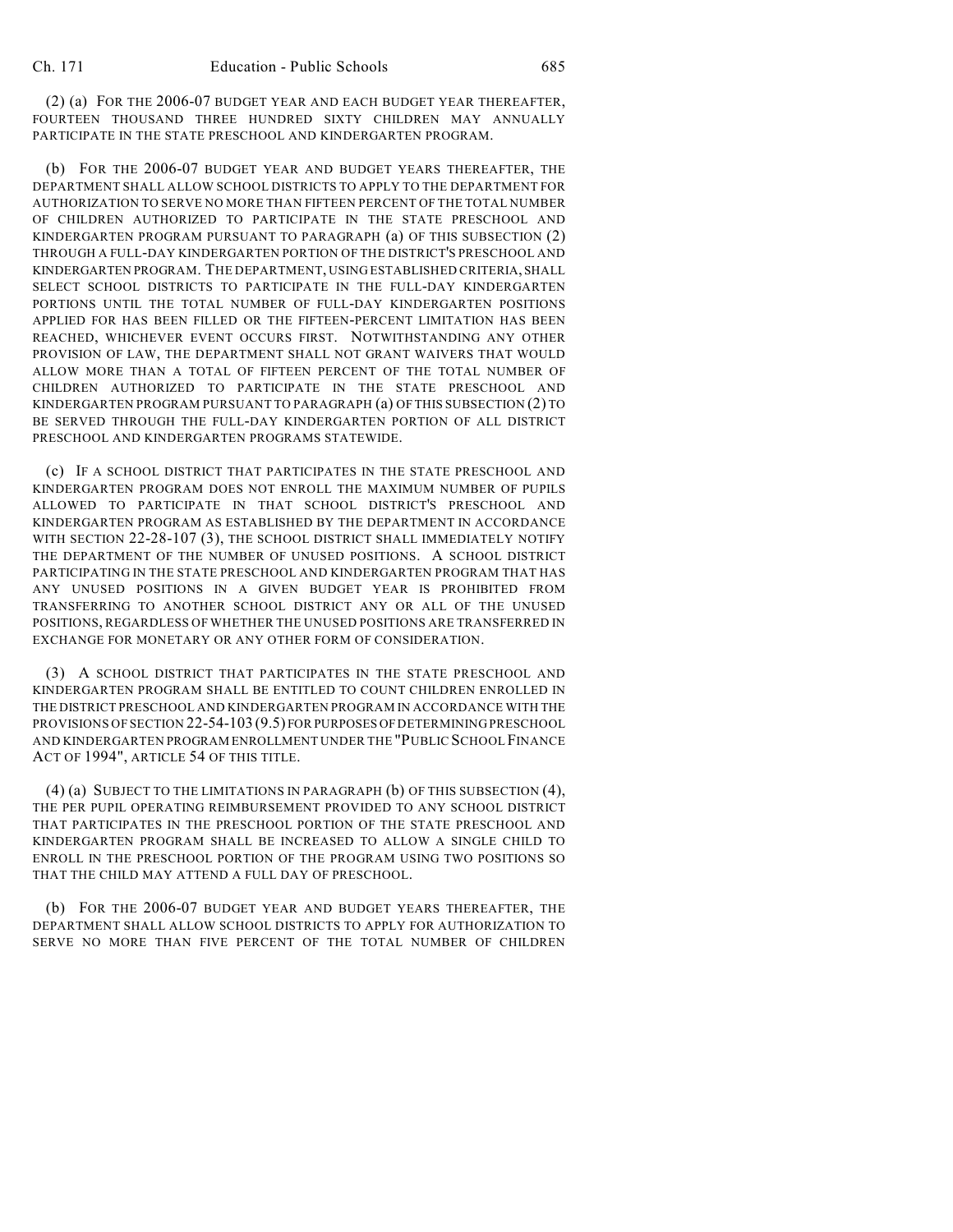(2) (a) FOR THE 2006-07 BUDGET YEAR AND EACH BUDGET YEAR THEREAFTER, FOURTEEN THOUSAND THREE HUNDRED SIXTY CHILDREN MAY ANNUALLY PARTICIPATE IN THE STATE PRESCHOOL AND KINDERGARTEN PROGRAM.

(b) FOR THE 2006-07 BUDGET YEAR AND BUDGET YEARS THEREAFTER, THE DEPARTMENT SHALL ALLOW SCHOOL DISTRICTS TO APPLY TO THE DEPARTMENT FOR AUTHORIZATION TO SERVE NO MORE THAN FIFTEEN PERCENT OF THE TOTAL NUMBER OF CHILDREN AUTHORIZED TO PARTICIPATE IN THE STATE PRESCHOOL AND KINDERGARTEN PROGRAM PURSUANT TO PARAGRAPH (a) OF THIS SUBSECTION (2) THROUGH A FULL-DAY KINDERGARTEN PORTION OF THE DISTRICT'S PRESCHOOL AND KINDERGARTEN PROGRAM. THE DEPARTMENT, USING ESTABLISHED CRITERIA, SHALL SELECT SCHOOL DISTRICTS TO PARTICIPATE IN THE FULL-DAY KINDERGARTEN PORTIONS UNTIL THE TOTAL NUMBER OF FULL-DAY KINDERGARTEN POSITIONS APPLIED FOR HAS BEEN FILLED OR THE FIFTEEN-PERCENT LIMITATION HAS BEEN REACHED, WHICHEVER EVENT OCCURS FIRST. NOTWITHSTANDING ANY OTHER PROVISION OF LAW, THE DEPARTMENT SHALL NOT GRANT WAIVERS THAT WOULD ALLOW MORE THAN A TOTAL OF FIFTEEN PERCENT OF THE TOTAL NUMBER OF CHILDREN AUTHORIZED TO PARTICIPATE IN THE STATE PRESCHOOL AND KINDERGARTEN PROGRAM PURSUANT TO PARAGRAPH (a) OF THIS SUBSECTION (2) TO BE SERVED THROUGH THE FULL-DAY KINDERGARTEN PORTION OF ALL DISTRICT PRESCHOOL AND KINDERGARTEN PROGRAMS STATEWIDE.

(c) IF A SCHOOL DISTRICT THAT PARTICIPATES IN THE STATE PRESCHOOL AND KINDERGARTEN PROGRAM DOES NOT ENROLL THE MAXIMUM NUMBER OF PUPILS ALLOWED TO PARTICIPATE IN THAT SCHOOL DISTRICT'S PRESCHOOL AND KINDERGARTEN PROGRAM AS ESTABLISHED BY THE DEPARTMENT IN ACCORDANCE WITH SECTION 22-28-107 (3), THE SCHOOL DISTRICT SHALL IMMEDIATELY NOTIFY THE DEPARTMENT OF THE NUMBER OF UNUSED POSITIONS. A SCHOOL DISTRICT PARTICIPATING IN THE STATE PRESCHOOL AND KINDERGARTEN PROGRAM THAT HAS ANY UNUSED POSITIONS IN A GIVEN BUDGET YEAR IS PROHIBITED FROM TRANSFERRING TO ANOTHER SCHOOL DISTRICT ANY OR ALL OF THE UNUSED POSITIONS, REGARDLESS OF WHETHER THE UNUSED POSITIONS ARE TRANSFERRED IN EXCHANGE FOR MONETARY OR ANY OTHER FORM OF CONSIDERATION.

(3) A SCHOOL DISTRICT THAT PARTICIPATES IN THE STATE PRESCHOOL AND KINDERGARTEN PROGRAM SHALL BE ENTITLED TO COUNT CHILDREN ENROLLED IN THE DISTRICT PRESCHOOL AND KINDERGARTEN PROGRAM IN ACCORDANCE WITH THE PROVISIONS OF SECTION 22-54-103 (9.5) FOR PURPOSES OF DETERMINING PRESCHOOL AND KINDERGARTEN PROGRAM ENROLLMENT UNDER THE "PUBLIC SCHOOL FINANCE ACT OF 1994", ARTICLE 54 OF THIS TITLE.

(4) (a) SUBJECT TO THE LIMITATIONS IN PARAGRAPH (b) OF THIS SUBSECTION (4), THE PER PUPIL OPERATING REIMBURSEMENT PROVIDED TO ANY SCHOOL DISTRICT THAT PARTICIPATES IN THE PRESCHOOL PORTION OF THE STATE PRESCHOOL AND KINDERGARTEN PROGRAM SHALL BE INCREASED TO ALLOW A SINGLE CHILD TO ENROLL IN THE PRESCHOOL PORTION OF THE PROGRAM USING TWO POSITIONS SO THAT THE CHILD MAY ATTEND A FULL DAY OF PRESCHOOL.

(b) FOR THE 2006-07 BUDGET YEAR AND BUDGET YEARS THEREAFTER, THE DEPARTMENT SHALL ALLOW SCHOOL DISTRICTS TO APPLY FOR AUTHORIZATION TO SERVE NO MORE THAN FIVE PERCENT OF THE TOTAL NUMBER OF CHILDREN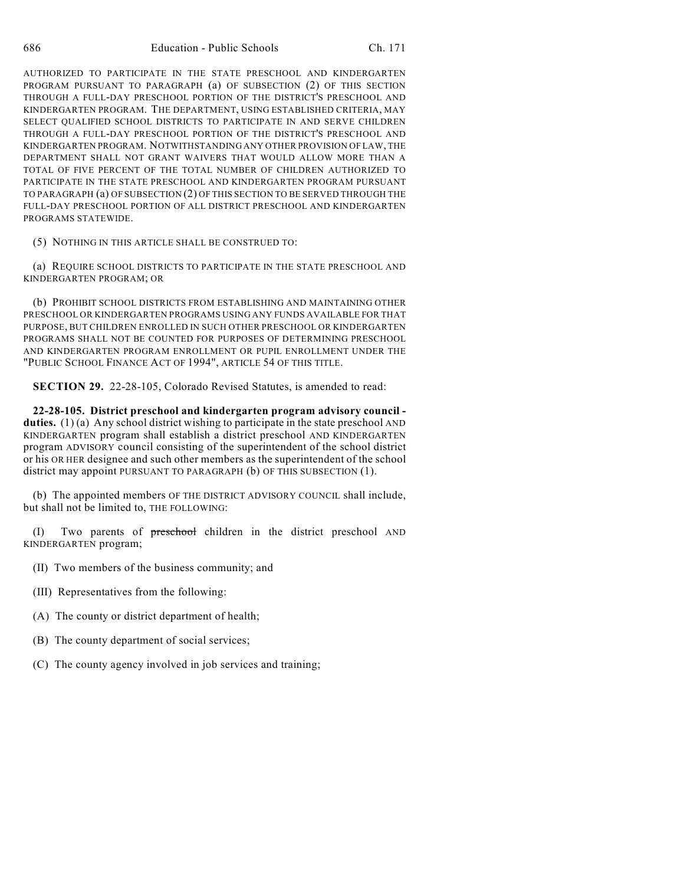AUTHORIZED TO PARTICIPATE IN THE STATE PRESCHOOL AND KINDERGARTEN PROGRAM PURSUANT TO PARAGRAPH (a) OF SUBSECTION (2) OF THIS SECTION THROUGH A FULL-DAY PRESCHOOL PORTION OF THE DISTRICT'S PRESCHOOL AND KINDERGARTEN PROGRAM. THE DEPARTMENT, USING ESTABLISHED CRITERIA, MAY SELECT QUALIFIED SCHOOL DISTRICTS TO PARTICIPATE IN AND SERVE CHILDREN THROUGH A FULL-DAY PRESCHOOL PORTION OF THE DISTRICT'S PRESCHOOL AND KINDERGARTEN PROGRAM. NOTWITHSTANDING ANY OTHER PROVISION OF LAW, THE DEPARTMENT SHALL NOT GRANT WAIVERS THAT WOULD ALLOW MORE THAN A TOTAL OF FIVE PERCENT OF THE TOTAL NUMBER OF CHILDREN AUTHORIZED TO PARTICIPATE IN THE STATE PRESCHOOL AND KINDERGARTEN PROGRAM PURSUANT TO PARAGRAPH (a) OF SUBSECTION (2) OF THIS SECTION TO BE SERVED THROUGH THE FULL-DAY PRESCHOOL PORTION OF ALL DISTRICT PRESCHOOL AND KINDERGARTEN PROGRAMS STATEWIDE.

(5) NOTHING IN THIS ARTICLE SHALL BE CONSTRUED TO:

(a) REQUIRE SCHOOL DISTRICTS TO PARTICIPATE IN THE STATE PRESCHOOL AND KINDERGARTEN PROGRAM; OR

(b) PROHIBIT SCHOOL DISTRICTS FROM ESTABLISHING AND MAINTAINING OTHER PRESCHOOL OR KINDERGARTEN PROGRAMS USING ANY FUNDS AVAILABLE FOR THAT PURPOSE, BUT CHILDREN ENROLLED IN SUCH OTHER PRESCHOOL OR KINDERGARTEN PROGRAMS SHALL NOT BE COUNTED FOR PURPOSES OF DETERMINING PRESCHOOL AND KINDERGARTEN PROGRAM ENROLLMENT OR PUPIL ENROLLMENT UNDER THE "PUBLIC SCHOOL FINANCE ACT OF 1994", ARTICLE 54 OF THIS TITLE.

**SECTION 29.** 22-28-105, Colorado Revised Statutes, is amended to read:

**22-28-105. District preschool and kindergarten program advisory council - duties.** (1) (a) Any school district wishing to participate in the state preschool AND KINDERGARTEN program shall establish a district preschool AND KINDERGARTEN program ADVISORY council consisting of the superintendent of the school district or his OR HER designee and such other members as the superintendent of the school district may appoint PURSUANT TO PARAGRAPH (b) OF THIS SUBSECTION (1).

(b) The appointed members OF THE DISTRICT ADVISORY COUNCIL shall include, but shall not be limited to, THE FOLLOWING:

(I) Two parents of ~~preschool~~ children in the district preschool AND KINDERGARTEN program;

(II) Two members of the business community; and

(III) Representatives from the following:

(A) The county or district department of health;

(B) The county department of social services;

(C) The county agency involved in job services and training;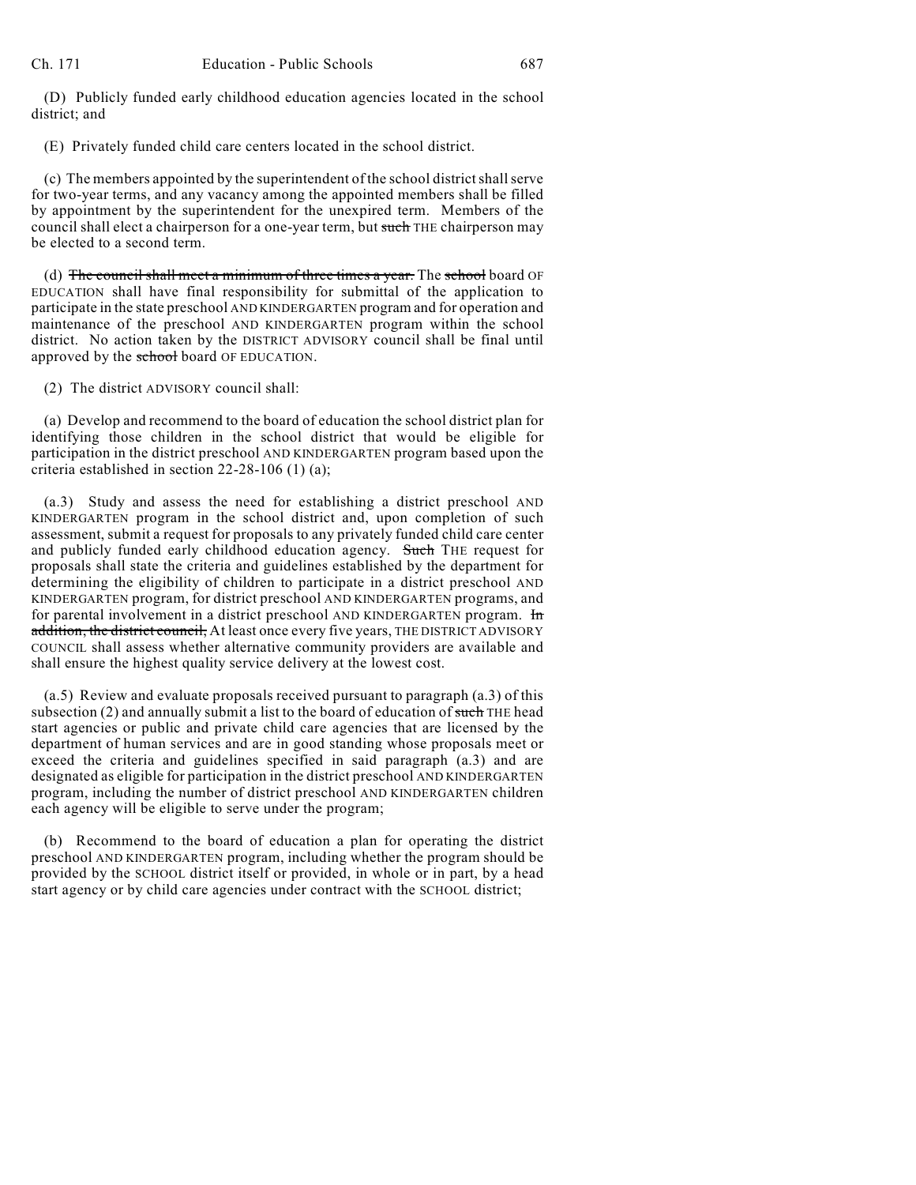(D) Publicly funded early childhood education agencies located in the school district; and

(E) Privately funded child care centers located in the school district.

(c) The members appointed by the superintendent of the school district shall serve for two-year terms, and any vacancy among the appointed members shall be filled by appointment by the superintendent for the unexpired term. Members of the council shall elect a chairperson for a one-year term, but ~~such~~ THE chairperson may be elected to a second term.

(d) ~~The council shall meet a minimum of three times a year.~~ The ~~school~~ board OF EDUCATION shall have final responsibility for submittal of the application to participate in the state preschool AND KINDERGARTEN program and for operation and maintenance of the preschool AND KINDERGARTEN program within the school district. No action taken by the DISTRICT ADVISORY council shall be final until approved by the ~~school~~ board OF EDUCATION.

(2) The district ADVISORY council shall:

(a) Develop and recommend to the board of education the school district plan for identifying those children in the school district that would be eligible for participation in the district preschool AND KINDERGARTEN program based upon the criteria established in section 22-28-106 (1) (a);

(a.3) Study and assess the need for establishing a district preschool AND KINDERGARTEN program in the school district and, upon completion of such assessment, submit a request for proposals to any privately funded child care center and publicly funded early childhood education agency. ~~Such~~ THE request for proposals shall state the criteria and guidelines established by the department for determining the eligibility of children to participate in a district preschool AND KINDERGARTEN program, for district preschool AND KINDERGARTEN programs, and for parental involvement in a district preschool AND KINDERGARTEN program. ~~In addition, the district council,~~ At least once every five years, THE DISTRICT ADVISORY COUNCIL shall assess whether alternative community providers are available and shall ensure the highest quality service delivery at the lowest cost.

(a.5) Review and evaluate proposals received pursuant to paragraph (a.3) of this subsection (2) and annually submit a list to the board of education of ~~such~~ THE head start agencies or public and private child care agencies that are licensed by the department of human services and are in good standing whose proposals meet or exceed the criteria and guidelines specified in said paragraph (a.3) and are designated as eligible for participation in the district preschool AND KINDERGARTEN program, including the number of district preschool AND KINDERGARTEN children each agency will be eligible to serve under the program;

(b) Recommend to the board of education a plan for operating the district preschool AND KINDERGARTEN program, including whether the program should be provided by the SCHOOL district itself or provided, in whole or in part, by a head start agency or by child care agencies under contract with the SCHOOL district;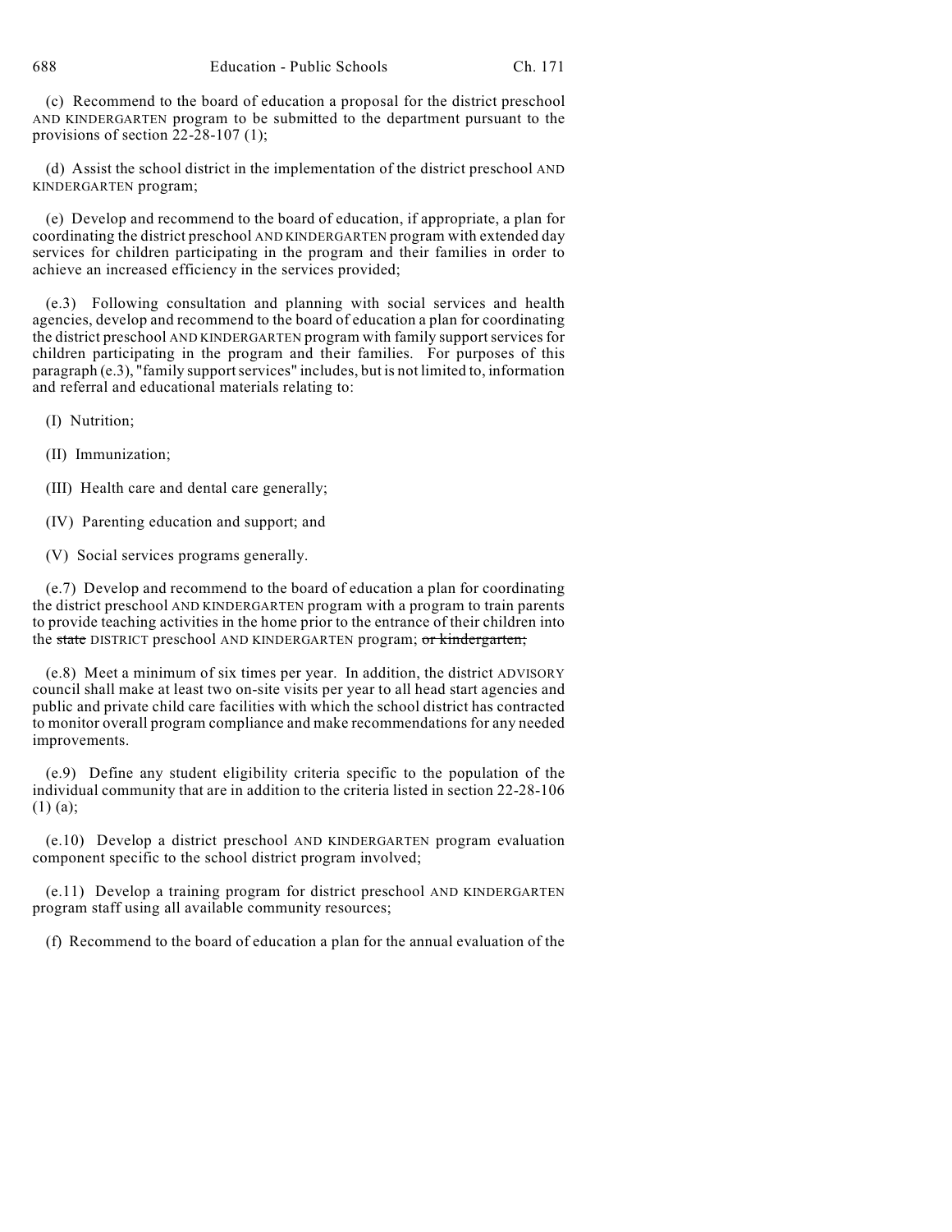(c) Recommend to the board of education a proposal for the district preschool AND KINDERGARTEN program to be submitted to the department pursuant to the provisions of section 22-28-107 (1);

(d) Assist the school district in the implementation of the district preschool AND KINDERGARTEN program;

(e) Develop and recommend to the board of education, if appropriate, a plan for coordinating the district preschool AND KINDERGARTEN program with extended day services for children participating in the program and their families in order to achieve an increased efficiency in the services provided;

(e.3) Following consultation and planning with social services and health agencies, develop and recommend to the board of education a plan for coordinating the district preschool AND KINDERGARTEN program with family support services for children participating in the program and their families. For purposes of this paragraph (e.3), "family support services" includes, but is not limited to, information and referral and educational materials relating to:

(I) Nutrition;

(II) Immunization;

(III) Health care and dental care generally;

(IV) Parenting education and support; and

(V) Social services programs generally.

(e.7) Develop and recommend to the board of education a plan for coordinating the district preschool AND KINDERGARTEN program with a program to train parents to provide teaching activities in the home prior to the entrance of their children into the ~~state~~ DISTRICT preschool AND KINDERGARTEN program; ~~or kindergarten;~~

(e.8) Meet a minimum of six times per year. In addition, the district ADVISORY council shall make at least two on-site visits per year to all head start agencies and public and private child care facilities with which the school district has contracted to monitor overall program compliance and make recommendations for any needed improvements.

(e.9) Define any student eligibility criteria specific to the population of the individual community that are in addition to the criteria listed in section 22-28-106 (1) (a);

(e.10) Develop a district preschool AND KINDERGARTEN program evaluation component specific to the school district program involved;

(e.11) Develop a training program for district preschool AND KINDERGARTEN program staff using all available community resources;

(f) Recommend to the board of education a plan for the annual evaluation of the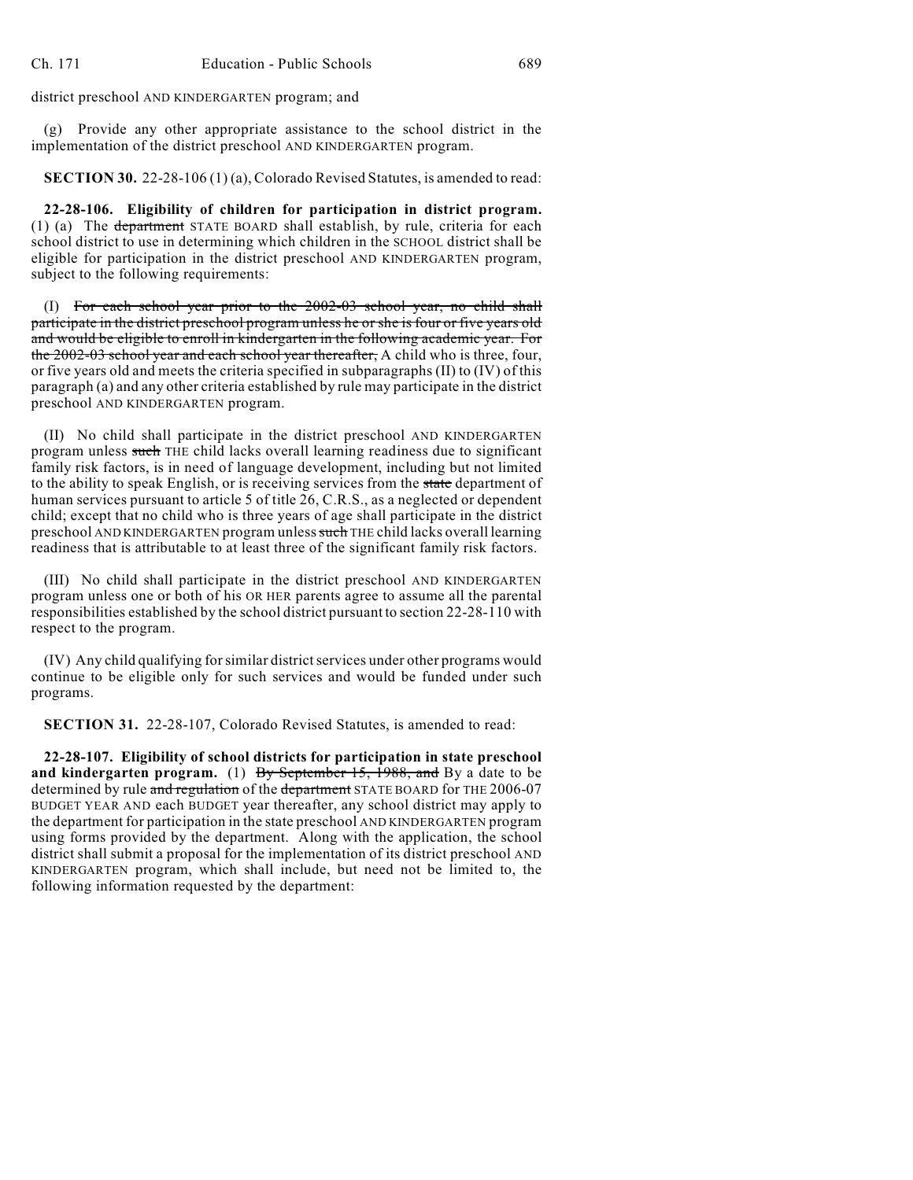district preschool AND KINDERGARTEN program; and

(g) Provide any other appropriate assistance to the school district in the implementation of the district preschool AND KINDERGARTEN program.

**SECTION 30.** 22-28-106 (1) (a), Colorado Revised Statutes, is amended to read:

**22-28-106. Eligibility of children for participation in district program.** (1) (a) The ~~department~~ STATE BOARD shall establish, by rule, criteria for each school district to use in determining which children in the SCHOOL district shall be eligible for participation in the district preschool AND KINDERGARTEN program, subject to the following requirements:

(I) ~~For each school year prior to the 2002-03 school year, no child shall participate in the district preschool program unless he or she is four or five years old and would be eligible to enroll in kindergarten in the following academic year. For the 2002-03 school year and each school year thereafter,~~ A child who is three, four, or five years old and meets the criteria specified in subparagraphs (II) to (IV) of this paragraph (a) and any other criteria established by rule may participate in the district preschool AND KINDERGARTEN program.

(II) No child shall participate in the district preschool AND KINDERGARTEN program unless ~~such~~ THE child lacks overall learning readiness due to significant family risk factors, is in need of language development, including but not limited to the ability to speak English, or is receiving services from the ~~state~~ department of human services pursuant to article 5 of title 26, C.R.S., as a neglected or dependent child; except that no child who is three years of age shall participate in the district preschool AND KINDERGARTEN program unless ~~such~~ THE child lacks overall learning readiness that is attributable to at least three of the significant family risk factors.

(III) No child shall participate in the district preschool AND KINDERGARTEN program unless one or both of his OR HER parents agree to assume all the parental responsibilities established by the school district pursuant to section 22-28-110 with respect to the program.

(IV) Any child qualifying for similar district services under other programs would continue to be eligible only for such services and would be funded under such programs.

**SECTION 31.** 22-28-107, Colorado Revised Statutes, is amended to read:

**22-28-107. Eligibility of school districts for participation in state preschool and kindergarten program.** (1) ~~By September 15, 1988, and~~ By a date to be determined by rule ~~and regulation~~ of the ~~department~~ STATE BOARD for THE 2006-07 BUDGET YEAR AND each BUDGET year thereafter, any school district may apply to the department for participation in the state preschool AND KINDERGARTEN program using forms provided by the department. Along with the application, the school district shall submit a proposal for the implementation of its district preschool AND KINDERGARTEN program, which shall include, but need not be limited to, the following information requested by the department: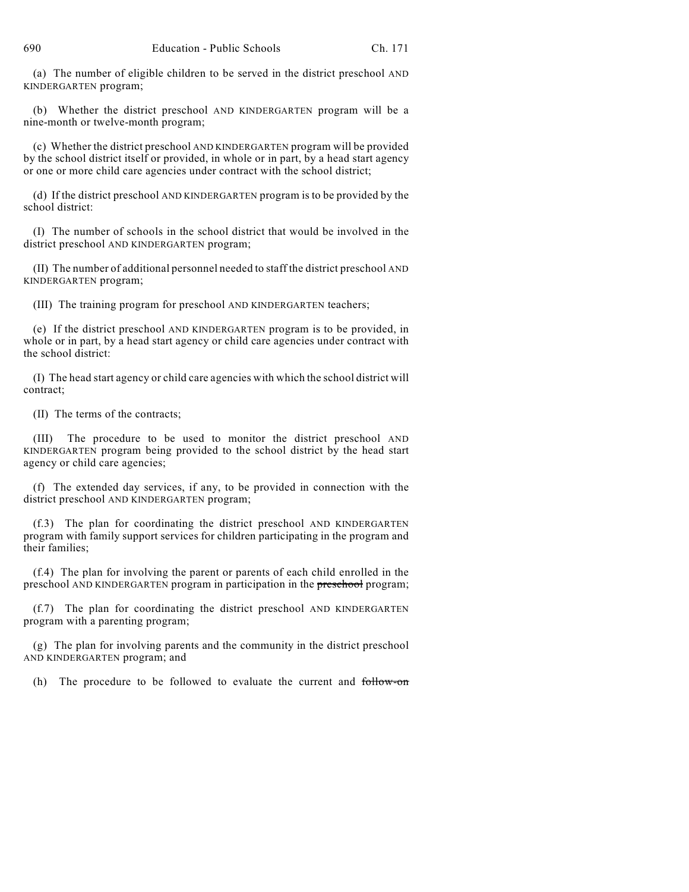(a) The number of eligible children to be served in the district preschool AND KINDERGARTEN program;

(b) Whether the district preschool AND KINDERGARTEN program will be a nine-month or twelve-month program;

(c) Whether the district preschool AND KINDERGARTEN program will be provided by the school district itself or provided, in whole or in part, by a head start agency or one or more child care agencies under contract with the school district;

(d) If the district preschool AND KINDERGARTEN program is to be provided by the school district:

(I) The number of schools in the school district that would be involved in the district preschool AND KINDERGARTEN program;

(II) The number of additional personnel needed to staff the district preschool AND KINDERGARTEN program;

(III) The training program for preschool AND KINDERGARTEN teachers;

(e) If the district preschool AND KINDERGARTEN program is to be provided, in whole or in part, by a head start agency or child care agencies under contract with the school district:

(I) The head start agency or child care agencies with which the school district will contract;

(II) The terms of the contracts;

(III) The procedure to be used to monitor the district preschool AND KINDERGARTEN program being provided to the school district by the head start agency or child care agencies;

(f) The extended day services, if any, to be provided in connection with the district preschool AND KINDERGARTEN program;

(f.3) The plan for coordinating the district preschool AND KINDERGARTEN program with family support services for children participating in the program and their families;

(f.4) The plan for involving the parent or parents of each child enrolled in the preschool AND KINDERGARTEN program in participation in the ~~preschool~~ program;

(f.7) The plan for coordinating the district preschool AND KINDERGARTEN program with a parenting program;

(g) The plan for involving parents and the community in the district preschool AND KINDERGARTEN program; and

(h) The procedure to be followed to evaluate the current and ~~follow-on~~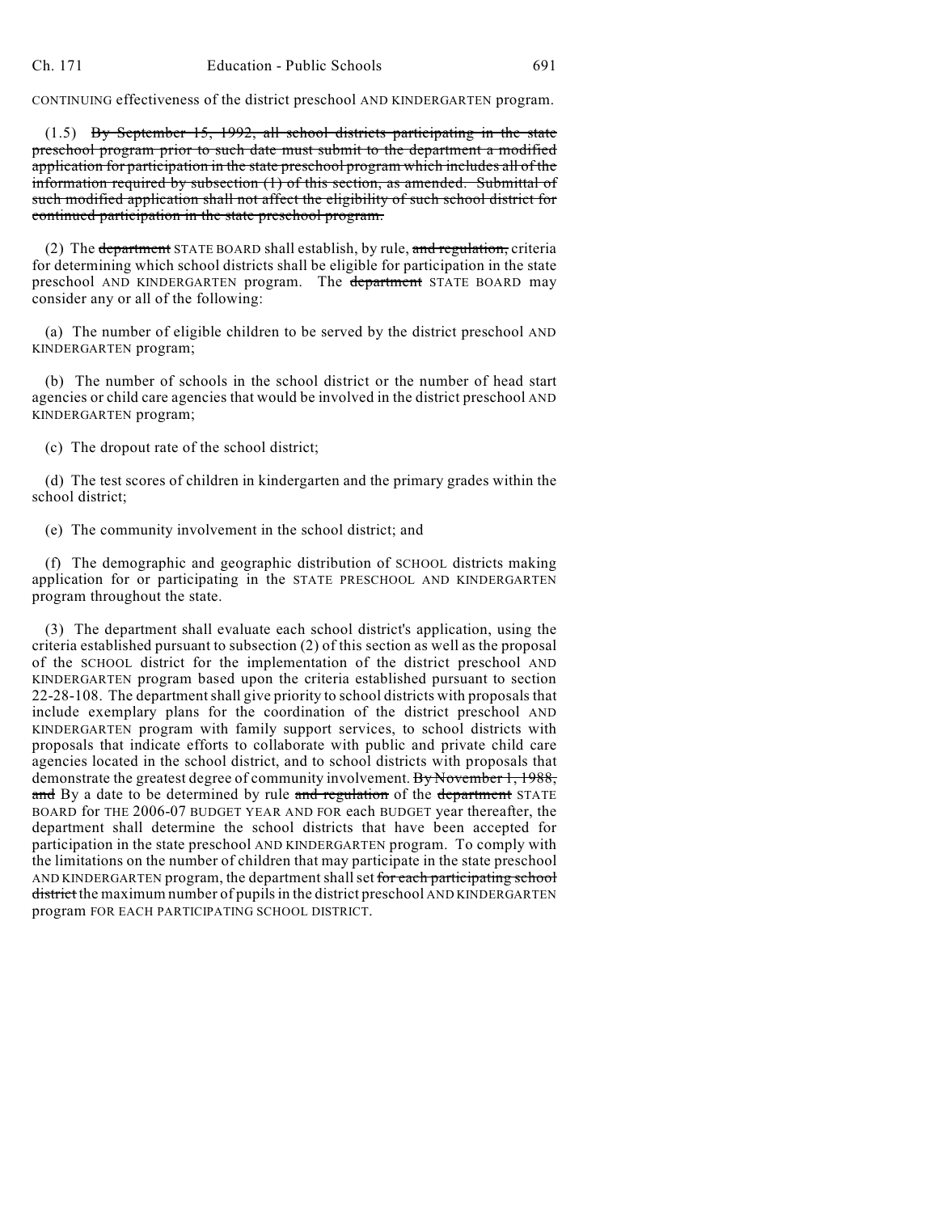CONTINUING effectiveness of the district preschool AND KINDERGARTEN program.

(1.5) ~~By September 15, 1992, all school districts participating in the state preschool program prior to such date must submit to the department a modified application for participation in the state preschool program which includes all of the information required by subsection (1) of this section, as amended. Submittal of such modified application shall not affect the eligibility of such school district for continued participation in the state preschool program.~~

(2) The ~~department~~ STATE BOARD shall establish, by rule, ~~and regulation,~~ criteria for determining which school districts shall be eligible for participation in the state preschool AND KINDERGARTEN program. The ~~department~~ STATE BOARD may consider any or all of the following:

(a) The number of eligible children to be served by the district preschool AND KINDERGARTEN program;

(b) The number of schools in the school district or the number of head start agencies or child care agencies that would be involved in the district preschool AND KINDERGARTEN program;

(c) The dropout rate of the school district;

(d) The test scores of children in kindergarten and the primary grades within the school district;

(e) The community involvement in the school district; and

(f) The demographic and geographic distribution of SCHOOL districts making application for or participating in the STATE PRESCHOOL AND KINDERGARTEN program throughout the state.

(3) The department shall evaluate each school district's application, using the criteria established pursuant to subsection (2) of this section as well as the proposal of the SCHOOL district for the implementation of the district preschool AND KINDERGARTEN program based upon the criteria established pursuant to section 22-28-108. The department shall give priority to school districts with proposals that include exemplary plans for the coordination of the district preschool AND KINDERGARTEN program with family support services, to school districts with proposals that indicate efforts to collaborate with public and private child care agencies located in the school district, and to school districts with proposals that demonstrate the greatest degree of community involvement. ~~By November 1, 1988, and~~ By a date to be determined by rule ~~and regulation~~ of the ~~department~~ STATE BOARD for THE 2006-07 BUDGET YEAR AND FOR each BUDGET year thereafter, the department shall determine the school districts that have been accepted for participation in the state preschool AND KINDERGARTEN program. To comply with the limitations on the number of children that may participate in the state preschool AND KINDERGARTEN program, the department shall set ~~for each participating school district~~ the maximum number of pupils in the district preschool AND KINDERGARTEN program FOR EACH PARTICIPATING SCHOOL DISTRICT.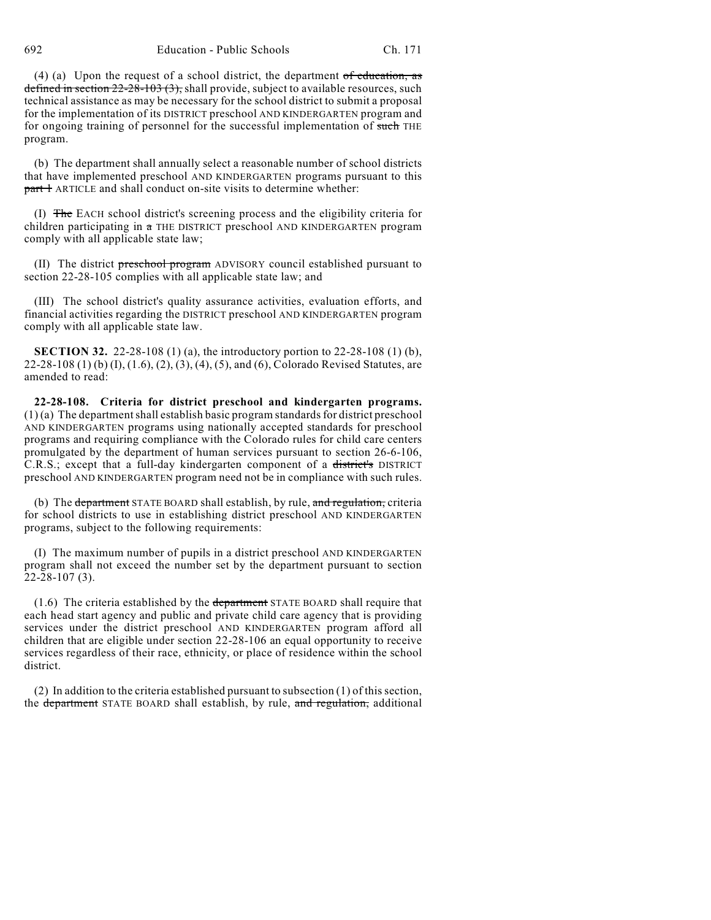(4) (a) Upon the request of a school district, the department ~~of education, as defined in section 22-28-103 (3),~~ shall provide, subject to available resources, such technical assistance as may be necessary for the school district to submit a proposal for the implementation of its DISTRICT preschool AND KINDERGARTEN program and for ongoing training of personnel for the successful implementation of ~~such~~ THE program.

(b) The department shall annually select a reasonable number of school districts that have implemented preschool AND KINDERGARTEN programs pursuant to this ~~part 1~~ ARTICLE and shall conduct on-site visits to determine whether:

(I) ~~The~~ EACH school district's screening process and the eligibility criteria for children participating in ~~a~~ THE DISTRICT preschool AND KINDERGARTEN program comply with all applicable state law;

(II) The district ~~preschool program~~ ADVISORY council established pursuant to section 22-28-105 complies with all applicable state law; and

(III) The school district's quality assurance activities, evaluation efforts, and financial activities regarding the DISTRICT preschool AND KINDERGARTEN program comply with all applicable state law.

**SECTION 32.** 22-28-108 (1) (a), the introductory portion to 22-28-108 (1) (b), 22-28-108 (1) (b) (I), (1.6), (2), (3), (4), (5), and (6), Colorado Revised Statutes, are amended to read:

**22-28-108. Criteria for district preschool and kindergarten programs.** (1) (a) The department shall establish basic program standards for district preschool AND KINDERGARTEN programs using nationally accepted standards for preschool programs and requiring compliance with the Colorado rules for child care centers promulgated by the department of human services pursuant to section 26-6-106, C.R.S.; except that a full-day kindergarten component of a ~~district's~~ DISTRICT preschool AND KINDERGARTEN program need not be in compliance with such rules.

(b) The ~~department~~ STATE BOARD shall establish, by rule, ~~and regulation,~~ criteria for school districts to use in establishing district preschool AND KINDERGARTEN programs, subject to the following requirements:

(I) The maximum number of pupils in a district preschool AND KINDERGARTEN program shall not exceed the number set by the department pursuant to section 22-28-107 (3).

(1.6) The criteria established by the ~~department~~ STATE BOARD shall require that each head start agency and public and private child care agency that is providing services under the district preschool AND KINDERGARTEN program afford all children that are eligible under section 22-28-106 an equal opportunity to receive services regardless of their race, ethnicity, or place of residence within the school district.

(2) In addition to the criteria established pursuant to subsection (1) of this section, the ~~department~~ STATE BOARD shall establish, by rule, ~~and regulation,~~ additional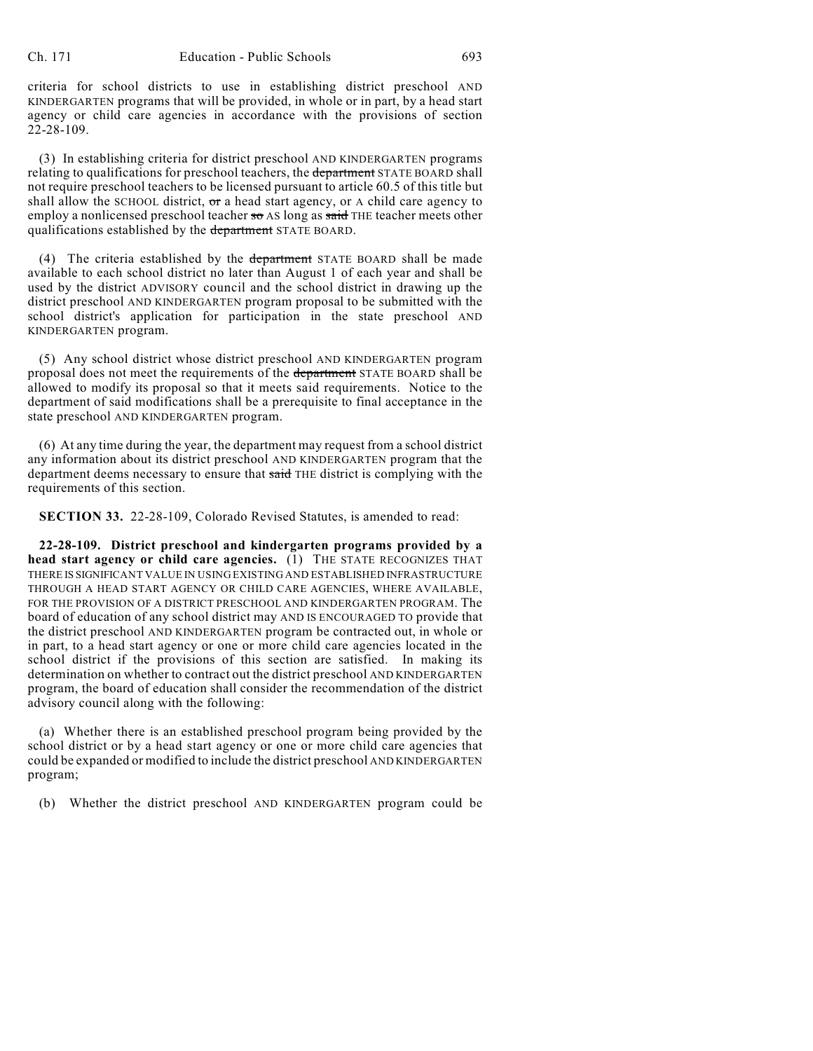criteria for school districts to use in establishing district preschool AND KINDERGARTEN programs that will be provided, in whole or in part, by a head start agency or child care agencies in accordance with the provisions of section 22-28-109.

(3) In establishing criteria for district preschool AND KINDERGARTEN programs relating to qualifications for preschool teachers, the ~~department~~ STATE BOARD shall not require preschool teachers to be licensed pursuant to article 60.5 of this title but shall allow the SCHOOL district, ~~or~~ a head start agency, or A child care agency to employ a nonlicensed preschool teacher ~~so~~ AS long as ~~said~~ THE teacher meets other qualifications established by the ~~department~~ STATE BOARD.

(4) The criteria established by the ~~department~~ STATE BOARD shall be made available to each school district no later than August 1 of each year and shall be used by the district ADVISORY council and the school district in drawing up the district preschool AND KINDERGARTEN program proposal to be submitted with the school district's application for participation in the state preschool AND KINDERGARTEN program.

(5) Any school district whose district preschool AND KINDERGARTEN program proposal does not meet the requirements of the ~~department~~ STATE BOARD shall be allowed to modify its proposal so that it meets said requirements. Notice to the department of said modifications shall be a prerequisite to final acceptance in the state preschool AND KINDERGARTEN program.

(6) At any time during the year, the department may request from a school district any information about its district preschool AND KINDERGARTEN program that the department deems necessary to ensure that ~~said~~ THE district is complying with the requirements of this section.

**SECTION 33.** 22-28-109, Colorado Revised Statutes, is amended to read:

**22-28-109. District preschool and kindergarten programs provided by a head start agency or child care agencies.** (1) THE STATE RECOGNIZES THAT THERE IS SIGNIFICANT VALUE IN USING EXISTING AND ESTABLISHED INFRASTRUCTURE THROUGH A HEAD START AGENCY OR CHILD CARE AGENCIES, WHERE AVAILABLE, FOR THE PROVISION OF A DISTRICT PRESCHOOL AND KINDERGARTEN PROGRAM. The board of education of any school district may AND IS ENCOURAGED TO provide that the district preschool AND KINDERGARTEN program be contracted out, in whole or in part, to a head start agency or one or more child care agencies located in the school district if the provisions of this section are satisfied. In making its determination on whether to contract out the district preschool AND KINDERGARTEN program, the board of education shall consider the recommendation of the district advisory council along with the following:

(a) Whether there is an established preschool program being provided by the school district or by a head start agency or one or more child care agencies that could be expanded or modified to include the district preschool AND KINDERGARTEN program;

(b) Whether the district preschool AND KINDERGARTEN program could be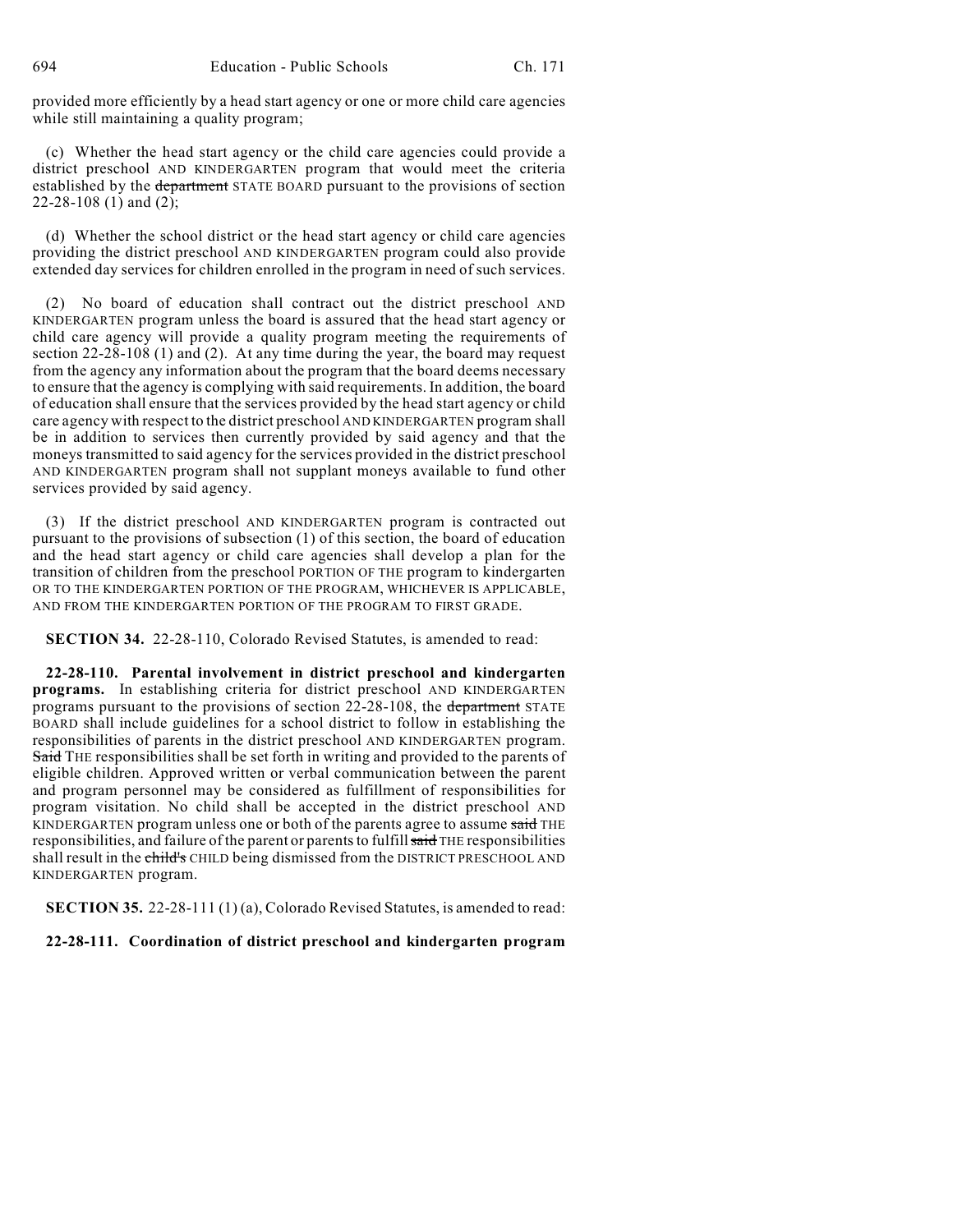provided more efficiently by a head start agency or one or more child care agencies while still maintaining a quality program;

(c) Whether the head start agency or the child care agencies could provide a district preschool AND KINDERGARTEN program that would meet the criteria established by the ~~department~~ STATE BOARD pursuant to the provisions of section 22-28-108 (1) and (2);

(d) Whether the school district or the head start agency or child care agencies providing the district preschool AND KINDERGARTEN program could also provide extended day services for children enrolled in the program in need of such services.

(2) No board of education shall contract out the district preschool AND KINDERGARTEN program unless the board is assured that the head start agency or child care agency will provide a quality program meeting the requirements of section 22-28-108 (1) and (2). At any time during the year, the board may request from the agency any information about the program that the board deems necessary to ensure that the agency is complying with said requirements. In addition, the board of education shall ensure that the services provided by the head start agency or child care agency with respect to the district preschool AND KINDERGARTEN program shall be in addition to services then currently provided by said agency and that the moneys transmitted to said agency for the services provided in the district preschool AND KINDERGARTEN program shall not supplant moneys available to fund other services provided by said agency.

(3) If the district preschool AND KINDERGARTEN program is contracted out pursuant to the provisions of subsection (1) of this section, the board of education and the head start agency or child care agencies shall develop a plan for the transition of children from the preschool PORTION OF THE program to kindergarten OR TO THE KINDERGARTEN PORTION OF THE PROGRAM, WHICHEVER IS APPLICABLE, AND FROM THE KINDERGARTEN PORTION OF THE PROGRAM TO FIRST GRADE.

**SECTION 34.** 22-28-110, Colorado Revised Statutes, is amended to read:

**22-28-110. Parental involvement in district preschool and kindergarten programs.** In establishing criteria for district preschool AND KINDERGARTEN programs pursuant to the provisions of section 22-28-108, the ~~department~~ STATE BOARD shall include guidelines for a school district to follow in establishing the responsibilities of parents in the district preschool AND KINDERGARTEN program. ~~Said~~ THE responsibilities shall be set forth in writing and provided to the parents of eligible children. Approved written or verbal communication between the parent and program personnel may be considered as fulfillment of responsibilities for program visitation. No child shall be accepted in the district preschool AND KINDERGARTEN program unless one or both of the parents agree to assume ~~said~~ THE responsibilities, and failure of the parent or parents to fulfill ~~said~~ THE responsibilities shall result in the ~~child's~~ CHILD being dismissed from the DISTRICT PRESCHOOL AND KINDERGARTEN program.

**SECTION 35.** 22-28-111 (1) (a), Colorado Revised Statutes, is amended to read:

**22-28-111. Coordination of district preschool and kindergarten program**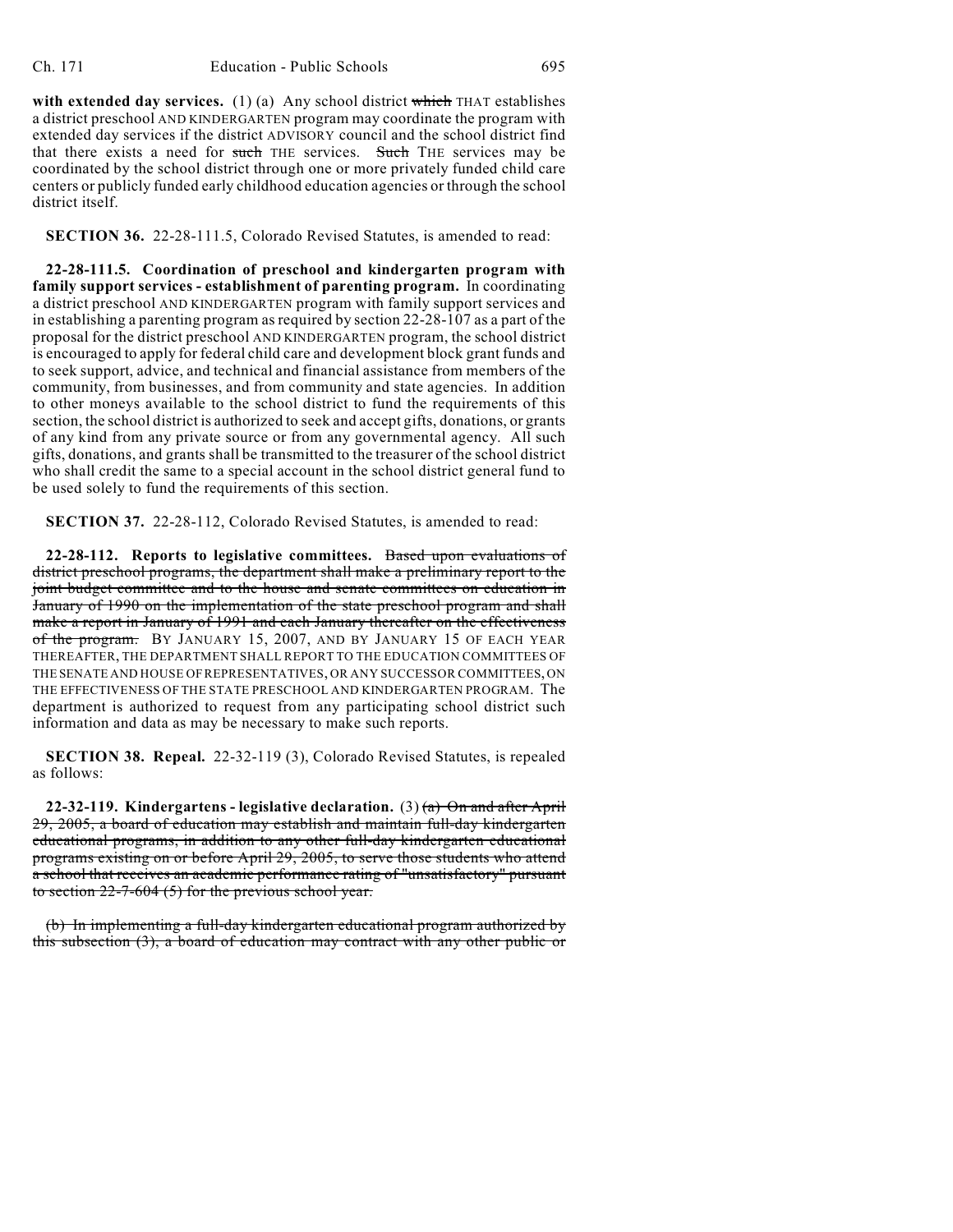**with extended day services.** (1) (a) Any school district ~~which~~ THAT establishes a district preschool AND KINDERGARTEN program may coordinate the program with extended day services if the district ADVISORY council and the school district find that there exists a need for ~~such~~ THE services. ~~Such~~ THE services may be coordinated by the school district through one or more privately funded child care centers or publicly funded early childhood education agencies or through the school district itself.

**SECTION 36.** 22-28-111.5, Colorado Revised Statutes, is amended to read:

**22-28-111.5. Coordination of preschool and kindergarten program with family support services - establishment of parenting program.** In coordinating a district preschool AND KINDERGARTEN program with family support services and in establishing a parenting program as required by section 22-28-107 as a part of the proposal for the district preschool AND KINDERGARTEN program, the school district is encouraged to apply for federal child care and development block grant funds and to seek support, advice, and technical and financial assistance from members of the community, from businesses, and from community and state agencies. In addition to other moneys available to the school district to fund the requirements of this section, the school district is authorized to seek and accept gifts, donations, or grants of any kind from any private source or from any governmental agency. All such gifts, donations, and grants shall be transmitted to the treasurer of the school district who shall credit the same to a special account in the school district general fund to be used solely to fund the requirements of this section.

**SECTION 37.** 22-28-112, Colorado Revised Statutes, is amended to read:

**22-28-112. Reports to legislative committees.** ~~Based upon evaluations of district preschool programs, the department shall make a preliminary report to the joint budget committee and to the house and senate committees on education in January of 1990 on the implementation of the state preschool program and shall make a report in January of 1991 and each January thereafter on the effectiveness of the program.~~ BY JANUARY 15, 2007, AND BY JANUARY 15 OF EACH YEAR THEREAFTER, THE DEPARTMENT SHALL REPORT TO THE EDUCATION COMMITTEES OF THE SENATE AND HOUSE OF REPRESENTATIVES, OR ANY SUCCESSOR COMMITTEES, ON THE EFFECTIVENESS OF THE STATE PRESCHOOL AND KINDERGARTEN PROGRAM. The department is authorized to request from any participating school district such information and data as may be necessary to make such reports.

**SECTION 38. Repeal.** 22-32-119 (3), Colorado Revised Statutes, is repealed as follows:

**22-32-119. Kindergartens - legislative declaration.** (3) ~~(a) On and after April 29, 2005, a board of education may establish and maintain full-day kindergarten educational programs, in addition to any other full-day kindergarten educational programs existing on or before April 29, 2005, to serve those students who attend a school that receives an academic performance rating of "unsatisfactory" pursuant to section 22-7-604 (5) for the previous school year.~~

~~(b) In implementing a full-day kindergarten educational program authorized by this subsection (3), a board of education may contract with any other public or~~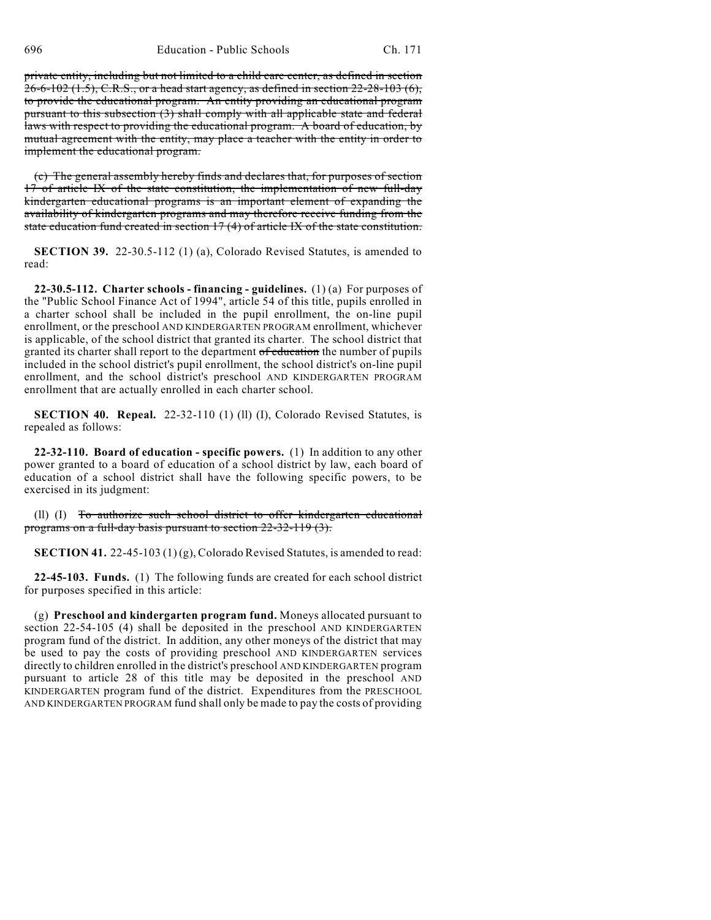~~private entity, including but not limited to a child care center, as defined in section 26-6-102 (1.5), C.R.S., or a head start agency, as defined in section 22-28-103 (6), to provide the educational program. An entity providing an educational program pursuant to this subsection (3) shall comply with all applicable state and federal laws with respect to providing the educational program. A board of education, by mutual agreement with the entity, may place a teacher with the entity in order to implement the educational program.~~

~~(c) The general assembly hereby finds and declares that, for purposes of section 17 of article IX of the state constitution, the implementation of new full-day kindergarten educational programs is an important element of expanding the availability of kindergarten programs and may therefore receive funding from the state education fund created in section 17 (4) of article IX of the state constitution.~~

**SECTION 39.** 22-30.5-112 (1) (a), Colorado Revised Statutes, is amended to read:

**22-30.5-112. Charter schools - financing - guidelines.** (1) (a) For purposes of the "Public School Finance Act of 1994", article 54 of this title, pupils enrolled in a charter school shall be included in the pupil enrollment, the on-line pupil enrollment, or the preschool AND KINDERGARTEN PROGRAM enrollment, whichever is applicable, of the school district that granted its charter. The school district that granted its charter shall report to the department ~~of education~~ the number of pupils included in the school district's pupil enrollment, the school district's on-line pupil enrollment, and the school district's preschool AND KINDERGARTEN PROGRAM enrollment that are actually enrolled in each charter school.

**SECTION 40. Repeal.** 22-32-110 (1) (ll) (I), Colorado Revised Statutes, is repealed as follows:

**22-32-110. Board of education - specific powers.** (1) In addition to any other power granted to a board of education of a school district by law, each board of education of a school district shall have the following specific powers, to be exercised in its judgment:

(ll) (I) ~~To authorize such school district to offer kindergarten educational programs on a full-day basis pursuant to section 22-32-119 (3).~~

**SECTION 41.** 22-45-103 (1) (g), Colorado Revised Statutes, is amended to read:

**22-45-103. Funds.** (1) The following funds are created for each school district for purposes specified in this article:

(g) **Preschool and kindergarten program fund.** Moneys allocated pursuant to section 22-54-105 (4) shall be deposited in the preschool AND KINDERGARTEN program fund of the district. In addition, any other moneys of the district that may be used to pay the costs of providing preschool AND KINDERGARTEN services directly to children enrolled in the district's preschool AND KINDERGARTEN program pursuant to article 28 of this title may be deposited in the preschool AND KINDERGARTEN program fund of the district. Expenditures from the PRESCHOOL AND KINDERGARTEN PROGRAM fund shall only be made to pay the costs of providing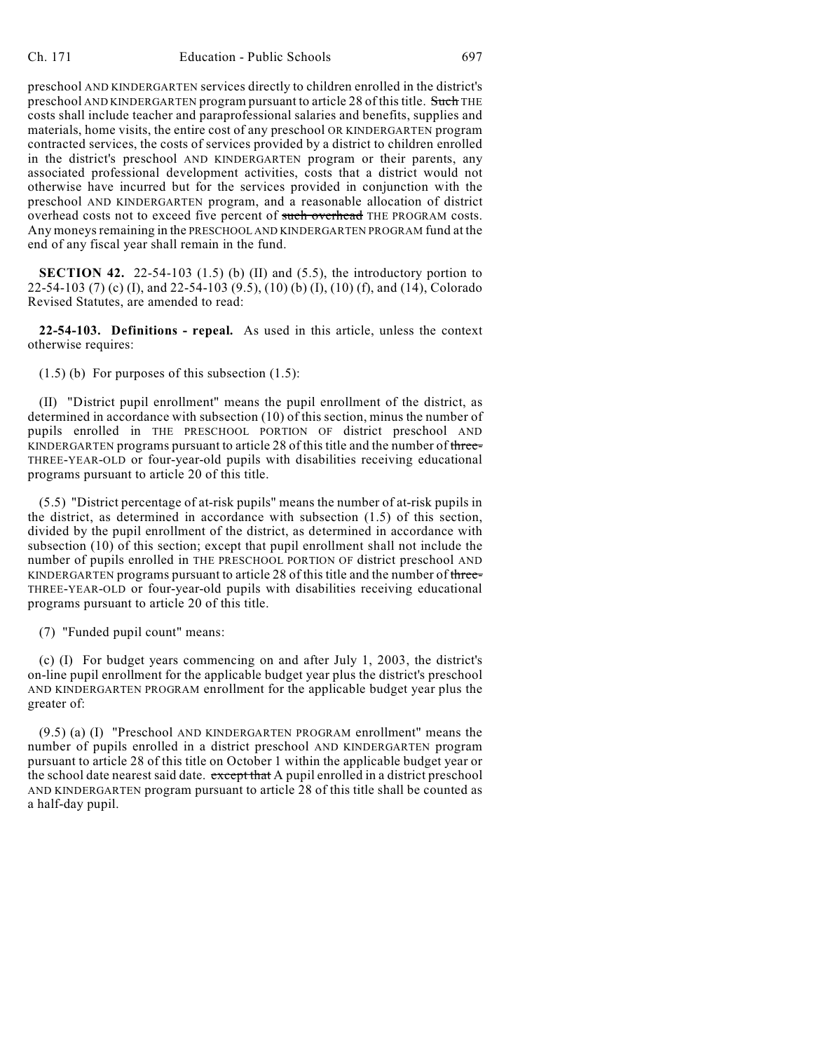preschool AND KINDERGARTEN services directly to children enrolled in the district's preschool AND KINDERGARTEN program pursuant to article 28 of this title. ~~Such~~ THE costs shall include teacher and paraprofessional salaries and benefits, supplies and materials, home visits, the entire cost of any preschool OR KINDERGARTEN program contracted services, the costs of services provided by a district to children enrolled in the district's preschool AND KINDERGARTEN program or their parents, any associated professional development activities, costs that a district would not otherwise have incurred but for the services provided in conjunction with the preschool AND KINDERGARTEN program, and a reasonable allocation of district overhead costs not to exceed five percent of ~~such overhead~~ THE PROGRAM costs. Any moneys remaining in the PRESCHOOL AND KINDERGARTEN PROGRAM fund at the end of any fiscal year shall remain in the fund.

**SECTION 42.** 22-54-103 (1.5) (b) (II) and (5.5), the introductory portion to 22-54-103 (7) (c) (I), and 22-54-103 (9.5), (10) (b) (I), (10) (f), and (14), Colorado Revised Statutes, are amended to read:

**22-54-103. Definitions - repeal.** As used in this article, unless the context otherwise requires:

(1.5) (b) For purposes of this subsection (1.5):

(II) "District pupil enrollment" means the pupil enrollment of the district, as determined in accordance with subsection (10) of this section, minus the number of pupils enrolled in THE PRESCHOOL PORTION OF district preschool AND KINDERGARTEN programs pursuant to article 28 of this title and the number of ~~three-~~ THREE-YEAR-OLD or four-year-old pupils with disabilities receiving educational programs pursuant to article 20 of this title.

(5.5) "District percentage of at-risk pupils" means the number of at-risk pupils in the district, as determined in accordance with subsection (1.5) of this section, divided by the pupil enrollment of the district, as determined in accordance with subsection (10) of this section; except that pupil enrollment shall not include the number of pupils enrolled in THE PRESCHOOL PORTION OF district preschool AND KINDERGARTEN programs pursuant to article 28 of this title and the number of ~~three-~~ THREE-YEAR-OLD or four-year-old pupils with disabilities receiving educational programs pursuant to article 20 of this title.

(7) "Funded pupil count" means:

(c) (I) For budget years commencing on and after July 1, 2003, the district's on-line pupil enrollment for the applicable budget year plus the district's preschool AND KINDERGARTEN PROGRAM enrollment for the applicable budget year plus the greater of:

(9.5) (a) (I) "Preschool AND KINDERGARTEN PROGRAM enrollment" means the number of pupils enrolled in a district preschool AND KINDERGARTEN program pursuant to article 28 of this title on October 1 within the applicable budget year or the school date nearest said date. ~~except that~~ A pupil enrolled in a district preschool AND KINDERGARTEN program pursuant to article 28 of this title shall be counted as a half-day pupil.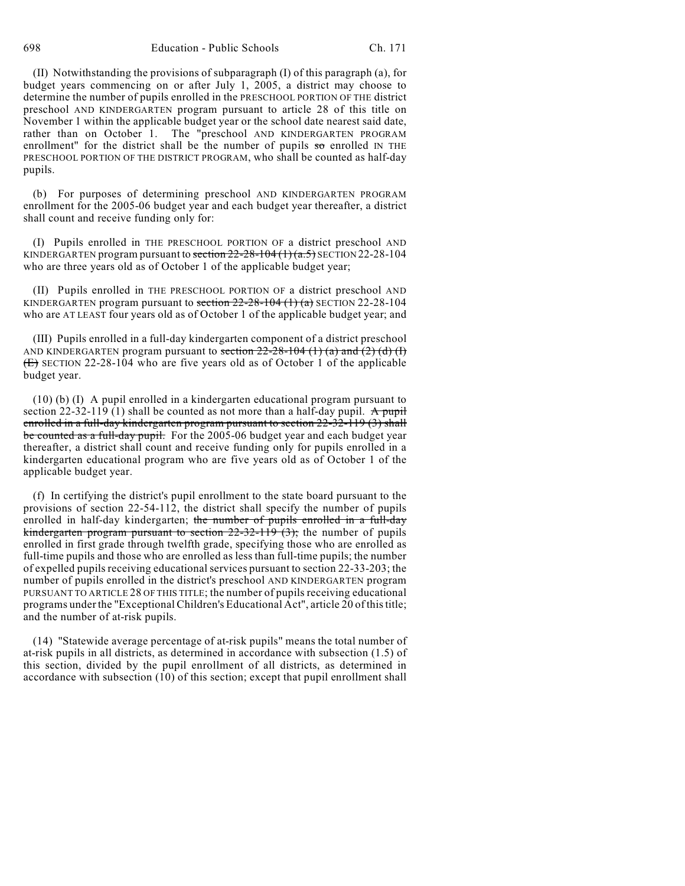(II) Notwithstanding the provisions of subparagraph (I) of this paragraph (a), for budget years commencing on or after July 1, 2005, a district may choose to determine the number of pupils enrolled in the PRESCHOOL PORTION OF THE district preschool AND KINDERGARTEN program pursuant to article 28 of this title on November 1 within the applicable budget year or the school date nearest said date, rather than on October 1. The "preschool AND KINDERGARTEN PROGRAM enrollment" for the district shall be the number of pupils ~~so~~ enrolled IN THE PRESCHOOL PORTION OF THE DISTRICT PROGRAM, who shall be counted as half-day pupils.

(b) For purposes of determining preschool AND KINDERGARTEN PROGRAM enrollment for the 2005-06 budget year and each budget year thereafter, a district shall count and receive funding only for:

(I) Pupils enrolled in THE PRESCHOOL PORTION OF a district preschool AND KINDERGARTEN program pursuant to ~~section 22-28-104 (1) (a.5)~~ SECTION 22-28-104 who are three years old as of October 1 of the applicable budget year;

(II) Pupils enrolled in THE PRESCHOOL PORTION OF a district preschool AND KINDERGARTEN program pursuant to ~~section 22-28-104 (1) (a)~~ SECTION 22-28-104 who are AT LEAST four years old as of October 1 of the applicable budget year; and

(III) Pupils enrolled in a full-day kindergarten component of a district preschool AND KINDERGARTEN program pursuant to ~~section 22-28-104 (1) (a) and (2) (d) (I) (E)~~ SECTION 22-28-104 who are five years old as of October 1 of the applicable budget year.

(10) (b) (I) A pupil enrolled in a kindergarten educational program pursuant to section 22-32-119 (1) shall be counted as not more than a half-day pupil. ~~A pupil enrolled in a full-day kindergarten program pursuant to section 22-32-119 (3) shall be counted as a full-day pupil.~~ For the 2005-06 budget year and each budget year thereafter, a district shall count and receive funding only for pupils enrolled in a kindergarten educational program who are five years old as of October 1 of the applicable budget year.

(f) In certifying the district's pupil enrollment to the state board pursuant to the provisions of section 22-54-112, the district shall specify the number of pupils enrolled in half-day kindergarten; ~~the number of pupils enrolled in a full-day kindergarten program pursuant to section 22-32-119 (3);~~ the number of pupils enrolled in first grade through twelfth grade, specifying those who are enrolled as full-time pupils and those who are enrolled as less than full-time pupils; the number of expelled pupils receiving educational services pursuant to section 22-33-203; the number of pupils enrolled in the district's preschool AND KINDERGARTEN program PURSUANT TO ARTICLE 28 OF THIS TITLE; the number of pupils receiving educational programs under the "Exceptional Children's Educational Act", article 20 of this title; and the number of at-risk pupils.

(14) "Statewide average percentage of at-risk pupils" means the total number of at-risk pupils in all districts, as determined in accordance with subsection (1.5) of this section, divided by the pupil enrollment of all districts, as determined in accordance with subsection (10) of this section; except that pupil enrollment shall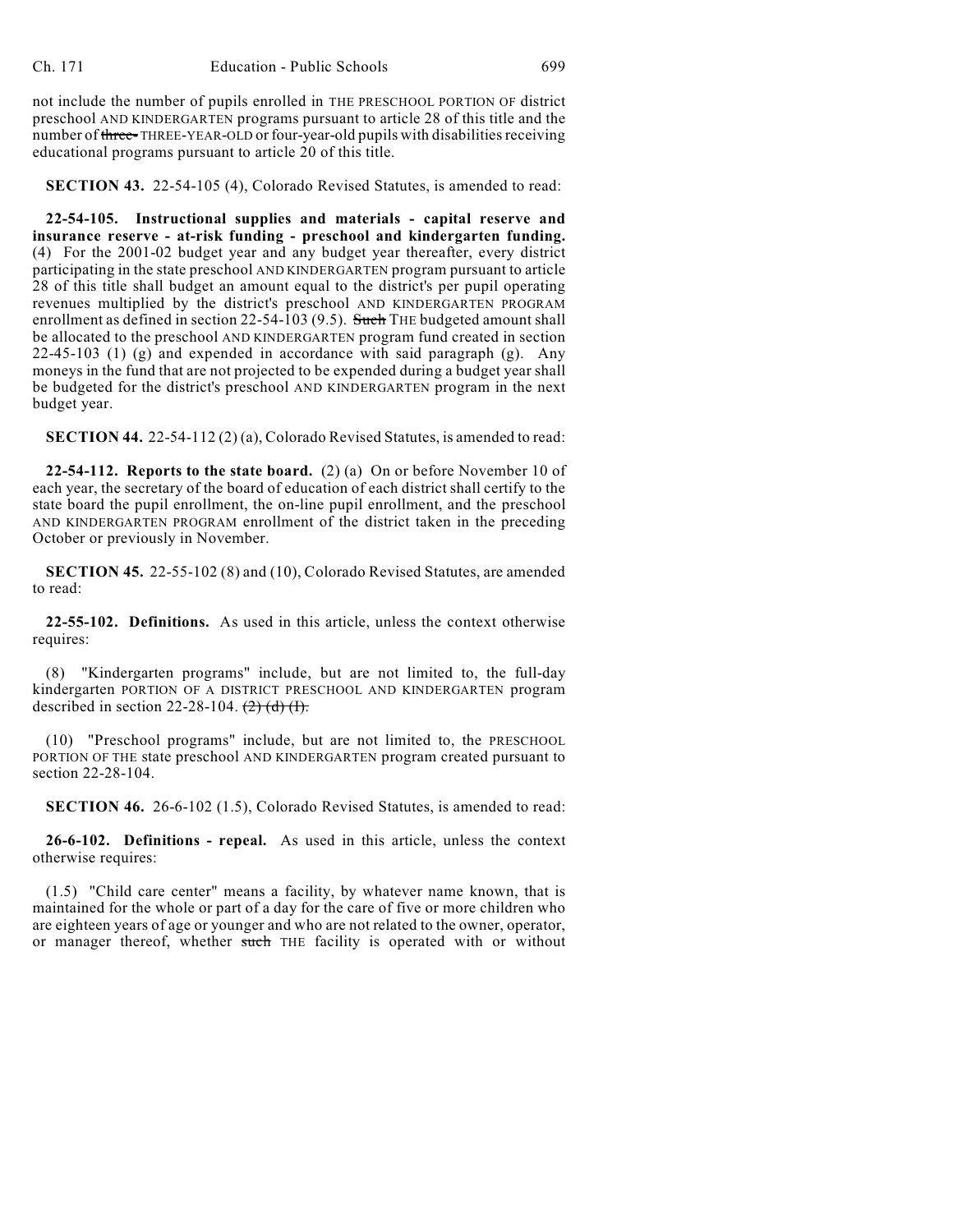not include the number of pupils enrolled in THE PRESCHOOL PORTION OF district preschool AND KINDERGARTEN programs pursuant to article 28 of this title and the number of ~~three-~~ THREE-YEAR-OLD or four-year-old pupils with disabilities receiving educational programs pursuant to article 20 of this title.

**SECTION 43.** 22-54-105 (4), Colorado Revised Statutes, is amended to read:

**22-54-105. Instructional supplies and materials - capital reserve and insurance reserve - at-risk funding - preschool and kindergarten funding.** (4) For the 2001-02 budget year and any budget year thereafter, every district participating in the state preschool AND KINDERGARTEN program pursuant to article 28 of this title shall budget an amount equal to the district's per pupil operating revenues multiplied by the district's preschool AND KINDERGARTEN PROGRAM enrollment as defined in section 22-54-103 (9.5). ~~Such~~ THE budgeted amount shall be allocated to the preschool AND KINDERGARTEN program fund created in section 22-45-103 (1) (g) and expended in accordance with said paragraph (g). Any moneys in the fund that are not projected to be expended during a budget year shall be budgeted for the district's preschool AND KINDERGARTEN program in the next budget year.

**SECTION 44.** 22-54-112 (2) (a), Colorado Revised Statutes, is amended to read:

**22-54-112. Reports to the state board.** (2) (a) On or before November 10 of each year, the secretary of the board of education of each district shall certify to the state board the pupil enrollment, the on-line pupil enrollment, and the preschool AND KINDERGARTEN PROGRAM enrollment of the district taken in the preceding October or previously in November.

**SECTION 45.** 22-55-102 (8) and (10), Colorado Revised Statutes, are amended to read:

**22-55-102. Definitions.** As used in this article, unless the context otherwise requires:

(8) "Kindergarten programs" include, but are not limited to, the full-day kindergarten PORTION OF A DISTRICT PRESCHOOL AND KINDERGARTEN program described in section 22-28-104. ~~(2) (d) (I).~~

(10) "Preschool programs" include, but are not limited to, the PRESCHOOL PORTION OF THE state preschool AND KINDERGARTEN program created pursuant to section 22-28-104.

**SECTION 46.** 26-6-102 (1.5), Colorado Revised Statutes, is amended to read:

**26-6-102. Definitions - repeal.** As used in this article, unless the context otherwise requires:

(1.5) "Child care center" means a facility, by whatever name known, that is maintained for the whole or part of a day for the care of five or more children who are eighteen years of age or younger and who are not related to the owner, operator, or manager thereof, whether ~~such~~ THE facility is operated with or without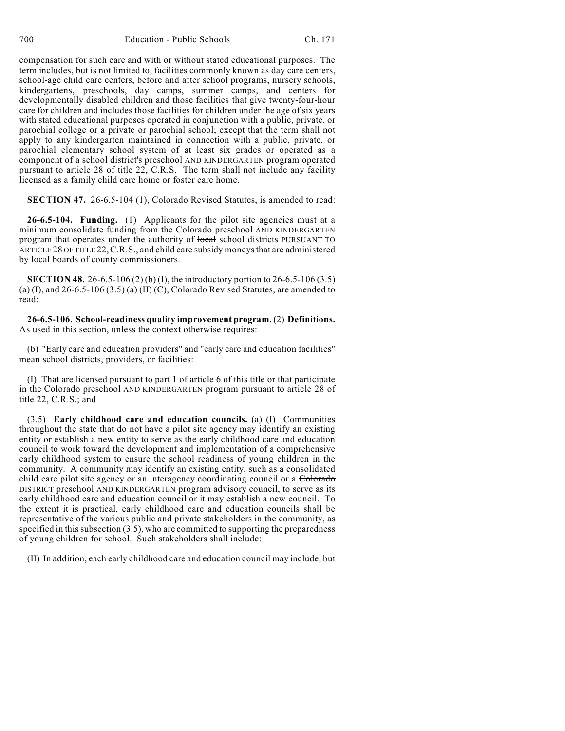compensation for such care and with or without stated educational purposes. The term includes, but is not limited to, facilities commonly known as day care centers, school-age child care centers, before and after school programs, nursery schools, kindergartens, preschools, day camps, summer camps, and centers for developmentally disabled children and those facilities that give twenty-four-hour care for children and includes those facilities for children under the age of six years with stated educational purposes operated in conjunction with a public, private, or parochial college or a private or parochial school; except that the term shall not apply to any kindergarten maintained in connection with a public, private, or parochial elementary school system of at least six grades or operated as a component of a school district's preschool AND KINDERGARTEN program operated pursuant to article 28 of title 22, C.R.S. The term shall not include any facility licensed as a family child care home or foster care home.

**SECTION 47.** 26-6.5-104 (1), Colorado Revised Statutes, is amended to read:

**26-6.5-104. Funding.** (1) Applicants for the pilot site agencies must at a minimum consolidate funding from the Colorado preschool AND KINDERGARTEN program that operates under the authority of ~~local~~ school districts PURSUANT TO ARTICLE 28 OF TITLE 22, C.R.S., and child care subsidy moneys that are administered by local boards of county commissioners.

**SECTION 48.** 26-6.5-106 (2) (b) (I), the introductory portion to 26-6.5-106 (3.5) (a) (I), and 26-6.5-106 (3.5) (a) (II) (C), Colorado Revised Statutes, are amended to read:

**26-6.5-106. School-readiness quality improvement program.** (2) **Definitions.** As used in this section, unless the context otherwise requires:

(b) "Early care and education providers" and "early care and education facilities" mean school districts, providers, or facilities:

(I) That are licensed pursuant to part 1 of article 6 of this title or that participate in the Colorado preschool AND KINDERGARTEN program pursuant to article 28 of title 22, C.R.S.; and

(3.5) **Early childhood care and education councils.** (a) (I) Communities throughout the state that do not have a pilot site agency may identify an existing entity or establish a new entity to serve as the early childhood care and education council to work toward the development and implementation of a comprehensive early childhood system to ensure the school readiness of young children in the community. A community may identify an existing entity, such as a consolidated child care pilot site agency or an interagency coordinating council or a ~~Colorado~~ DISTRICT preschool AND KINDERGARTEN program advisory council, to serve as its early childhood care and education council or it may establish a new council. To the extent it is practical, early childhood care and education councils shall be representative of the various public and private stakeholders in the community, as specified in this subsection (3.5), who are committed to supporting the preparedness of young children for school. Such stakeholders shall include:

(II) In addition, each early childhood care and education council may include, but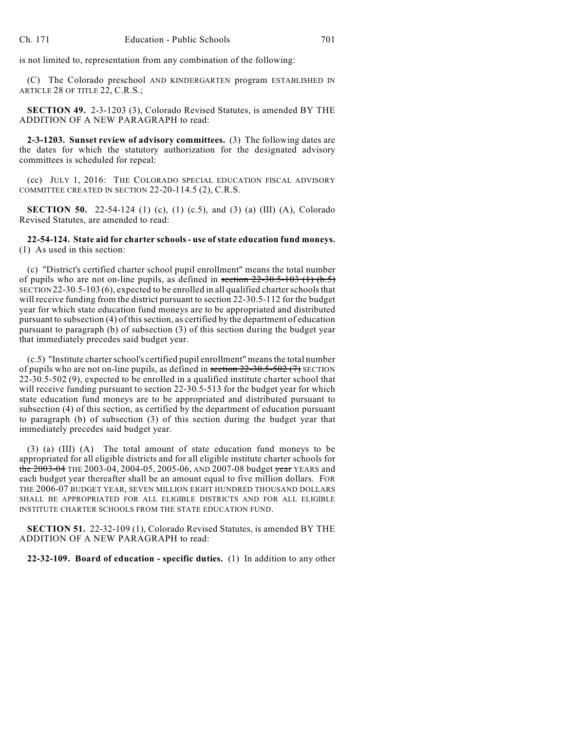is not limited to, representation from any combination of the following:

(C) The Colorado preschool AND KINDERGARTEN program ESTABLISHED IN ARTICLE 28 OF TITLE 22, C.R.S.;

**SECTION 49.** 2-3-1203 (3), Colorado Revised Statutes, is amended BY THE ADDITION OF A NEW PARAGRAPH to read:

**2-3-1203. Sunset review of advisory committees.** (3) The following dates are the dates for which the statutory authorization for the designated advisory committees is scheduled for repeal:

(cc) JULY 1, 2016: THE COLORADO SPECIAL EDUCATION FISCAL ADVISORY COMMITTEE CREATED IN SECTION 22-20-114.5 (2), C.R.S.

**SECTION 50.** 22-54-124 (1) (c), (1) (c.5), and (3) (a) (III) (A), Colorado Revised Statutes, are amended to read:

**22-54-124. State aid for charter schools - use of state education fund moneys.** (1) As used in this section:

(c) "District's certified charter school pupil enrollment" means the total number of pupils who are not on-line pupils, as defined in ~~section 22-30.5-103 (1) (b.5)~~ SECTION 22-30.5-103 (6), expected to be enrolled in all qualified charter schools that will receive funding from the district pursuant to section 22-30.5-112 for the budget year for which state education fund moneys are to be appropriated and distributed pursuant to subsection (4) of this section, as certified by the department of education pursuant to paragraph (b) of subsection (3) of this section during the budget year that immediately precedes said budget year.

(c.5) "Institute charter school's certified pupil enrollment" means the total number of pupils who are not on-line pupils, as defined in ~~section 22-30.5-502 (7)~~ SECTION 22-30.5-502 (9), expected to be enrolled in a qualified institute charter school that will receive funding pursuant to section 22-30.5-513 for the budget year for which state education fund moneys are to be appropriated and distributed pursuant to subsection (4) of this section, as certified by the department of education pursuant to paragraph (b) of subsection (3) of this section during the budget year that immediately precedes said budget year.

(3) (a) (III) (A) The total amount of state education fund moneys to be appropriated for all eligible districts and for all eligible institute charter schools for ~~the 2003-04~~ THE 2003-04, 2004-05, 2005-06, AND 2007-08 budget ~~year~~ YEARS and each budget year thereafter shall be an amount equal to five million dollars. FOR THE 2006-07 BUDGET YEAR, SEVEN MILLION EIGHT HUNDRED THOUSAND DOLLARS SHALL BE APPROPRIATED FOR ALL ELIGIBLE DISTRICTS AND FOR ALL ELIGIBLE INSTITUTE CHARTER SCHOOLS FROM THE STATE EDUCATION FUND.

**SECTION 51.** 22-32-109 (1), Colorado Revised Statutes, is amended BY THE ADDITION OF A NEW PARAGRAPH to read:

**22-32-109. Board of education - specific duties.** (1) In addition to any other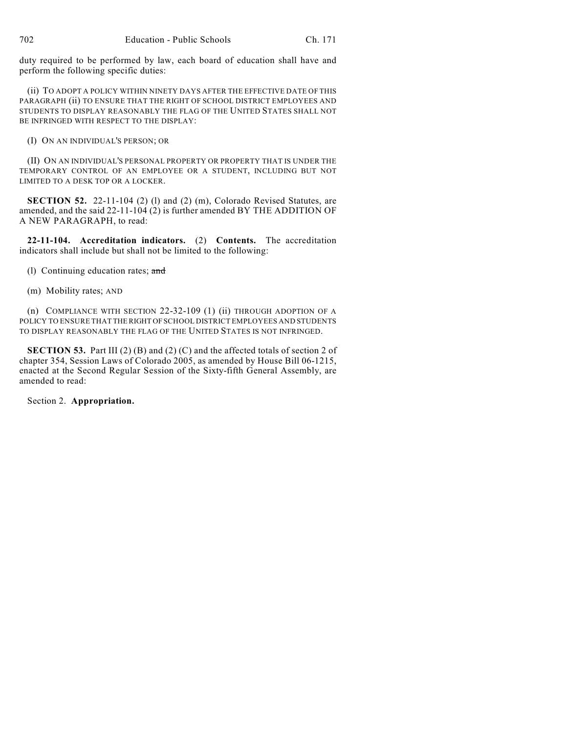duty required to be performed by law, each board of education shall have and perform the following specific duties:

(ii) TO ADOPT A POLICY WITHIN NINETY DAYS AFTER THE EFFECTIVE DATE OF THIS PARAGRAPH (ii) TO ENSURE THAT THE RIGHT OF SCHOOL DISTRICT EMPLOYEES AND STUDENTS TO DISPLAY REASONABLY THE FLAG OF THE UNITED STATES SHALL NOT BE INFRINGED WITH RESPECT TO THE DISPLAY:

(I) ON AN INDIVIDUAL'S PERSON; OR

(II) ON AN INDIVIDUAL'S PERSONAL PROPERTY OR PROPERTY THAT IS UNDER THE TEMPORARY CONTROL OF AN EMPLOYEE OR A STUDENT, INCLUDING BUT NOT LIMITED TO A DESK TOP OR A LOCKER.

**SECTION 52.** 22-11-104 (2) (l) and (2) (m), Colorado Revised Statutes, are amended, and the said 22-11-104 (2) is further amended BY THE ADDITION OF A NEW PARAGRAPH, to read:

**22-11-104. Accreditation indicators.** (2) **Contents.** The accreditation indicators shall include but shall not be limited to the following:

(l) Continuing education rates; ~~and~~

(m) Mobility rates; AND

(n) COMPLIANCE WITH SECTION 22-32-109 (1) (ii) THROUGH ADOPTION OF A POLICY TO ENSURE THAT THE RIGHT OF SCHOOL DISTRICT EMPLOYEES AND STUDENTS TO DISPLAY REASONABLY THE FLAG OF THE UNITED STATES IS NOT INFRINGED.

**SECTION 53.** Part III (2) (B) and (2) (C) and the affected totals of section 2 of chapter 354, Session Laws of Colorado 2005, as amended by House Bill 06-1215, enacted at the Second Regular Session of the Sixty-fifth General Assembly, are amended to read:

Section 2. **Appropriation.**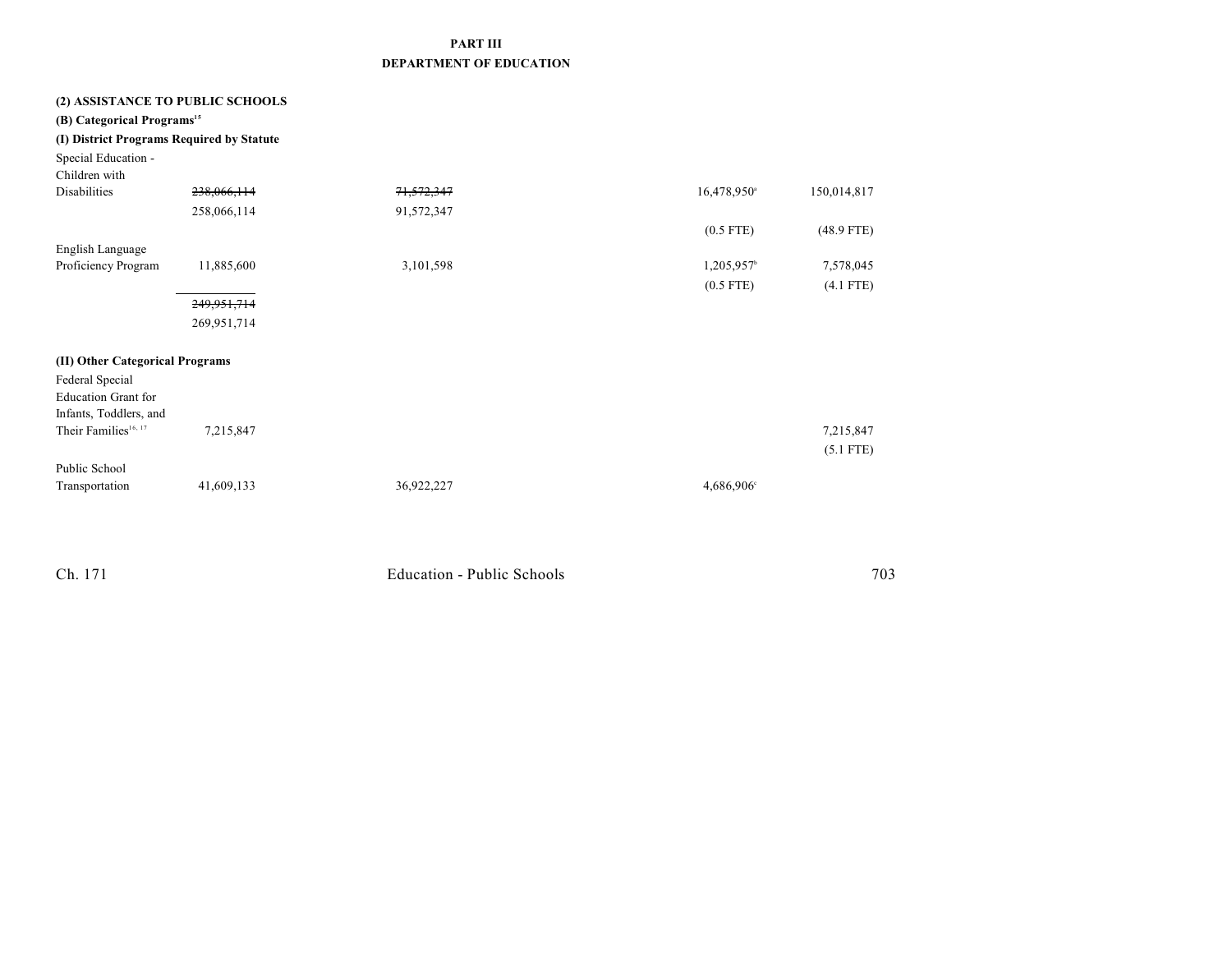**PART III**
**DEPARTMENT OF EDUCATION**

**(2) ASSISTANCE TO PUBLIC SCHOOLS**

**(B) Categorical Programs[15]**

**(I) District Programs Required by Statute**

| | | | | | |
|---|---|---|---|---|---|
| Special Education - Children with Disabilities | ~~238,066,114~~ | ~~71,572,347~~ | | 16,478,950[a] | 150,014,817 |
| | 258,066,114 | 91,572,347 | | | |
| | | | | (0.5 FTE) | (48.9 FTE) |
| English Language Proficiency Program | 11,885,600 | 3,101,598 | | 1,205,957[b] | 7,578,045 |
| | | | | (0.5 FTE) | (4.1 FTE) |
| | ~~249,951,714~~ | | | | |
| | 269,951,714 | | | | |

**(II) Other Categorical Programs**

| | | | | | |
|---|---|---|---|---|---|
| Federal Special Education Grant for Infants, Toddlers, and Their Families[16, 17] | 7,215,847 | | | | 7,215,847 |
| | | | | | (5.1 FTE) |
| Public School Transportation | 41,609,133 | 36,922,227 | | 4,686,906[c] | |

Ch. 171 Education - Public Schools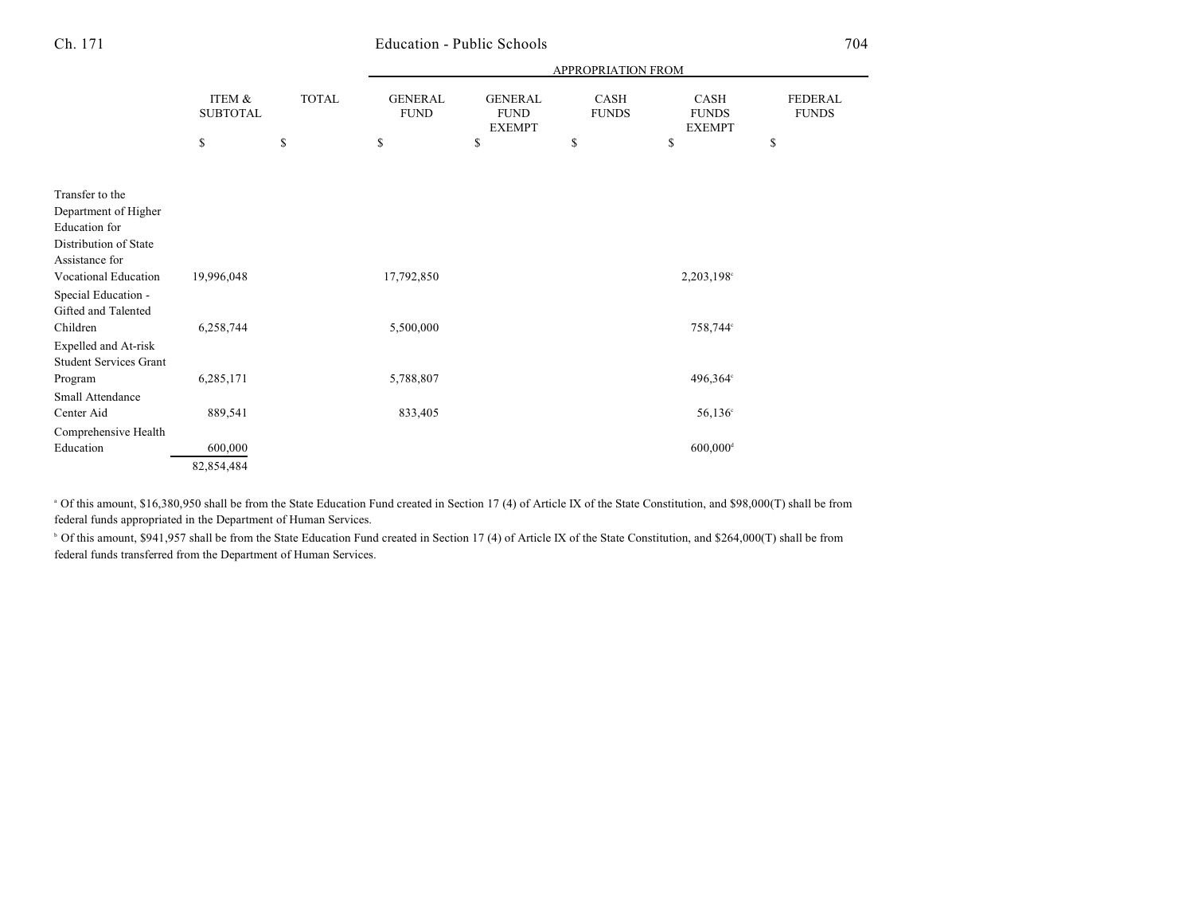| | ITEM & SUBTOTAL | TOTAL | APPROPRIATION FROM GENERAL FUND | GENERAL FUND EXEMPT | CASH FUNDS | CASH FUNDS EXEMPT | FEDERAL FUNDS |
|---|---|---|---|---|---|---|---|
| | $ | $ | $ | $ | $ | $ | $ |
| Transfer to the Department of Higher Education for Distribution of State Assistance for Vocational Education | 19,996,048 | | 17,792,850 | | | 2,203,198[c] | |
| Special Education - Gifted and Talented Children | 6,258,744 | | 5,500,000 | | | 758,744[c] | |
| Expelled and At-risk Student Services Grant Program | 6,285,171 | | 5,788,807 | | | 496,364[c] | |
| Small Attendance Center Aid | 889,541 | | 833,405 | | | 56,136[c] | |
| Comprehensive Health Education | 600,000 | | | | | 600,000[d] | |
| | 82,854,484 | | | | | | |

[a] Of this amount, $16,380,950 shall be from the State Education Fund created in Section 17 (4) of Article IX of the State Constitution, and $98,000(T) shall be from federal funds appropriated in the Department of Human Services.

[b] Of this amount, $941,957 shall be from the State Education Fund created in Section 17 (4) of Article IX of the State Constitution, and $264,000(T) shall be from federal funds transferred from the Department of Human Services.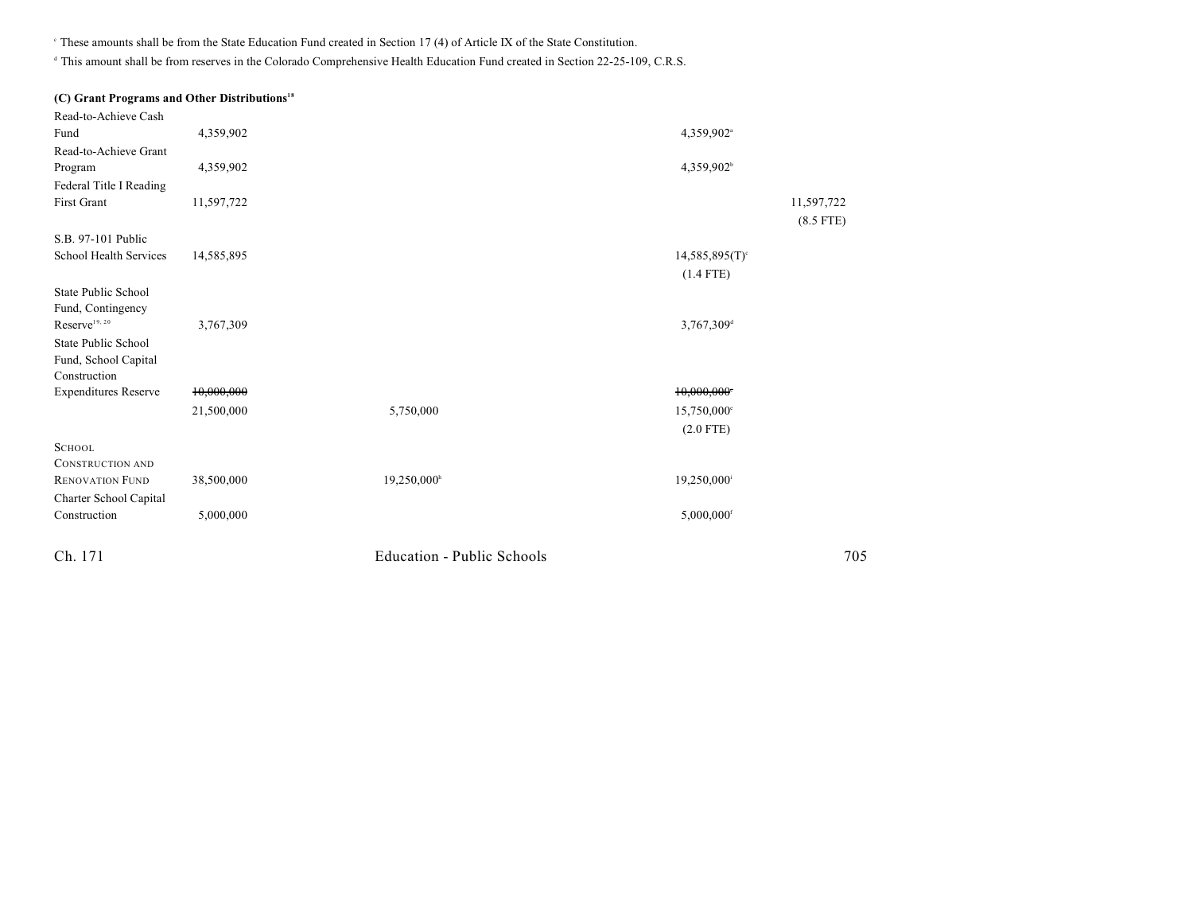[c] These amounts shall be from the State Education Fund created in Section 17 (4) of Article IX of the State Constitution.

[d] This amount shall be from reserves in the Colorado Comprehensive Health Education Fund created in Section 22-25-109, C.R.S.

**(C) Grant Programs and Other Distributions[18]**

| | | | | |
|---|---|---|---|---|
| Read-to-Achieve Cash Fund | 4,359,902 | | 4,359,902[a] | |
| Read-to-Achieve Grant Program | 4,359,902 | | 4,359,902[b] | |
| Federal Title I Reading First Grant | 11,597,722 | | | 11,597,722 (8.5 FTE) |
| S.B. 97-101 Public School Health Services | 14,585,895 | | 14,585,895(T)[c] (1.4 FTE) | |
| State Public School Fund, Contingency Reserve[19, 20] | 3,767,309 | | 3,767,309[d] | |
| State Public School Fund, School Capital Construction Expenditures Reserve | ~~10,000,000~~ | | ~~10,000,000~~[e] | |
| | 21,500,000 | 5,750,000 | 15,750,000[e] (2.0 FTE) | |
| SCHOOL CONSTRUCTION AND RENOVATION FUND | 38,500,000 | 19,250,000[h] | 19,250,000[i] | |
| Charter School Capital Construction | 5,000,000 | | 5,000,000[f] | |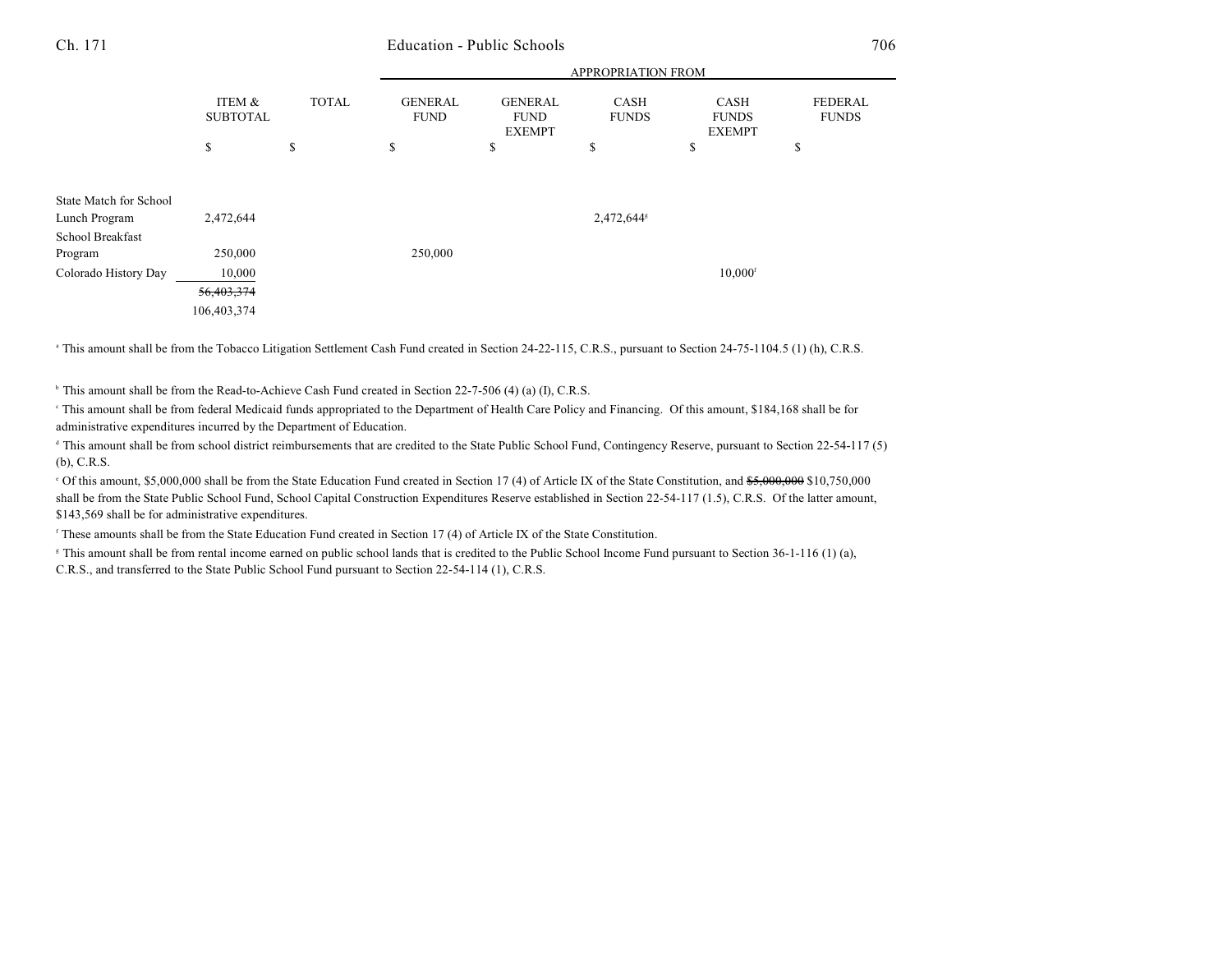| | ITEM & SUBTOTAL | TOTAL | APPROPRIATION FROM GENERAL FUND | GENERAL FUND EXEMPT | CASH FUNDS | CASH FUNDS EXEMPT | FEDERAL FUNDS |
|---|---|---|---|---|---|---|---|
| | $ | $ | $ | $ | $ | $ | $ |
| State Match for School Lunch Program | 2,472,644 | | | | 2,472,644[g] | | |
| School Breakfast Program | 250,000 | | 250,000 | | | | |
| Colorado History Day | 10,000 | | | | | 10,000[f] | |
| | ~~56,403,374~~ | | | | | | |
| | 106,403,374 | | | | | | |

[a] This amount shall be from the Tobacco Litigation Settlement Cash Fund created in Section 24-22-115, C.R.S., pursuant to Section 24-75-1104.5 (1) (h), C.R.S.

[b] This amount shall be from the Read-to-Achieve Cash Fund created in Section 22-7-506 (4) (a) (I), C.R.S.

[c] This amount shall be from federal Medicaid funds appropriated to the Department of Health Care Policy and Financing. Of this amount, $184,168 shall be for administrative expenditures incurred by the Department of Education.

[d] This amount shall be from school district reimbursements that are credited to the State Public School Fund, Contingency Reserve, pursuant to Section 22-54-117 (5) (b), C.R.S.

[e] Of this amount, $5,000,000 shall be from the State Education Fund created in Section 17 (4) of Article IX of the State Constitution, and ~~$5,000,000~~ $10,750,000 shall be from the State Public School Fund, School Capital Construction Expenditures Reserve established in Section 22-54-117 (1.5), C.R.S. Of the latter amount, $143,569 shall be for administrative expenditures.

[f] These amounts shall be from the State Education Fund created in Section 17 (4) of Article IX of the State Constitution.

[g] This amount shall be from rental income earned on public school lands that is credited to the Public School Income Fund pursuant to Section 36-1-116 (1) (a), C.R.S., and transferred to the State Public School Fund pursuant to Section 22-54-114 (1), C.R.S.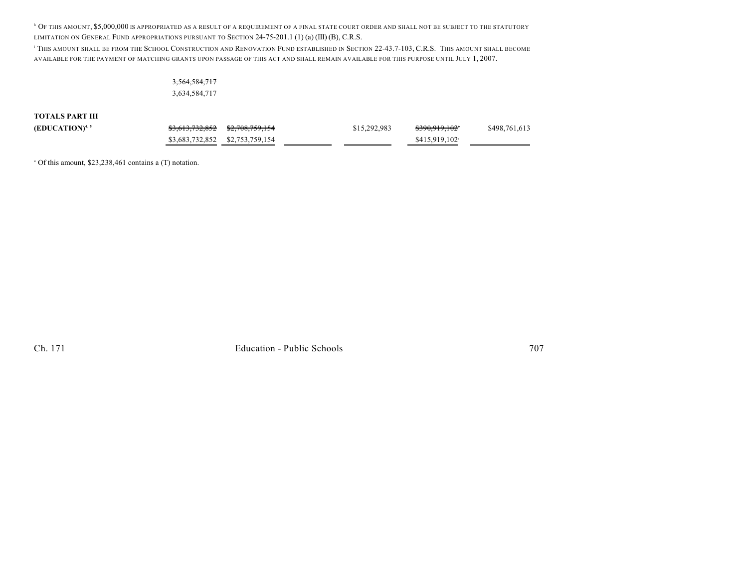[h] OF THIS AMOUNT, $5,000,000 IS APPROPRIATED AS A RESULT OF A REQUIREMENT OF A FINAL STATE COURT ORDER AND SHALL NOT BE SUBJECT TO THE STATUTORY LIMITATION ON GENERAL FUND APPROPRIATIONS PURSUANT TO SECTION 24-75-201.1 (1) (a) (III) (B), C.R.S.

[i] THIS AMOUNT SHALL BE FROM THE SCHOOL CONSTRUCTION AND RENOVATION FUND ESTABLISHED IN SECTION 22-43.7-103, C.R.S. THIS AMOUNT SHALL BECOME AVAILABLE FOR THE PAYMENT OF MATCHING GRANTS UPON PASSAGE OF THIS ACT AND SHALL REMAIN AVAILABLE FOR THIS PURPOSE UNTIL JULY 1, 2007.

| | | | | | | |
|---|---|---|---|---|---|---|
| | ~~3,564,584,717~~ | | | | | |
| | 3,634,584,717 | | | | | |
| **TOTALS PART III** | | | | | | |
| **(EDUCATION)**[4, 5] | ~~$3,613,732,852~~ | ~~$2,708,759,154~~ | | $15,292,983 | ~~$390,919,102~~[a] | $498,761,613 |
| | $3,683,732,852 | $2,753,759,154 | | | $415,919,102[a] | |

[a] Of this amount, $23,238,461 contains a (T) notation.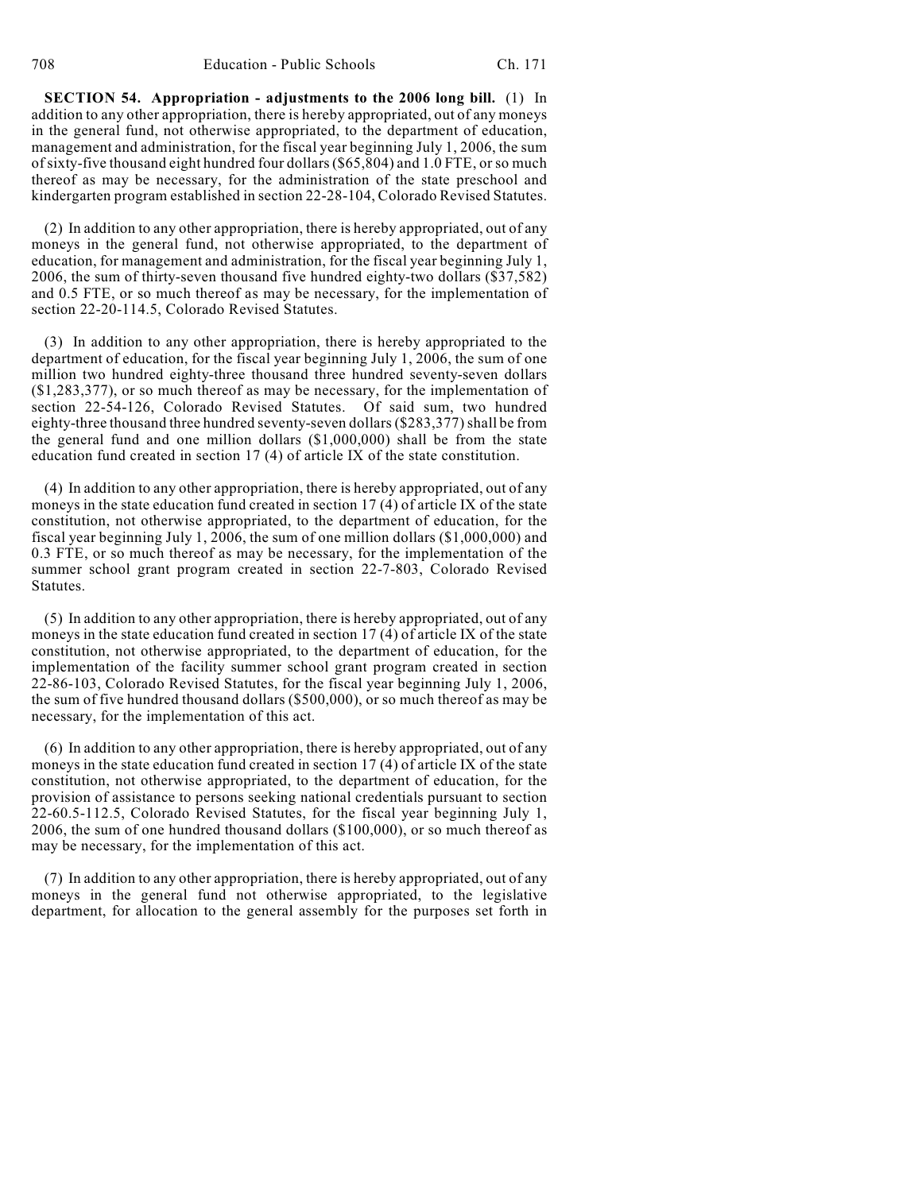**SECTION 54. Appropriation - adjustments to the 2006 long bill.** (1) In addition to any other appropriation, there is hereby appropriated, out of any moneys in the general fund, not otherwise appropriated, to the department of education, management and administration, for the fiscal year beginning July 1, 2006, the sum of sixty-five thousand eight hundred four dollars ($65,804) and 1.0 FTE, or so much thereof as may be necessary, for the administration of the state preschool and kindergarten program established in section 22-28-104, Colorado Revised Statutes.

(2) In addition to any other appropriation, there is hereby appropriated, out of any moneys in the general fund, not otherwise appropriated, to the department of education, for management and administration, for the fiscal year beginning July 1, 2006, the sum of thirty-seven thousand five hundred eighty-two dollars ($37,582) and 0.5 FTE, or so much thereof as may be necessary, for the implementation of section 22-20-114.5, Colorado Revised Statutes.

(3) In addition to any other appropriation, there is hereby appropriated to the department of education, for the fiscal year beginning July 1, 2006, the sum of one million two hundred eighty-three thousand three hundred seventy-seven dollars ($1,283,377), or so much thereof as may be necessary, for the implementation of section 22-54-126, Colorado Revised Statutes. Of said sum, two hundred eighty-three thousand three hundred seventy-seven dollars ($283,377) shall be from the general fund and one million dollars ($1,000,000) shall be from the state education fund created in section 17 (4) of article IX of the state constitution.

(4) In addition to any other appropriation, there is hereby appropriated, out of any moneys in the state education fund created in section 17 (4) of article IX of the state constitution, not otherwise appropriated, to the department of education, for the fiscal year beginning July 1, 2006, the sum of one million dollars ($1,000,000) and 0.3 FTE, or so much thereof as may be necessary, for the implementation of the summer school grant program created in section 22-7-803, Colorado Revised Statutes.

(5) In addition to any other appropriation, there is hereby appropriated, out of any moneys in the state education fund created in section 17 (4) of article IX of the state constitution, not otherwise appropriated, to the department of education, for the implementation of the facility summer school grant program created in section 22-86-103, Colorado Revised Statutes, for the fiscal year beginning July 1, 2006, the sum of five hundred thousand dollars ($500,000), or so much thereof as may be necessary, for the implementation of this act.

(6) In addition to any other appropriation, there is hereby appropriated, out of any moneys in the state education fund created in section 17 (4) of article IX of the state constitution, not otherwise appropriated, to the department of education, for the provision of assistance to persons seeking national credentials pursuant to section 22-60.5-112.5, Colorado Revised Statutes, for the fiscal year beginning July 1, 2006, the sum of one hundred thousand dollars ($100,000), or so much thereof as may be necessary, for the implementation of this act.

(7) In addition to any other appropriation, there is hereby appropriated, out of any moneys in the general fund not otherwise appropriated, to the legislative department, for allocation to the general assembly for the purposes set forth in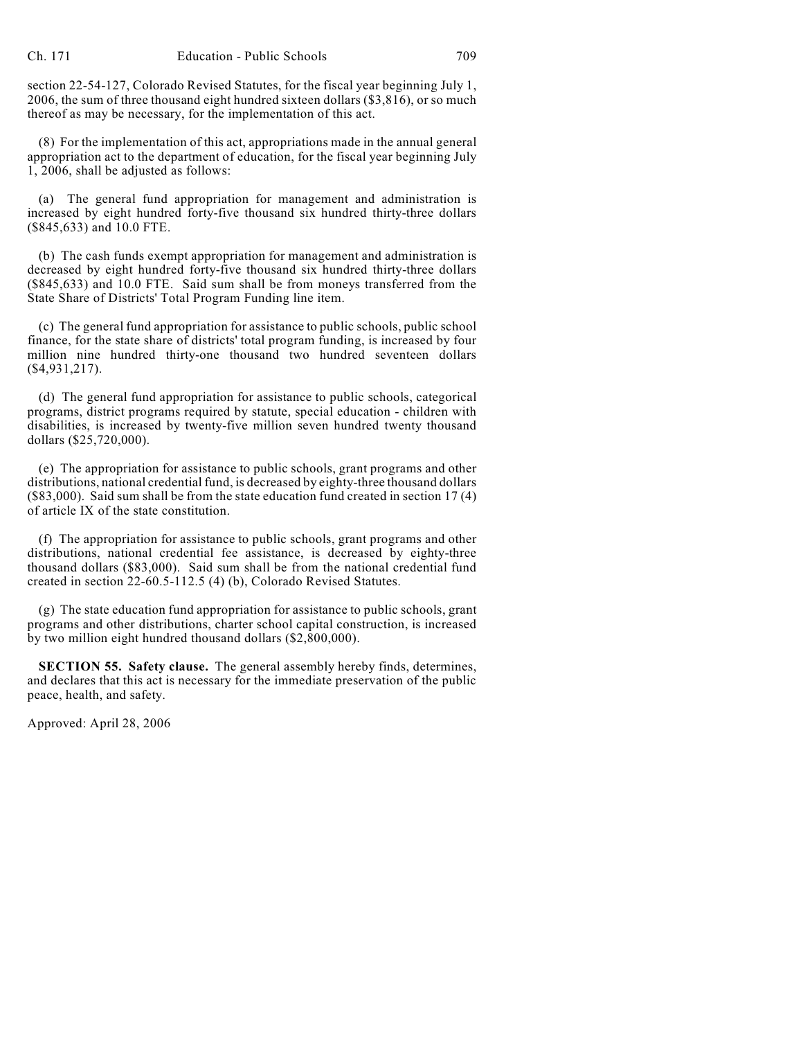section 22-54-127, Colorado Revised Statutes, for the fiscal year beginning July 1, 2006, the sum of three thousand eight hundred sixteen dollars ($3,816), or so much thereof as may be necessary, for the implementation of this act.

(8) For the implementation of this act, appropriations made in the annual general appropriation act to the department of education, for the fiscal year beginning July 1, 2006, shall be adjusted as follows:

(a) The general fund appropriation for management and administration is increased by eight hundred forty-five thousand six hundred thirty-three dollars ($845,633) and 10.0 FTE.

(b) The cash funds exempt appropriation for management and administration is decreased by eight hundred forty-five thousand six hundred thirty-three dollars ($845,633) and 10.0 FTE. Said sum shall be from moneys transferred from the State Share of Districts' Total Program Funding line item.

(c) The general fund appropriation for assistance to public schools, public school finance, for the state share of districts' total program funding, is increased by four million nine hundred thirty-one thousand two hundred seventeen dollars ($4,931,217).

(d) The general fund appropriation for assistance to public schools, categorical programs, district programs required by statute, special education - children with disabilities, is increased by twenty-five million seven hundred twenty thousand dollars ($25,720,000).

(e) The appropriation for assistance to public schools, grant programs and other distributions, national credential fund, is decreased by eighty-three thousand dollars ($83,000). Said sum shall be from the state education fund created in section 17 (4) of article IX of the state constitution.

(f) The appropriation for assistance to public schools, grant programs and other distributions, national credential fee assistance, is decreased by eighty-three thousand dollars ($83,000). Said sum shall be from the national credential fund created in section 22-60.5-112.5 (4) (b), Colorado Revised Statutes.

(g) The state education fund appropriation for assistance to public schools, grant programs and other distributions, charter school capital construction, is increased by two million eight hundred thousand dollars ($2,800,000).

**SECTION 55. Safety clause.** The general assembly hereby finds, determines, and declares that this act is necessary for the immediate preservation of the public peace, health, and safety.

Approved: April 28, 2006